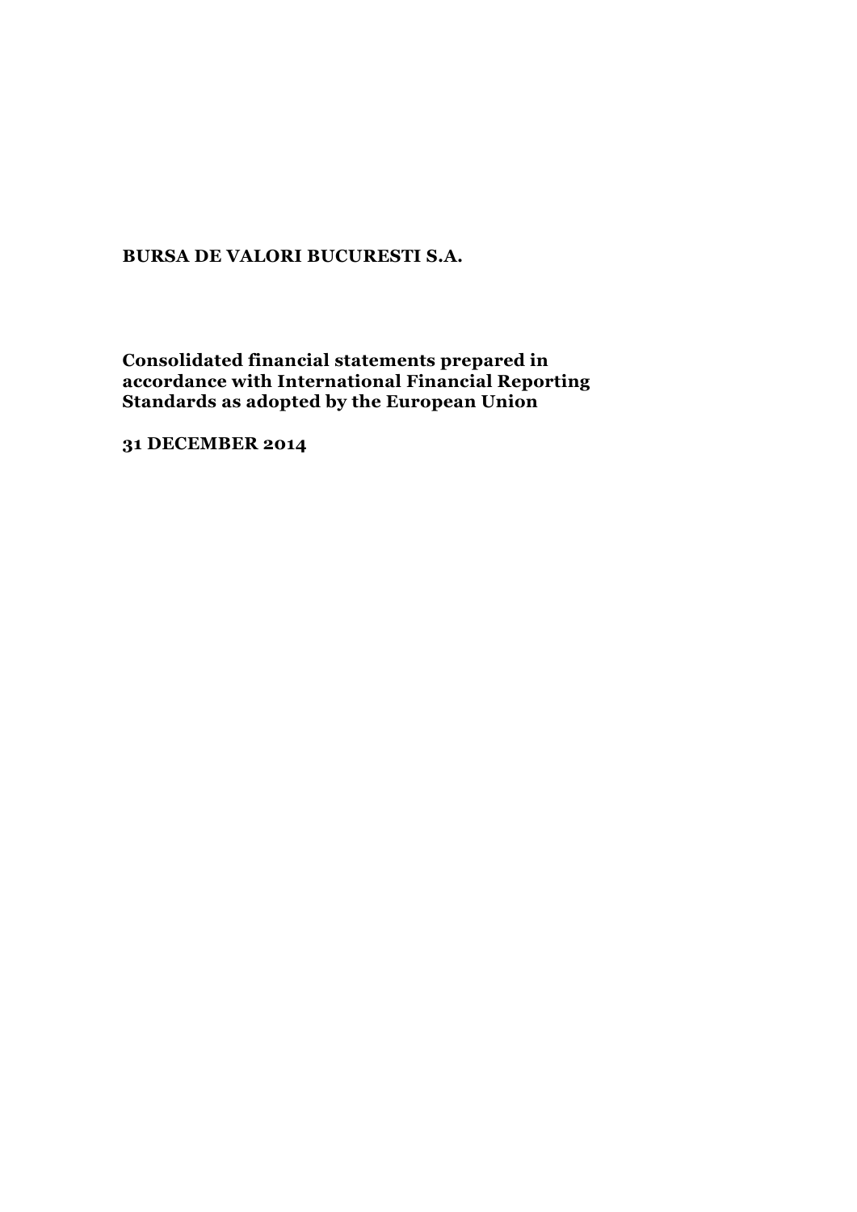**BURSA DE VALORI BUCURESTI S.A.**

**Consolidated financial statements prepared in accordance with International Financial Reporting Standards as adopted by the European Union**

**31 DECEMBER 2014**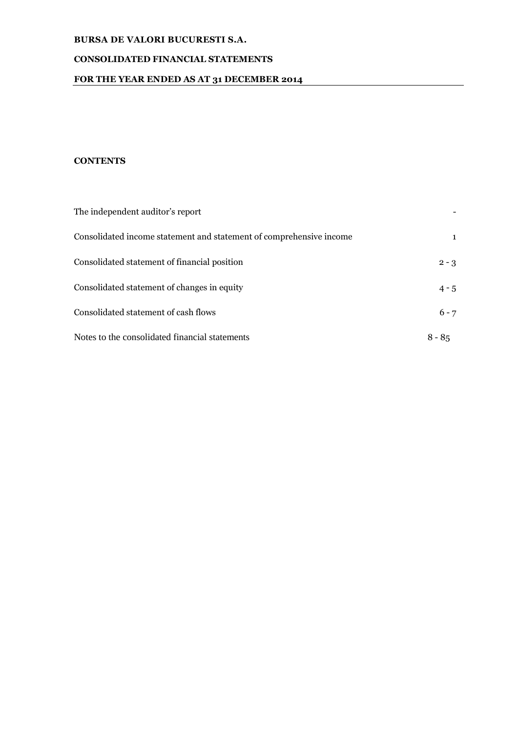**BURSA DE VALORI BUCURESTI S.A.**

**CONSOLIDATED FINANCIAL STATEMENTS**

**FOR THE YEAR ENDED AS AT 31 DECEMBER 2014**

**CONTENTS**

| | |
|---|---|
| The independent auditor's report | - |
| Consolidated income statement and statement of comprehensive income | 1 |
| Consolidated statement of financial position | 2 - 3 |
| Consolidated statement of changes in equity | 4 - 5 |
| Consolidated statement of cash flows | 6 - 7 |
| Notes to the consolidated financial statements | 8 - 85 |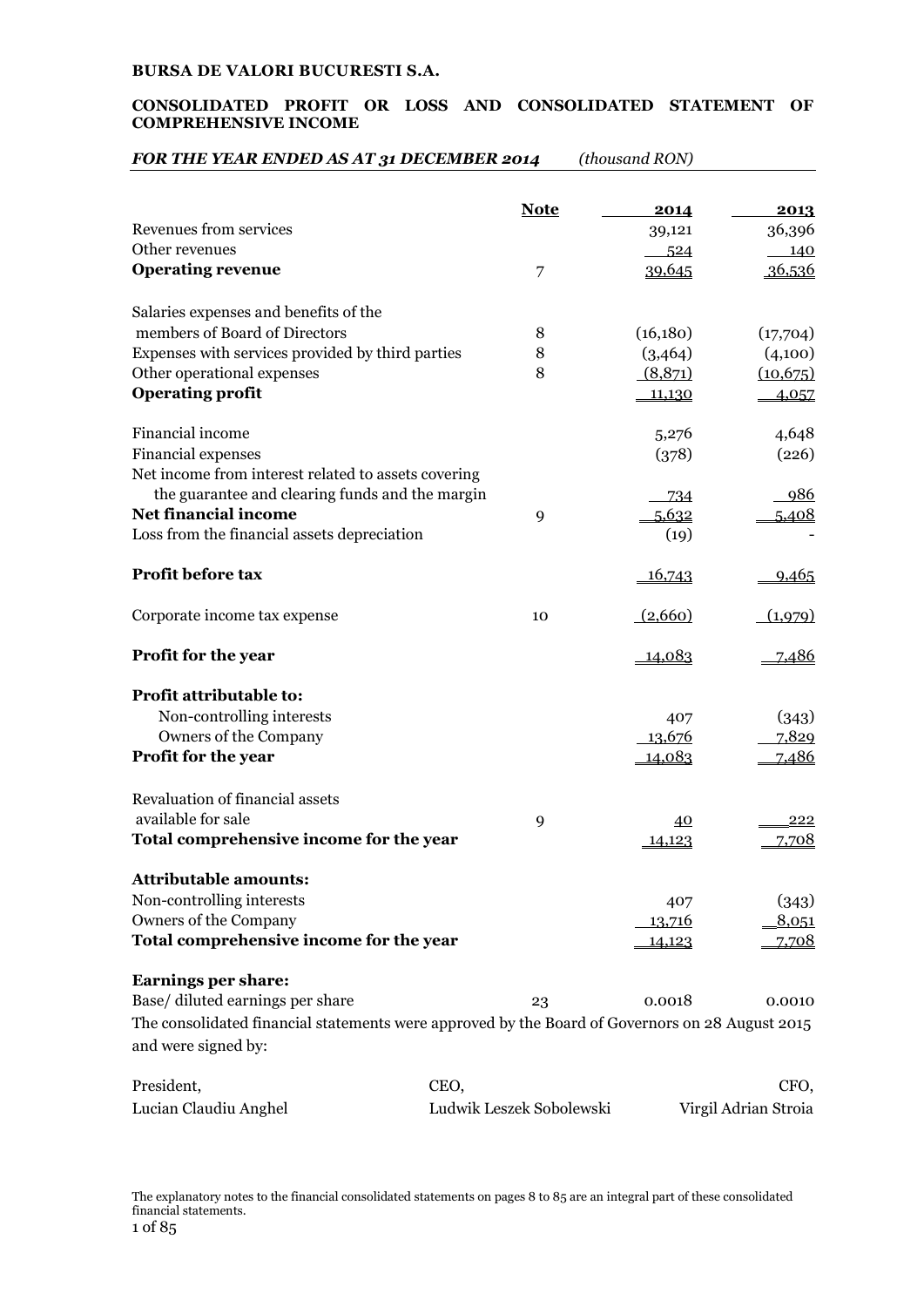**BURSA DE VALORI BUCURESTI S.A.**

**CONSOLIDATED PROFIT OR LOSS AND CONSOLIDATED STATEMENT OF COMPREHENSIVE INCOME**

***FOR THE YEAR ENDED AS AT 31 DECEMBER 2014*** *(thousand RON)*

| | **Note** | **2014** | **2013** |
|---|---|---|---|
| Revenues from services | | 39,121 | 36,396 |
| Other revenues | | 524 | 140 |
| **Operating revenue** | 7 | 39,645 | 36,536 |
| Salaries expenses and benefits of the members of Board of Directors | 8 | (16,180) | (17,704) |
| Expenses with services provided by third parties | 8 | (3,464) | (4,100) |
| Other operational expenses | 8 | (8,871) | (10,675) |
| **Operating profit** | | 11,130 | 4,057 |
| Financial income | | 5,276 | 4,648 |
| Financial expenses | | (378) | (226) |
| Net income from interest related to assets covering the guarantee and clearing funds and the margin | | 734 | 986 |
| **Net financial income** | 9 | 5,632 | 5,408 |
| Loss from the financial assets depreciation | | (19) | - |
| **Profit before tax** | | 16,743 | 9,465 |
| Corporate income tax expense | 10 | (2,660) | (1,979) |
| **Profit for the year** | | 14,083 | 7,486 |
| **Profit attributable to:** | | | |
| Non-controlling interests | | 407 | (343) |
| Owners of the Company | | 13,676 | 7,829 |
| **Profit for the year** | | 14,083 | 7,486 |
| Revaluation of financial assets available for sale | 9 | 40 | 222 |
| **Total comprehensive income for the year** | | 14,123 | 7,708 |
| **Attributable amounts:** | | | |
| Non-controlling interests | | 407 | (343) |
| Owners of the Company | | 13,716 | 8,051 |
| **Total comprehensive income for the year** | | 14,123 | 7,708 |
| **Earnings per share:** | | | |
| Base/ diluted earnings per share | 23 | 0.0018 | 0.0010 |

The consolidated financial statements were approved by the Board of Governors on 28 August 2015 and were signed by:

| President, | CEO, | CFO, |
|---|---|---|
| Lucian Claudiu Anghel | Ludwik Leszek Sobolewski | Virgil Adrian Stroia |

The explanatory notes to the financial consolidated statements on pages 8 to 85 are an integral part of these consolidated financial statements.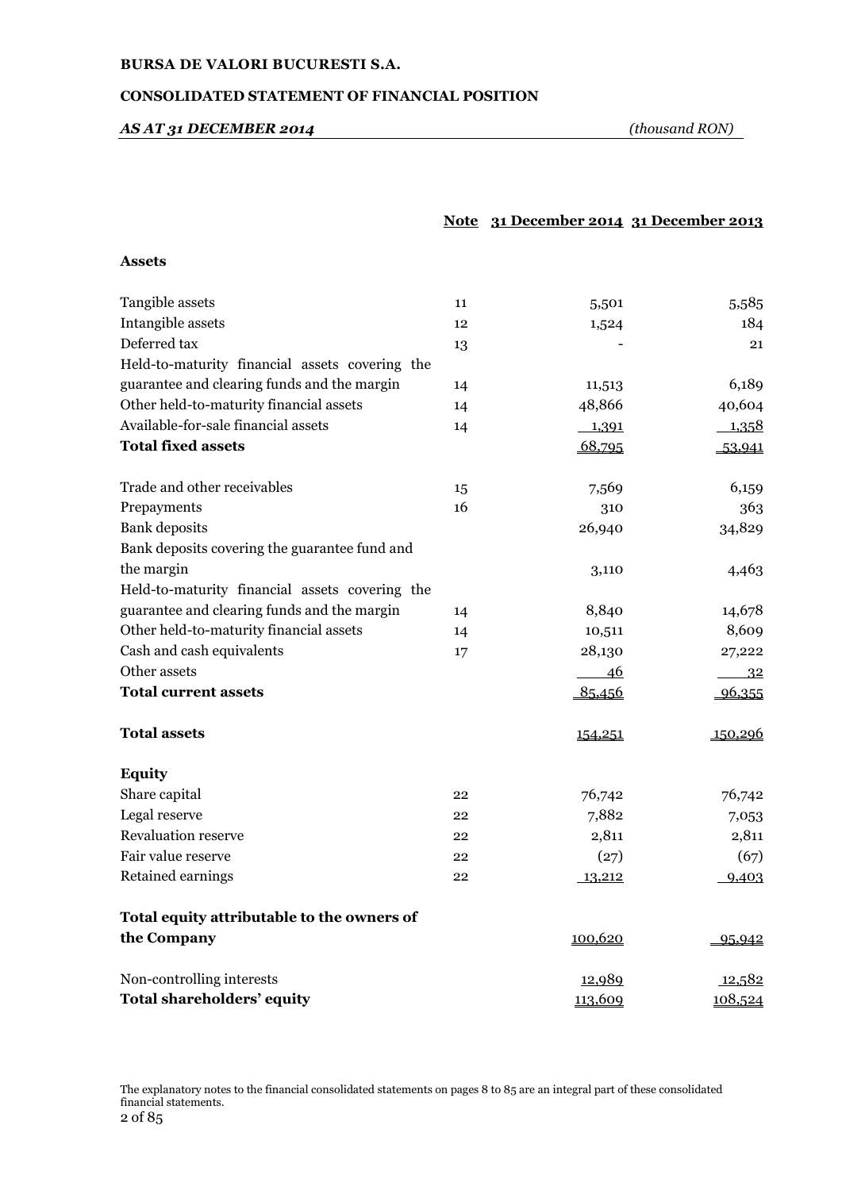**BURSA DE VALORI BUCURESTI S.A.**

**CONSOLIDATED STATEMENT OF FINANCIAL POSITION**

***AS AT 31 DECEMBER 2014*** *(thousand RON)*

| | Note | 31 December 2014 | 31 December 2013 |
|---|---|---|---|
| **Assets** | | | |
| Tangible assets | 11 | 5,501 | 5,585 |
| Intangible assets | 12 | 1,524 | 184 |
| Deferred tax | 13 | - | 21 |
| Held-to-maturity financial assets covering the guarantee and clearing funds and the margin | 14 | 11,513 | 6,189 |
| Other held-to-maturity financial assets | 14 | 48,866 | 40,604 |
| Available-for-sale financial assets | 14 | 1,391 | 1,358 |
| **Total fixed assets** | | 68,795 | 53,941 |
| Trade and other receivables | 15 | 7,569 | 6,159 |
| Prepayments | 16 | 310 | 363 |
| Bank deposits | | 26,940 | 34,829 |
| Bank deposits covering the guarantee fund and the margin | | 3,110 | 4,463 |
| Held-to-maturity financial assets covering the guarantee and clearing funds and the margin | 14 | 8,840 | 14,678 |
| Other held-to-maturity financial assets | 14 | 10,511 | 8,609 |
| Cash and cash equivalents | 17 | 28,130 | 27,222 |
| Other assets | | 46 | 32 |
| **Total current assets** | | 85,456 | 96,355 |
| **Total assets** | | 154,251 | 150,296 |
| **Equity** | | | |
| Share capital | 22 | 76,742 | 76,742 |
| Legal reserve | 22 | 7,882 | 7,053 |
| Revaluation reserve | 22 | 2,811 | 2,811 |
| Fair value reserve | 22 | (27) | (67) |
| Retained earnings | 22 | 13,212 | 9,403 |
| **Total equity attributable to the owners of the Company** | | 100,620 | 95,942 |
| Non-controlling interests | | 12,989 | 12,582 |
| **Total shareholders' equity** | | 113,609 | 108,524 |

The explanatory notes to the financial consolidated statements on pages 8 to 85 are an integral part of these consolidated financial statements.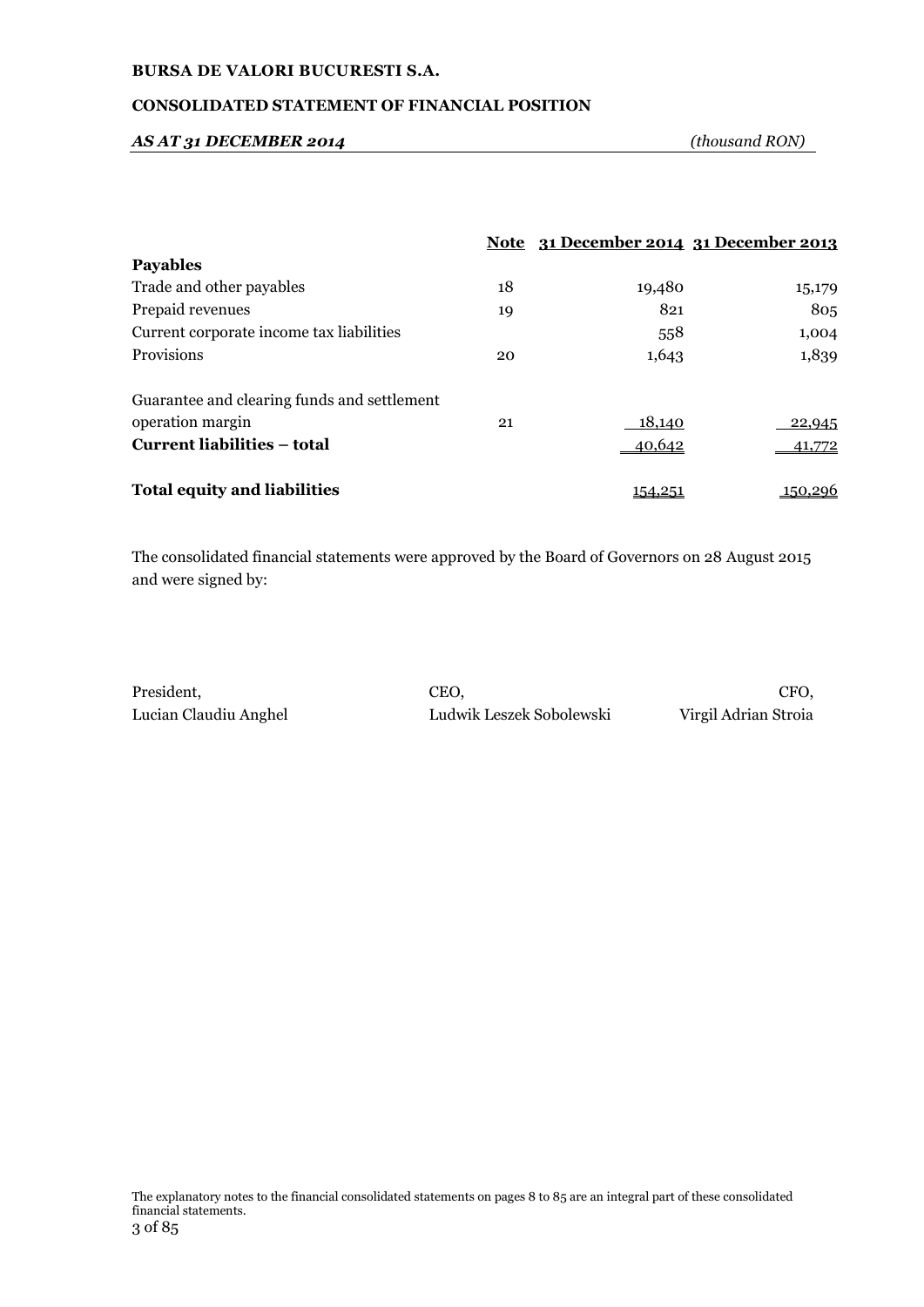**BURSA DE VALORI BUCURESTI S.A.**

**CONSOLIDATED STATEMENT OF FINANCIAL POSITION**

***AS AT 31 DECEMBER 2014*** *(thousand RON)*

| | Note | 31 December 2014 | 31 December 2013 |
|---|---|---|---|
| **Payables** | | | |
| Trade and other payables | 18 | 19,480 | 15,179 |
| Prepaid revenues | 19 | 821 | 805 |
| Current corporate income tax liabilities | | 558 | 1,004 |
| Provisions | 20 | 1,643 | 1,839 |
| Guarantee and clearing funds and settlement operation margin | 21 | 18,140 | 22,945 |
| **Current liabilities – total** | | 40,642 | 41,772 |
| **Total equity and liabilities** | | 154,251 | 150,296 |

The consolidated financial statements were approved by the Board of Governors on 28 August 2015 and were signed by:

| President, | CEO, | CFO, |
|---|---|---|
| Lucian Claudiu Anghel | Ludwik Leszek Sobolewski | Virgil Adrian Stroia |

The explanatory notes to the financial consolidated statements on pages 8 to 85 are an integral part of these consolidated financial statements.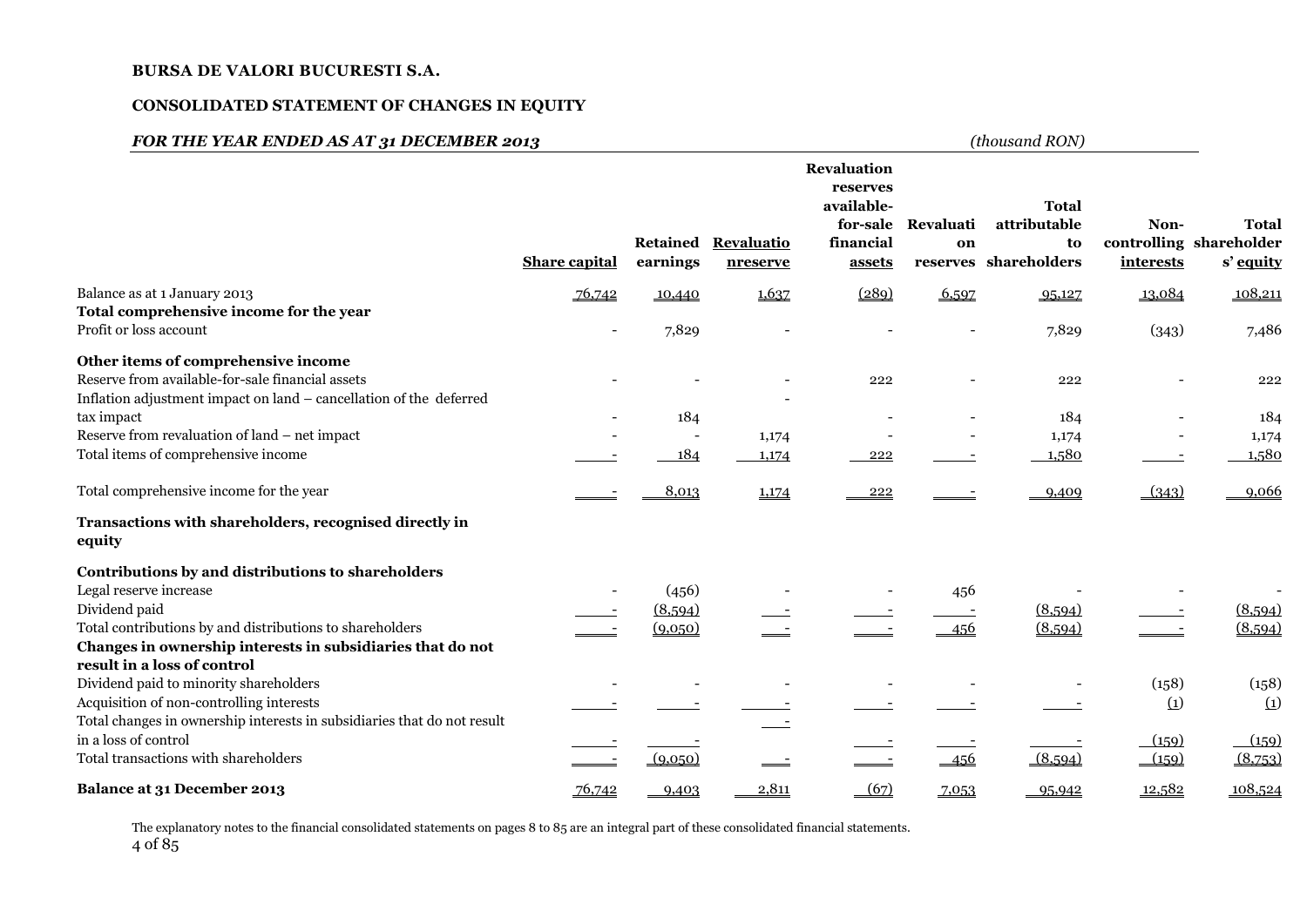**BURSA DE VALORI BUCURESTI S.A.**

**CONSOLIDATED STATEMENT OF CHANGES IN EQUITY**

***FOR THE YEAR ENDED AS AT 31 DECEMBER 2013*** *(thousand RON)*

| | Share capital | Retained earnings | Revaluation reserve | Revaluation reserves available-for-sale financial assets | Revaluation reserves | Total attributable to shareholders | Non-controlling interests | Total shareholders' equity |
|---|---|---|---|---|---|---|---|---|
| Balance as at 1 January 2013 | 76,742 | 10,440 | 1,637 | (289) | 6,597 | 95,127 | 13,084 | 108,211 |
| **Total comprehensive income for the year** | | | | | | | | |
| Profit or loss account | - | 7,829 | - | - | - | 7,829 | (343) | 7,486 |
| **Other items of comprehensive income** | | | | | | | | |
| Reserve from available-for-sale financial assets | - | - | - | 222 | - | 222 | - | 222 |
| Inflation adjustment impact on land – cancellation of the deferred tax impact | - | 184 | - | - | - | 184 | - | 184 |
| Reserve from revaluation of land – net impact | - | - | 1,174 | - | - | 1,174 | - | 1,174 |
| Total items of comprehensive income | - | 184 | 1,174 | 222 | - | 1,580 | - | 1,580 |
| Total comprehensive income for the year | - | 8,013 | 1,174 | 222 | - | 9,409 | (343) | 9,066 |
| **Transactions with shareholders, recognised directly in equity** | | | | | | | | |
| **Contributions by and distributions to shareholders** | | | | | | | | |
| Legal reserve increase | - | (456) | - | - | 456 | - | - | - |
| Dividend paid | - | (8,594) | - | - | - | (8,594) | - | (8,594) |
| Total contributions by and distributions to shareholders | - | (9,050) | - | - | 456 | (8,594) | - | (8,594) |
| **Changes in ownership interests in subsidiaries that do not result in a loss of control** | | | | | | | | |
| Dividend paid to minority shareholders | - | - | - | - | - | - | (158) | (158) |
| Acquisition of non-controlling interests | - | - | - | - | - | - | (1) | (1) |
| Total changes in ownership interests in subsidiaries that do not result in a loss of control | - | - | - | - | - | - | (159) | (159) |
| Total transactions with shareholders | - | (9,050) | - | - | 456 | (8,594) | (159) | (8,753) |
| **Balance at 31 December 2013** | 76,742 | 9,403 | 2,811 | (67) | 7,053 | 95,942 | 12,582 | 108,524 |

The explanatory notes to the financial consolidated statements on pages 8 to 85 are an integral part of these consolidated financial statements.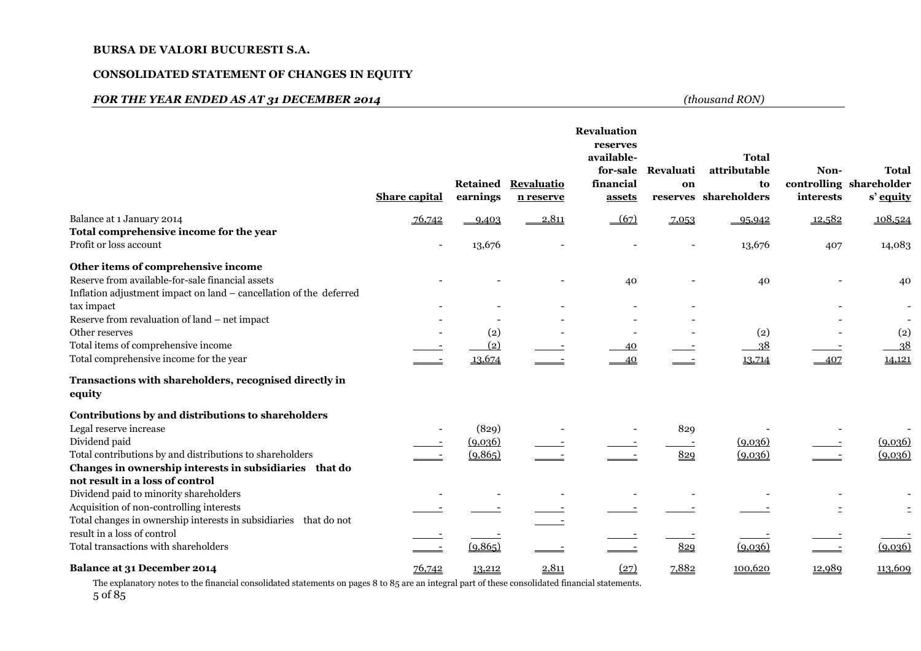**BURSA DE VALORI BUCURESTI S.A.**

**CONSOLIDATED STATEMENT OF CHANGES IN EQUITY**

***FOR THE YEAR ENDED AS AT 31 DECEMBER 2014*** *(thousand RON)*

| | Share capital | Retained earnings | Revaluation reserve | Revaluation reserves available-for-sale financial assets | Revaluation reserves | Total attributable to shareholders | Non-controlling interests | Total shareholders' equity |
|---|---|---|---|---|---|---|---|---|
| Balance at 1 January 2014 | 76,742 | 9,403 | 2,811 | (67) | 7,053 | 95,942 | 12,582 | 108,524 |
| **Total comprehensive income for the year** | | | | | | | | |
| Profit or loss account | - | 13,676 | - | - | - | 13,676 | 407 | 14,083 |
| **Other items of comprehensive income** | | | | | | | | |
| Reserve from available-for-sale financial assets | - | - | - | 40 | - | 40 | - | 40 |
| Inflation adjustment impact on land – cancellation of the deferred tax impact | - | - | - | - | - | | - | - |
| Reserve from revaluation of land – net impact | - | - | - | - | - | | - | - |
| Other reserves | - | (2) | - | - | - | (2) | - | (2) |
| Total items of comprehensive income | - | (2) | - | 40 | - | 38 | - | 38 |
| Total comprehensive income for the year | - | 13,674 | - | 40 | - | 13,714 | 407 | 14,121 |
| **Transactions with shareholders, recognised directly in equity** | | | | | | | | |
| **Contributions by and distributions to shareholders** | | | | | | | | |
| Legal reserve increase | - | (829) | - | - | 829 | - | - | - |
| Dividend paid | - | (9,036) | - | - | - | (9,036) | - | (9,036) |
| Total contributions by and distributions to shareholders | - | (9,865) | - | - | 829 | (9,036) | - | (9,036) |
| **Changes in ownership interests in subsidiaries that do not result in a loss of control** | | | | | | | | |
| Dividend paid to minority shareholders | - | - | - | - | - | - | - | - |
| Acquisition of non-controlling interests | - | - | - | - | - | - | - | - |
| Total changes in ownership interests in subsidiaries that do not result in a loss of control | - | - | - | - | - | - | - | - |
| Total transactions with shareholders | - | (9,865) | - | - | 829 | (9,036) | - | (9,036) |
| **Balance at 31 December 2014** | 76,742 | 13,212 | 2,811 | (27) | 7,882 | 100,620 | 12,989 | 113,609 |

The explanatory notes to the financial consolidated statements on pages 8 to 85 are an integral part of these consolidated financial statements.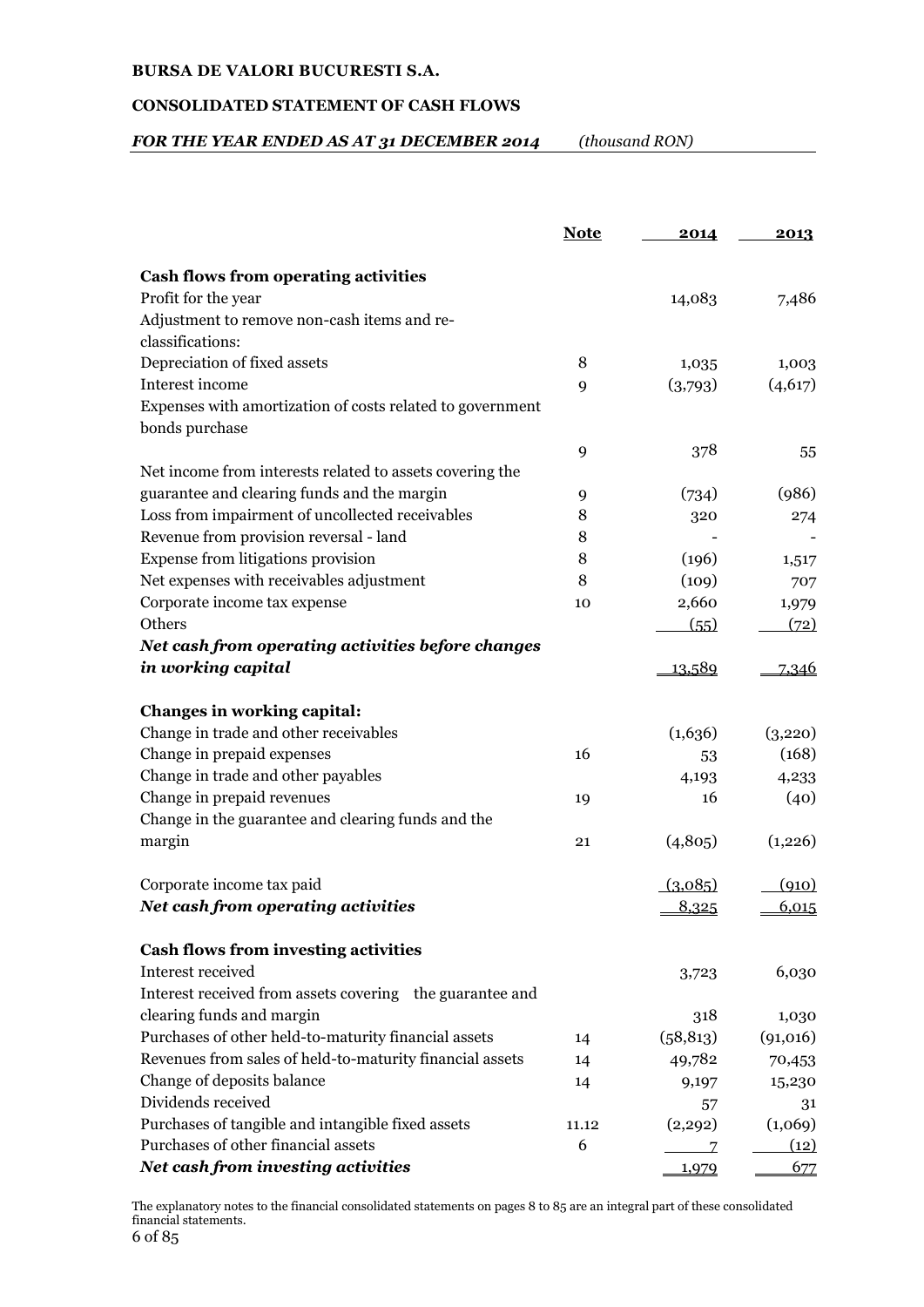**BURSA DE VALORI BUCURESTI S.A.**

**CONSOLIDATED STATEMENT OF CASH FLOWS**

***FOR THE YEAR ENDED AS AT 31 DECEMBER 2014*** *(thousand RON)*

| | Note | 2014 | 2013 |
|---|---|---|---|
| **Cash flows from operating activities** | | | |
| Profit for the year | | 14,083 | 7,486 |
| Adjustment to remove non-cash items and re-classifications: | | | |
| Depreciation of fixed assets | 8 | 1,035 | 1,003 |
| Interest income | 9 | (3,793) | (4,617) |
| Expenses with amortization of costs related to government bonds purchase | 9 | 378 | 55 |
| Net income from interests related to assets covering the guarantee and clearing funds and the margin | 9 | (734) | (986) |
| Loss from impairment of uncollected receivables | 8 | 320 | 274 |
| Revenue from provision reversal - land | 8 | - | - |
| Expense from litigations provision | 8 | (196) | 1,517 |
| Net expenses with receivables adjustment | 8 | (109) | 707 |
| Corporate income tax expense | 10 | 2,660 | 1,979 |
| Others | | (55) | (72) |
| ***Net cash from operating activities before changes in working capital*** | | 13,589 | 7,346 |
| **Changes in working capital:** | | | |
| Change in trade and other receivables | | (1,636) | (3,220) |
| Change in prepaid expenses | 16 | 53 | (168) |
| Change in trade and other payables | | 4,193 | 4,233 |
| Change in prepaid revenues | 19 | 16 | (40) |
| Change in the guarantee and clearing funds and the margin | 21 | (4,805) | (1,226) |
| Corporate income tax paid | | (3,085) | (910) |
| ***Net cash from operating activities*** | | 8,325 | 6,015 |
| **Cash flows from investing activities** | | | |
| Interest received | | 3,723 | 6,030 |
| Interest received from assets covering the guarantee and clearing funds and margin | | 318 | 1,030 |
| Purchases of other held-to-maturity financial assets | 14 | (58,813) | (91,016) |
| Revenues from sales of held-to-maturity financial assets | 14 | 49,782 | 70,453 |
| Change of deposits balance | 14 | 9,197 | 15,230 |
| Dividends received | | 57 | 31 |
| Purchases of tangible and intangible fixed assets | 11.12 | (2,292) | (1,069) |
| Purchases of other financial assets | 6 | 7 | (12) |
| ***Net cash from investing activities*** | | 1,979 | 677 |

The explanatory notes to the financial consolidated statements on pages 8 to 85 are an integral part of these consolidated financial statements.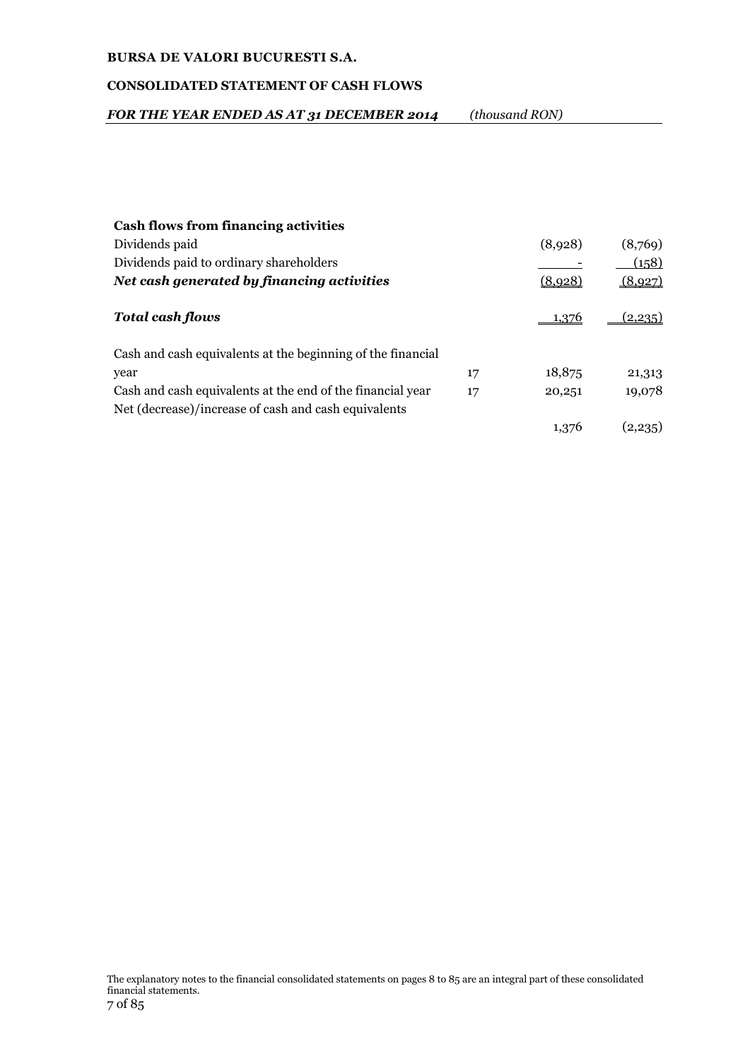**BURSA DE VALORI BUCURESTI S.A.**

**CONSOLIDATED STATEMENT OF CASH FLOWS**

***FOR THE YEAR ENDED AS AT 31 DECEMBER 2014*** *(thousand RON)*

| | | | |
|---|---|---|---|
| **Cash flows from financing activities** | | | |
| Dividends paid | | (8,928) | (8,769) |
| Dividends paid to ordinary shareholders | | - | (158) |
| ***Net cash generated by financing activities*** | | (8,928) | (8,927) |
| ***Total cash flows*** | | 1,376 | (2,235) |
| Cash and cash equivalents at the beginning of the financial year | 17 | 18,875 | 21,313 |
| Cash and cash equivalents at the end of the financial year | 17 | 20,251 | 19,078 |
| Net (decrease)/increase of cash and cash equivalents | | 1,376 | (2,235) |

The explanatory notes to the financial consolidated statements on pages 8 to 85 are an integral part of these consolidated financial statements.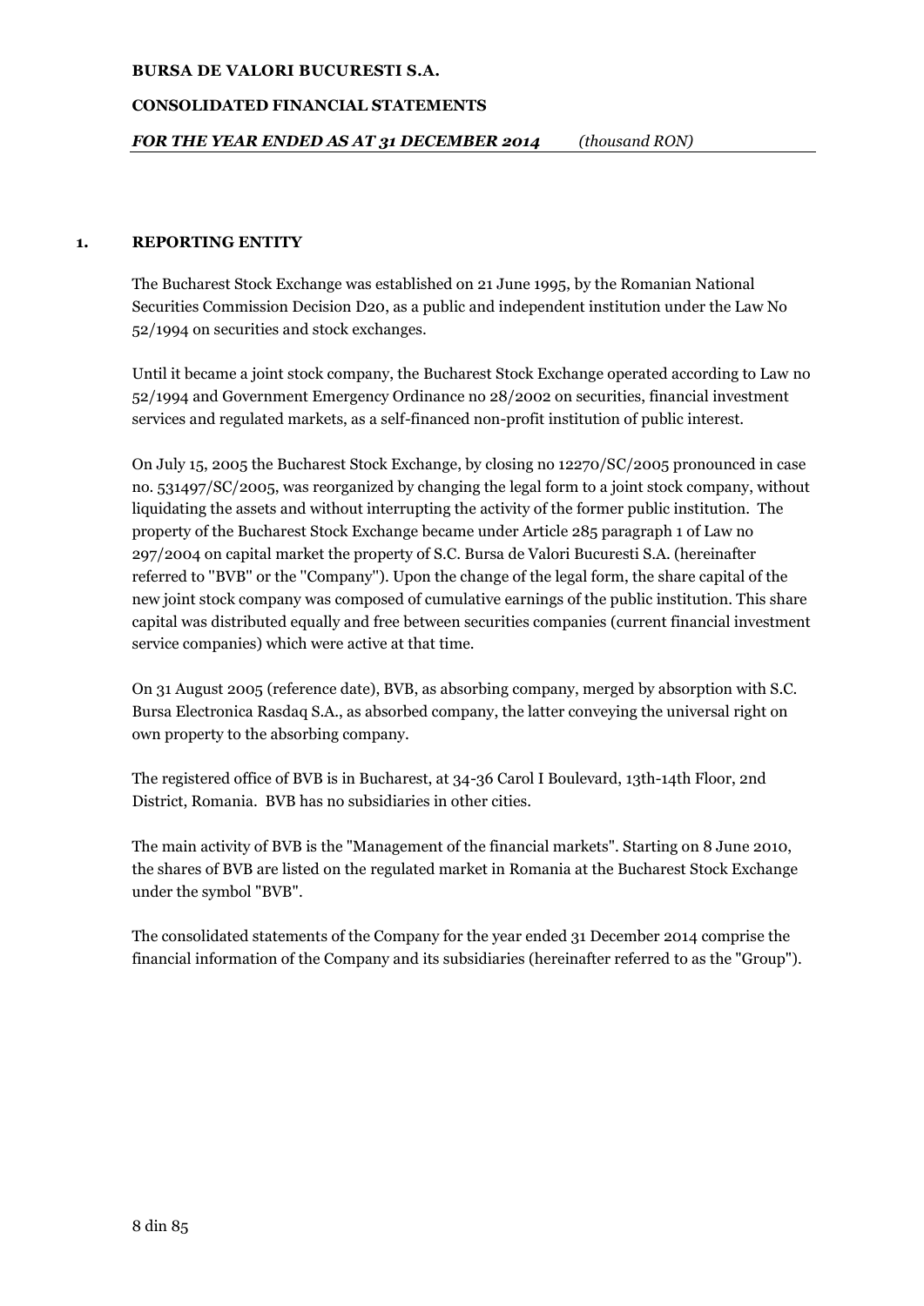## 1. REPORTING ENTITY

The Bucharest Stock Exchange was established on 21 June 1995, by the Romanian National Securities Commission Decision D20, as a public and independent institution under the Law No 52/1994 on securities and stock exchanges.

Until it became a joint stock company, the Bucharest Stock Exchange operated according to Law no 52/1994 and Government Emergency Ordinance no 28/2002 on securities, financial investment services and regulated markets, as a self-financed non-profit institution of public interest.

On July 15, 2005 the Bucharest Stock Exchange, by closing no 12270/SC/2005 pronounced in case no. 531497/SC/2005, was reorganized by changing the legal form to a joint stock company, without liquidating the assets and without interrupting the activity of the former public institution. The property of the Bucharest Stock Exchange became under Article 285 paragraph 1 of Law no 297/2004 on capital market the property of S.C. Bursa de Valori Bucuresti S.A. (hereinafter referred to "BVB" or the "Company"). Upon the change of the legal form, the share capital of the new joint stock company was composed of cumulative earnings of the public institution. This share capital was distributed equally and free between securities companies (current financial investment service companies) which were active at that time.

On 31 August 2005 (reference date), BVB, as absorbing company, merged by absorption with S.C. Bursa Electronica Rasdaq S.A., as absorbed company, the latter conveying the universal right on own property to the absorbing company.

The registered office of BVB is in Bucharest, at 34-36 Carol I Boulevard, 13th-14th Floor, 2nd District, Romania. BVB has no subsidiaries in other cities.

The main activity of BVB is the "Management of the financial markets". Starting on 8 June 2010, the shares of BVB are listed on the regulated market in Romania at the Bucharest Stock Exchange under the symbol "BVB".

The consolidated statements of the Company for the year ended 31 December 2014 comprise the financial information of the Company and its subsidiaries (hereinafter referred to as the "Group").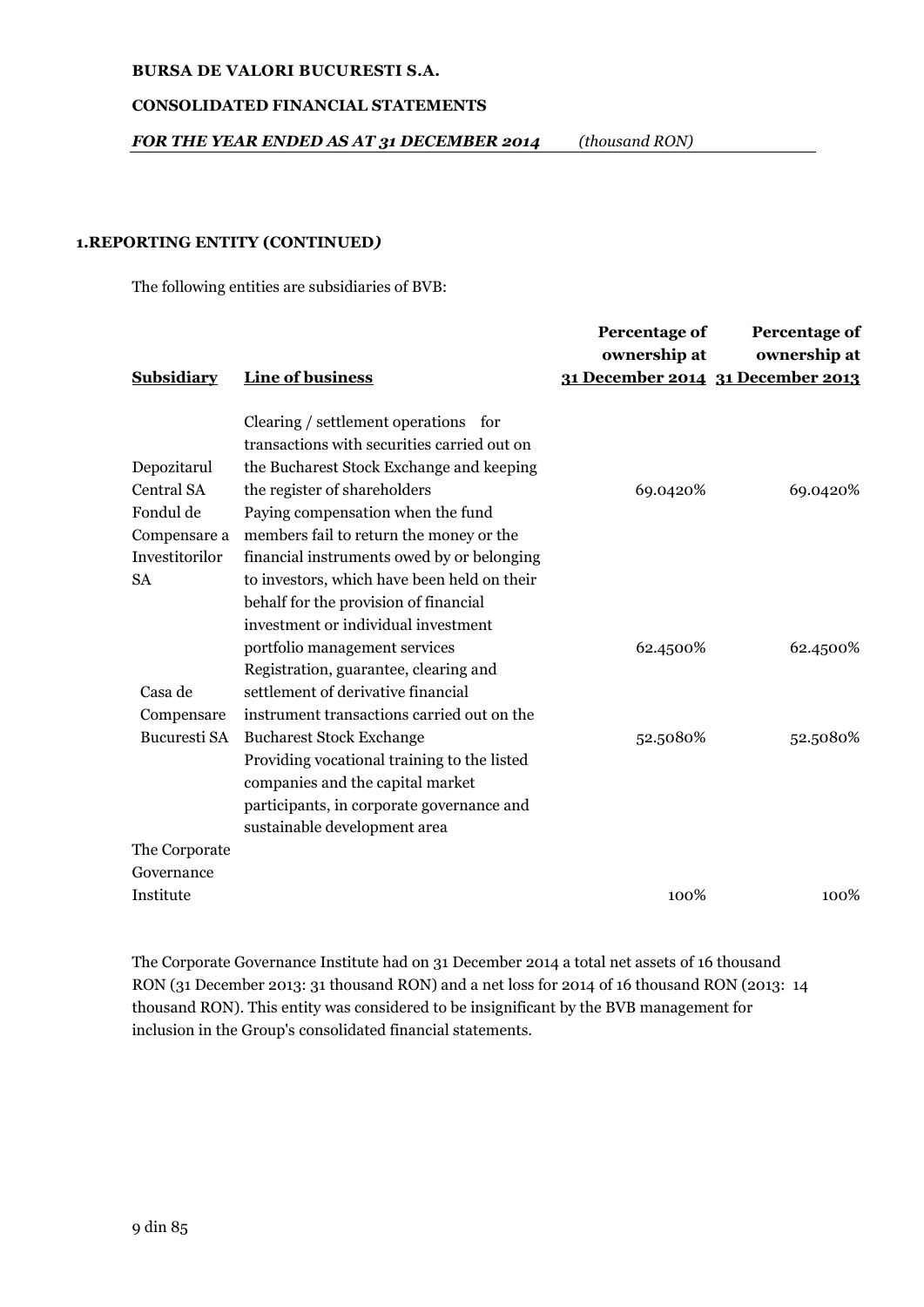## 1.REPORTING ENTITY (CONTINUED*)*

The following entities are subsidiaries of BVB:

| **Subsidiary** | **Line of business** | **Percentage of ownership at 31 December 2014** | **Percentage of ownership at 31 December 2013** |
|---|---|---|---|
| Depozitarul Central SA | Clearing / settlement operations for transactions with securities carried out on the Bucharest Stock Exchange and keeping the register of shareholders | 69.0420% | 69.0420% |
| Fondul de Compensare a Investitorilor SA | Paying compensation when the fund members fail to return the money or the financial instruments owed by or belonging to investors, which have been held on their behalf for the provision of financial investment or individual investment portfolio management services | 62.4500% | 62.4500% |
| Casa de Compensare Bucuresti SA | Registration, guarantee, clearing and settlement of derivative financial instrument transactions carried out on the Bucharest Stock Exchange | 52.5080% | 52.5080% |
| The Corporate Governance Institute | Providing vocational training to the listed companies and the capital market participants, in corporate governance and sustainable development area | 100% | 100% |

The Corporate Governance Institute had on 31 December 2014 a total net assets of 16 thousand RON (31 December 2013: 31 thousand RON) and a net loss for 2014 of 16 thousand RON (2013: 14 thousand RON). This entity was considered to be insignificant by the BVB management for inclusion in the Group's consolidated financial statements.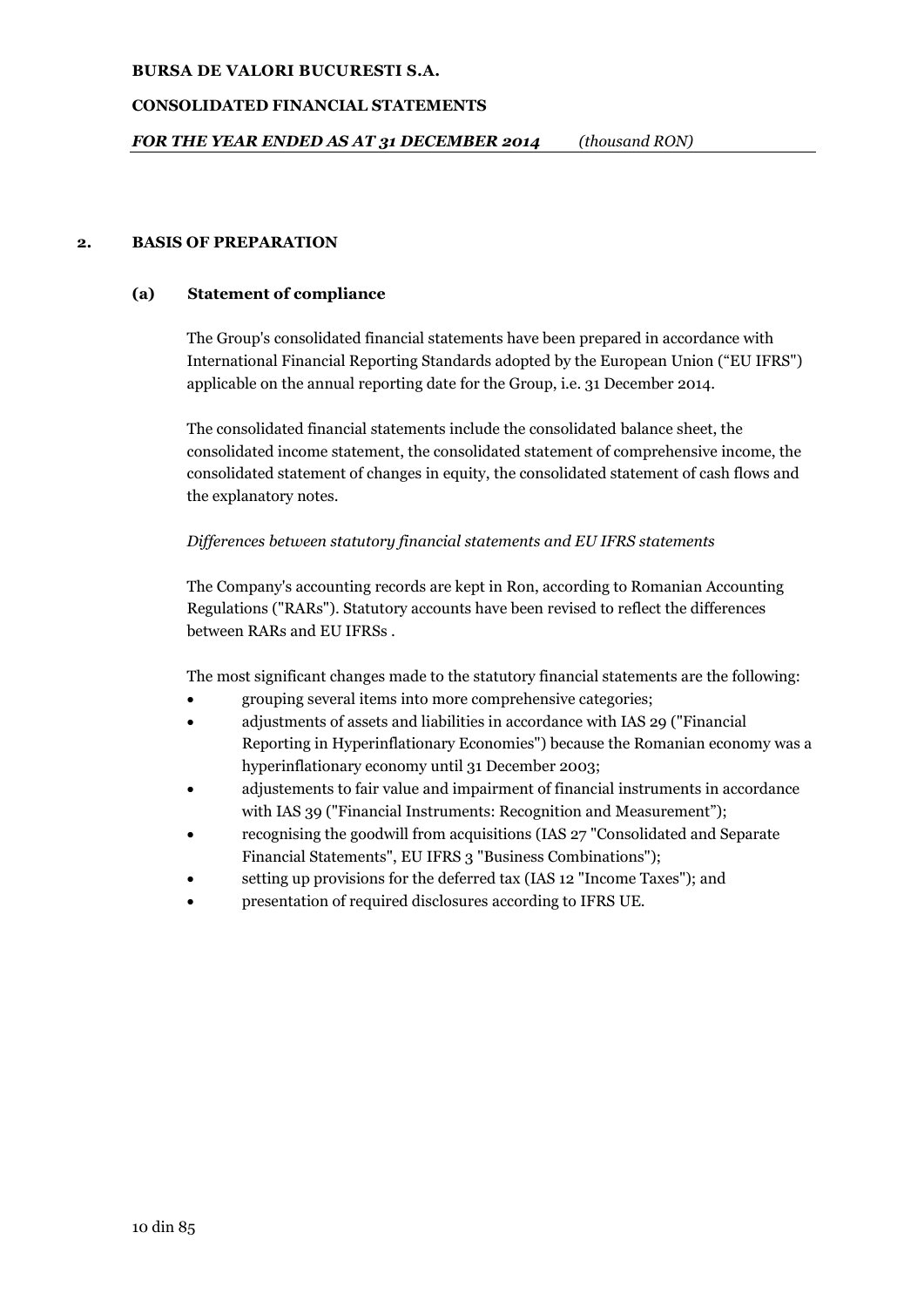## 2. BASIS OF PREPARATION

### (a) Statement of compliance

The Group's consolidated financial statements have been prepared in accordance with International Financial Reporting Standards adopted by the European Union ("EU IFRS") applicable on the annual reporting date for the Group, i.e. 31 December 2014.

The consolidated financial statements include the consolidated balance sheet, the consolidated income statement, the consolidated statement of comprehensive income, the consolidated statement of changes in equity, the consolidated statement of cash flows and the explanatory notes.

*Differences between statutory financial statements and EU IFRS statements*

The Company's accounting records are kept in Ron, according to Romanian Accounting Regulations ("RARs"). Statutory accounts have been revised to reflect the differences between RARs and EU IFRSs .

The most significant changes made to the statutory financial statements are the following:

- grouping several items into more comprehensive categories;
- adjustments of assets and liabilities in accordance with IAS 29 ("Financial Reporting in Hyperinflationary Economies") because the Romanian economy was a hyperinflationary economy until 31 December 2003;
- adjustements to fair value and impairment of financial instruments in accordance with IAS 39 ("Financial Instruments: Recognition and Measurement");
- recognising the goodwill from acquisitions (IAS 27 "Consolidated and Separate Financial Statements", EU IFRS 3 "Business Combinations");
- setting up provisions for the deferred tax (IAS 12 "Income Taxes"); and
- presentation of required disclosures according to IFRS UE.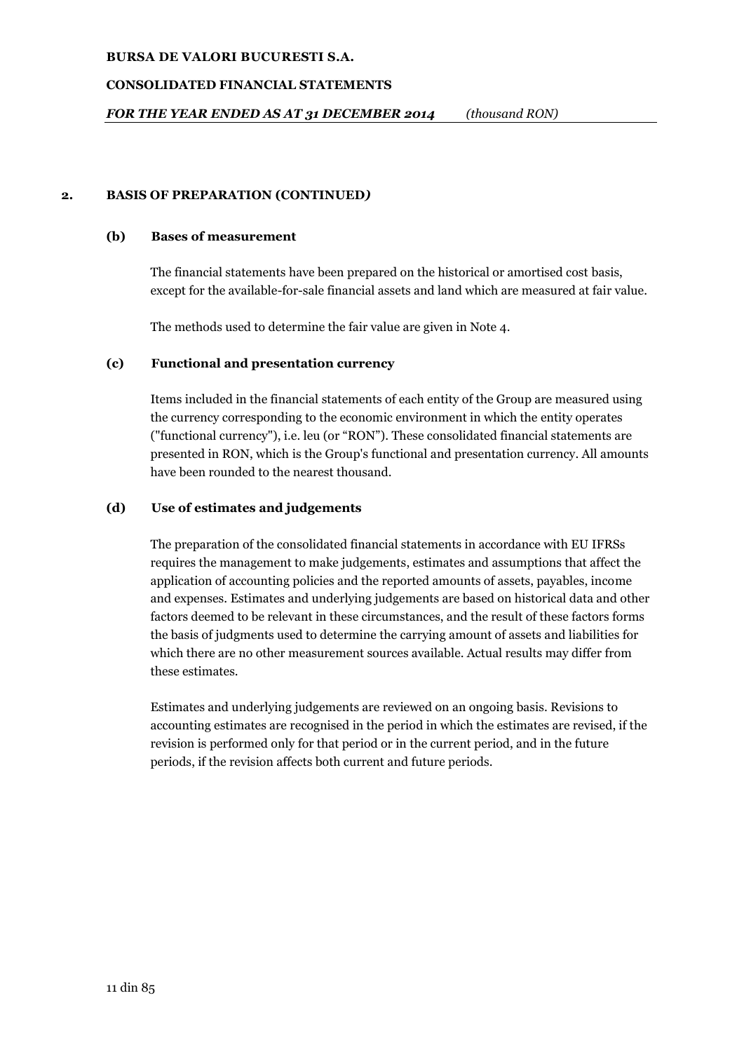## 2. BASIS OF PREPARATION (CONTINUED)

### (b) Bases of measurement

The financial statements have been prepared on the historical or amortised cost basis, except for the available-for-sale financial assets and land which are measured at fair value.

The methods used to determine the fair value are given in Note 4.

### (c) Functional and presentation currency

Items included in the financial statements of each entity of the Group are measured using the currency corresponding to the economic environment in which the entity operates ("functional currency"), i.e. leu (or "RON"). These consolidated financial statements are presented in RON, which is the Group's functional and presentation currency. All amounts have been rounded to the nearest thousand.

### (d) Use of estimates and judgements

The preparation of the consolidated financial statements in accordance with EU IFRSs requires the management to make judgements, estimates and assumptions that affect the application of accounting policies and the reported amounts of assets, payables, income and expenses. Estimates and underlying judgements are based on historical data and other factors deemed to be relevant in these circumstances, and the result of these factors forms the basis of judgments used to determine the carrying amount of assets and liabilities for which there are no other measurement sources available. Actual results may differ from these estimates.

Estimates and underlying judgements are reviewed on an ongoing basis. Revisions to accounting estimates are recognised in the period in which the estimates are revised, if the revision is performed only for that period or in the current period, and in the future periods, if the revision affects both current and future periods.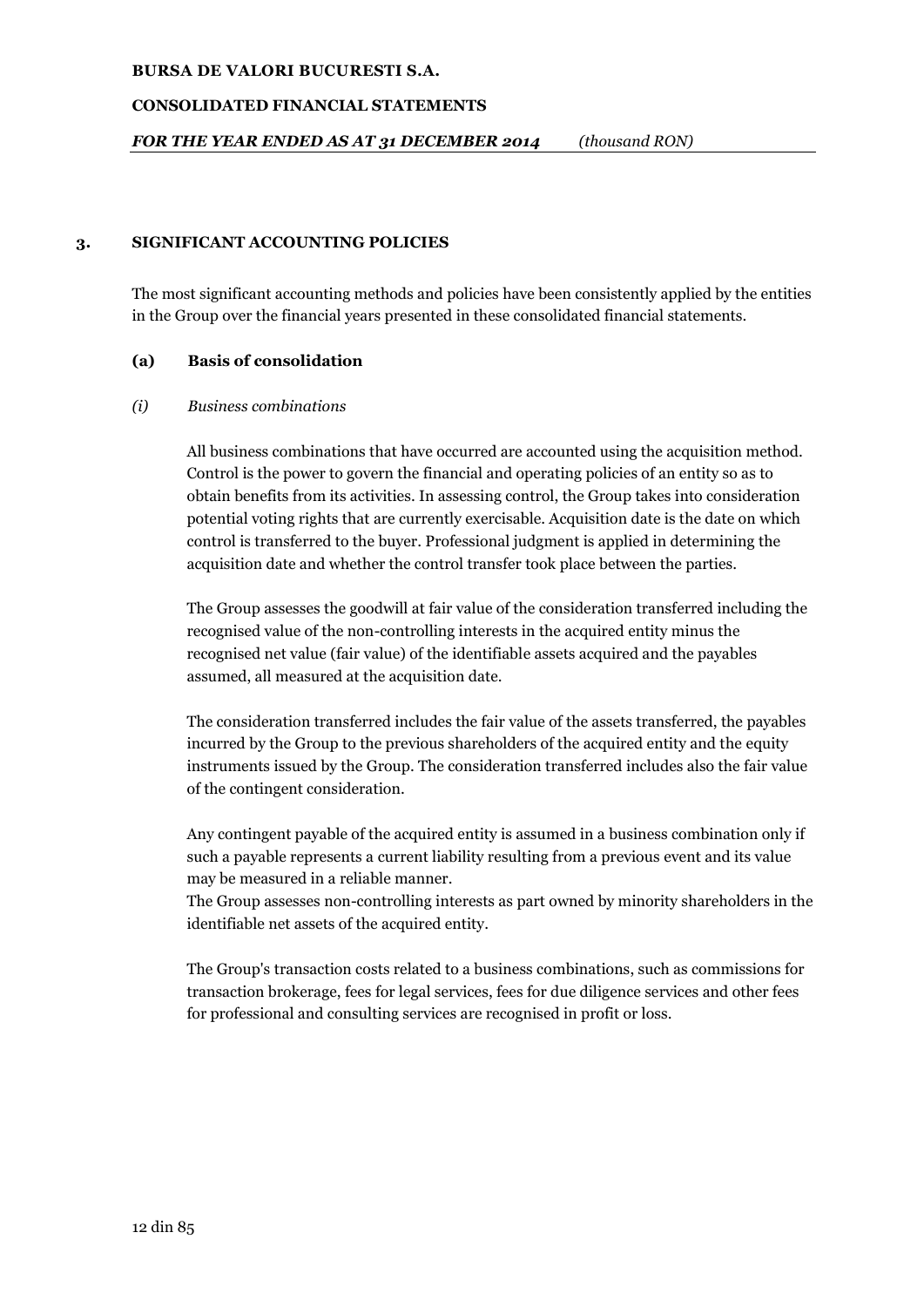## 3. SIGNIFICANT ACCOUNTING POLICIES

The most significant accounting methods and policies have been consistently applied by the entities in the Group over the financial years presented in these consolidated financial statements.

### (a) Basis of consolidation

#### *(i) Business combinations*

All business combinations that have occurred are accounted using the acquisition method. Control is the power to govern the financial and operating policies of an entity so as to obtain benefits from its activities. In assessing control, the Group takes into consideration potential voting rights that are currently exercisable. Acquisition date is the date on which control is transferred to the buyer. Professional judgment is applied in determining the acquisition date and whether the control transfer took place between the parties.

The Group assesses the goodwill at fair value of the consideration transferred including the recognised value of the non-controlling interests in the acquired entity minus the recognised net value (fair value) of the identifiable assets acquired and the payables assumed, all measured at the acquisition date.

The consideration transferred includes the fair value of the assets transferred, the payables incurred by the Group to the previous shareholders of the acquired entity and the equity instruments issued by the Group. The consideration transferred includes also the fair value of the contingent consideration.

Any contingent payable of the acquired entity is assumed in a business combination only if such a payable represents a current liability resulting from a previous event and its value may be measured in a reliable manner.
The Group assesses non-controlling interests as part owned by minority shareholders in the identifiable net assets of the acquired entity.

The Group's transaction costs related to a business combinations, such as commissions for transaction brokerage, fees for legal services, fees for due diligence services and other fees for professional and consulting services are recognised in profit or loss.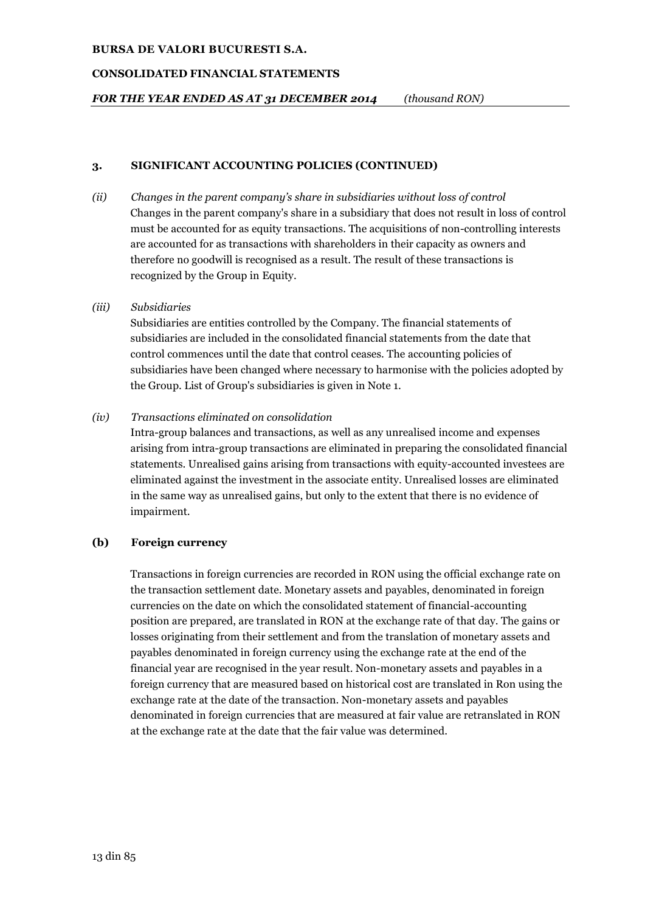## 3. SIGNIFICANT ACCOUNTING POLICIES (CONTINUED)

*(ii) Changes in the parent company's share in subsidiaries without loss of control*

Changes in the parent company's share in a subsidiary that does not result in loss of control must be accounted for as equity transactions. The acquisitions of non-controlling interests are accounted for as transactions with shareholders in their capacity as owners and therefore no goodwill is recognised as a result. The result of these transactions is recognized by the Group in Equity.

*(iii) Subsidiaries*

Subsidiaries are entities controlled by the Company. The financial statements of subsidiaries are included in the consolidated financial statements from the date that control commences until the date that control ceases. The accounting policies of subsidiaries have been changed where necessary to harmonise with the policies adopted by the Group. List of Group's subsidiaries is given in Note 1.

*(iv) Transactions eliminated on consolidation*

Intra-group balances and transactions, as well as any unrealised income and expenses arising from intra-group transactions are eliminated in preparing the consolidated financial statements. Unrealised gains arising from transactions with equity-accounted investees are eliminated against the investment in the associate entity. Unrealised losses are eliminated in the same way as unrealised gains, but only to the extent that there is no evidence of impairment.

### (b) Foreign currency

Transactions in foreign currencies are recorded in RON using the official exchange rate on the transaction settlement date. Monetary assets and payables, denominated in foreign currencies on the date on which the consolidated statement of financial-accounting position are prepared, are translated in RON at the exchange rate of that day. The gains or losses originating from their settlement and from the translation of monetary assets and payables denominated in foreign currency using the exchange rate at the end of the financial year are recognised in the year result. Non-monetary assets and payables in a foreign currency that are measured based on historical cost are translated in Ron using the exchange rate at the date of the transaction. Non-monetary assets and payables denominated in foreign currencies that are measured at fair value are retranslated in RON at the exchange rate at the date that the fair value was determined.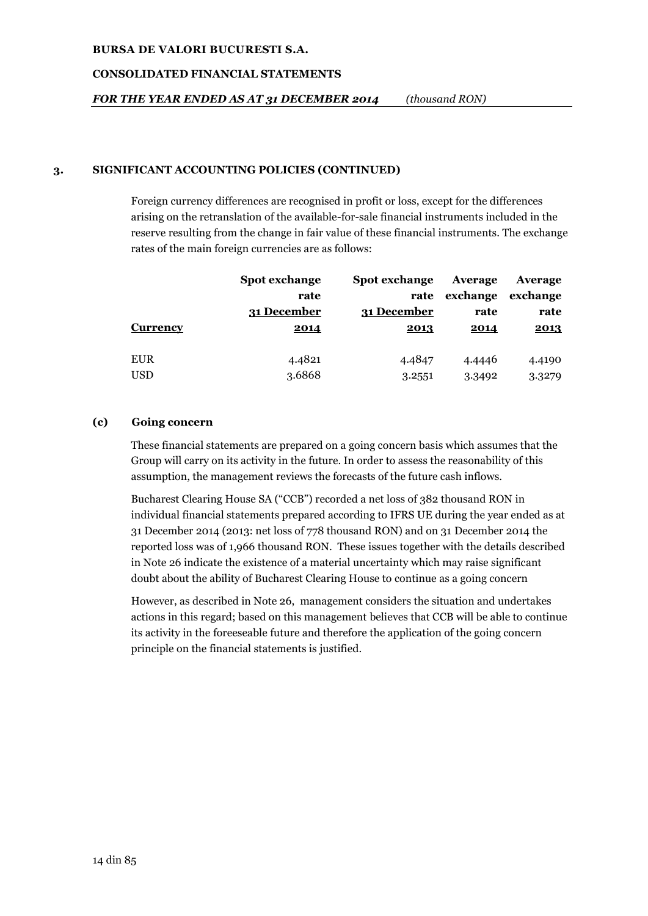## 3. SIGNIFICANT ACCOUNTING POLICIES (CONTINUED)

Foreign currency differences are recognised in profit or loss, except for the differences arising on the retranslation of the available-for-sale financial instruments included in the reserve resulting from the change in fair value of these financial instruments. The exchange rates of the main foreign currencies are as follows:

| Currency | Spot exchange rate 31 December 2014 | Spot exchange rate 31 December 2013 | Average exchange rate 2014 | Average exchange rate 2013 |
|---|---|---|---|---|
| EUR | 4.4821 | 4.4847 | 4.4446 | 4.4190 |
| USD | 3.6868 | 3.2551 | 3.3492 | 3.3279 |

### (c) Going concern

These financial statements are prepared on a going concern basis which assumes that the Group will carry on its activity in the future. In order to assess the reasonability of this assumption, the management reviews the forecasts of the future cash inflows.

Bucharest Clearing House SA ("CCB") recorded a net loss of 382 thousand RON in individual financial statements prepared according to IFRS UE during the year ended as at 31 December 2014 (2013: net loss of 778 thousand RON) and on 31 December 2014 the reported loss was of 1,966 thousand RON. These issues together with the details described in Note 26 indicate the existence of a material uncertainty which may raise significant doubt about the ability of Bucharest Clearing House to continue as a going concern

However, as described in Note 26, management considers the situation and undertakes actions in this regard; based on this management believes that CCB will be able to continue its activity in the foreeseable future and therefore the application of the going concern principle on the financial statements is justified.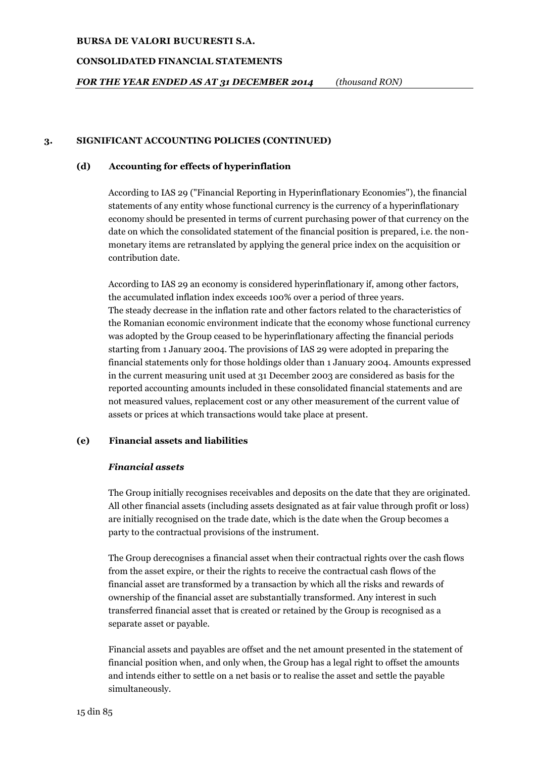## 3. SIGNIFICANT ACCOUNTING POLICIES (CONTINUED)

### (d) Accounting for effects of hyperinflation

According to IAS 29 ("Financial Reporting in Hyperinflationary Economies"), the financial statements of any entity whose functional currency is the currency of a hyperinflationary economy should be presented in terms of current purchasing power of that currency on the date on which the consolidated statement of the financial position is prepared, i.e. the non-monetary items are retranslated by applying the general price index on the acquisition or contribution date.

According to IAS 29 an economy is considered hyperinflationary if, among other factors, the accumulated inflation index exceeds 100% over a period of three years.
The steady decrease in the inflation rate and other factors related to the characteristics of the Romanian economic environment indicate that the economy whose functional currency was adopted by the Group ceased to be hyperinflationary affecting the financial periods starting from 1 January 2004. The provisions of IAS 29 were adopted in preparing the financial statements only for those holdings older than 1 January 2004. Amounts expressed in the current measuring unit used at 31 December 2003 are considered as basis for the reported accounting amounts included in these consolidated financial statements and are not measured values, replacement cost or any other measurement of the current value of assets or prices at which transactions would take place at present.

### (e) Financial assets and liabilities

***Financial assets***

The Group initially recognises receivables and deposits on the date that they are originated. All other financial assets (including assets designated as at fair value through profit or loss) are initially recognised on the trade date, which is the date when the Group becomes a party to the contractual provisions of the instrument.

The Group derecognises a financial asset when their contractual rights over the cash flows from the asset expire, or their the rights to receive the contractual cash flows of the financial asset are transformed by a transaction by which all the risks and rewards of ownership of the financial asset are substantially transformed. Any interest in such transferred financial asset that is created or retained by the Group is recognised as a separate asset or payable.

Financial assets and payables are offset and the net amount presented in the statement of financial position when, and only when, the Group has a legal right to offset the amounts and intends either to settle on a net basis or to realise the asset and settle the payable simultaneously.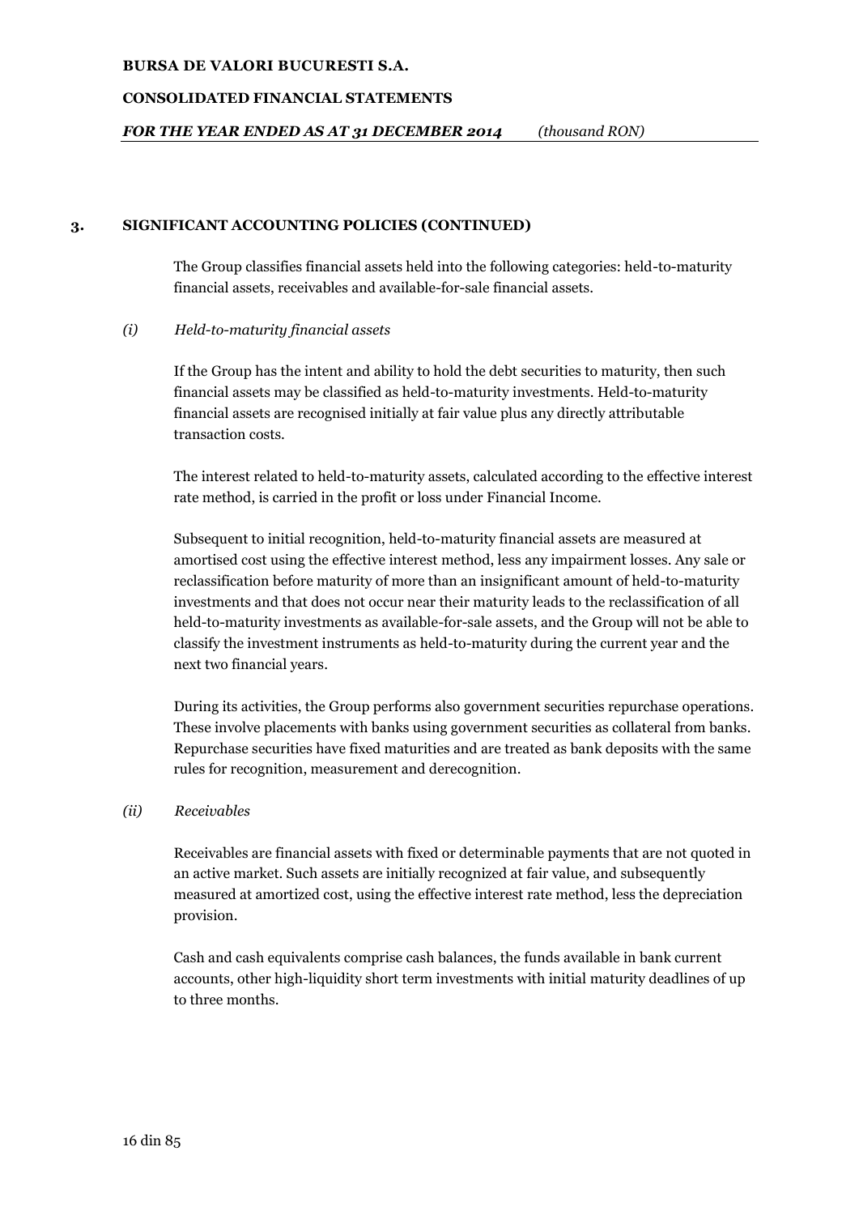## 3. SIGNIFICANT ACCOUNTING POLICIES (CONTINUED)

The Group classifies financial assets held into the following categories: held-to-maturity financial assets, receivables and available-for-sale financial assets.

### *(i) Held-to-maturity financial assets*

If the Group has the intent and ability to hold the debt securities to maturity, then such financial assets may be classified as held-to-maturity investments. Held-to-maturity financial assets are recognised initially at fair value plus any directly attributable transaction costs.

The interest related to held-to-maturity assets, calculated according to the effective interest rate method, is carried in the profit or loss under Financial Income.

Subsequent to initial recognition, held-to-maturity financial assets are measured at amortised cost using the effective interest method, less any impairment losses. Any sale or reclassification before maturity of more than an insignificant amount of held-to-maturity investments and that does not occur near their maturity leads to the reclassification of all held-to-maturity investments as available-for-sale assets, and the Group will not be able to classify the investment instruments as held-to-maturity during the current year and the next two financial years.

During its activities, the Group performs also government securities repurchase operations. These involve placements with banks using government securities as collateral from banks. Repurchase securities have fixed maturities and are treated as bank deposits with the same rules for recognition, measurement and derecognition.

### *(ii) Receivables*

Receivables are financial assets with fixed or determinable payments that are not quoted in an active market. Such assets are initially recognized at fair value, and subsequently measured at amortized cost, using the effective interest rate method, less the depreciation provision.

Cash and cash equivalents comprise cash balances, the funds available in bank current accounts, other high-liquidity short term investments with initial maturity deadlines of up to three months.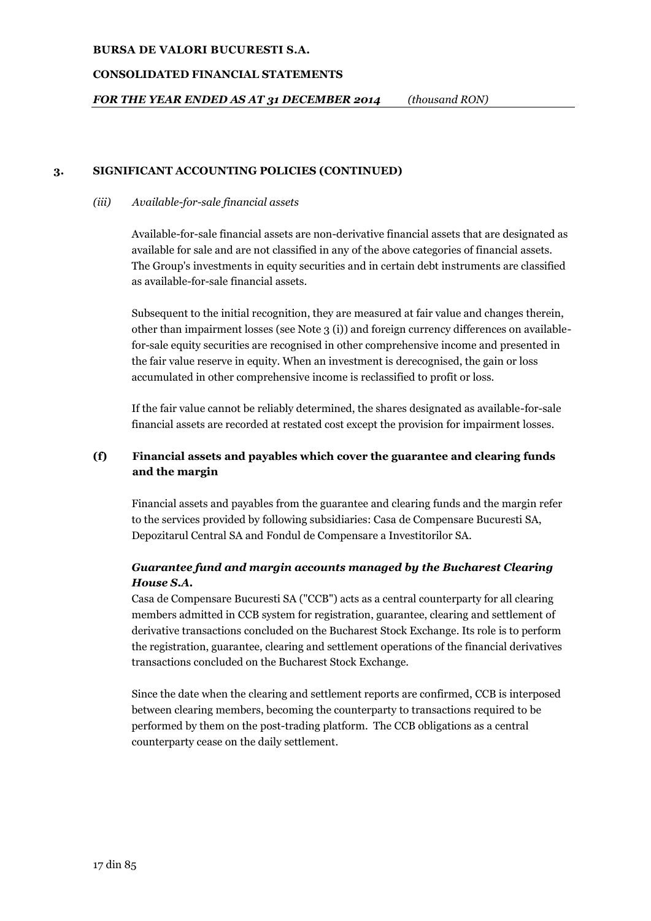## 3. SIGNIFICANT ACCOUNTING POLICIES (CONTINUED)

*(iii) Available-for-sale financial assets*

Available-for-sale financial assets are non-derivative financial assets that are designated as available for sale and are not classified in any of the above categories of financial assets. The Group's investments in equity securities and in certain debt instruments are classified as available-for-sale financial assets.

Subsequent to the initial recognition, they are measured at fair value and changes therein, other than impairment losses (see Note 3 (i)) and foreign currency differences on available-for-sale equity securities are recognised in other comprehensive income and presented in the fair value reserve in equity. When an investment is derecognised, the gain or loss accumulated in other comprehensive income is reclassified to profit or loss.

If the fair value cannot be reliably determined, the shares designated as available-for-sale financial assets are recorded at restated cost except the provision for impairment losses.

### (f) Financial assets and payables which cover the guarantee and clearing funds and the margin

Financial assets and payables from the guarantee and clearing funds and the margin refer to the services provided by following subsidiaries: Casa de Compensare Bucuresti SA, Depozitarul Central SA and Fondul de Compensare a Investitorilor SA.

***Guarantee fund and margin accounts managed by the Bucharest Clearing House S.A.***

Casa de Compensare Bucuresti SA ("CCB") acts as a central counterparty for all clearing members admitted in CCB system for registration, guarantee, clearing and settlement of derivative transactions concluded on the Bucharest Stock Exchange. Its role is to perform the registration, guarantee, clearing and settlement operations of the financial derivatives transactions concluded on the Bucharest Stock Exchange.

Since the date when the clearing and settlement reports are confirmed, CCB is interposed between clearing members, becoming the counterparty to transactions required to be performed by them on the post-trading platform. The CCB obligations as a central counterparty cease on the daily settlement.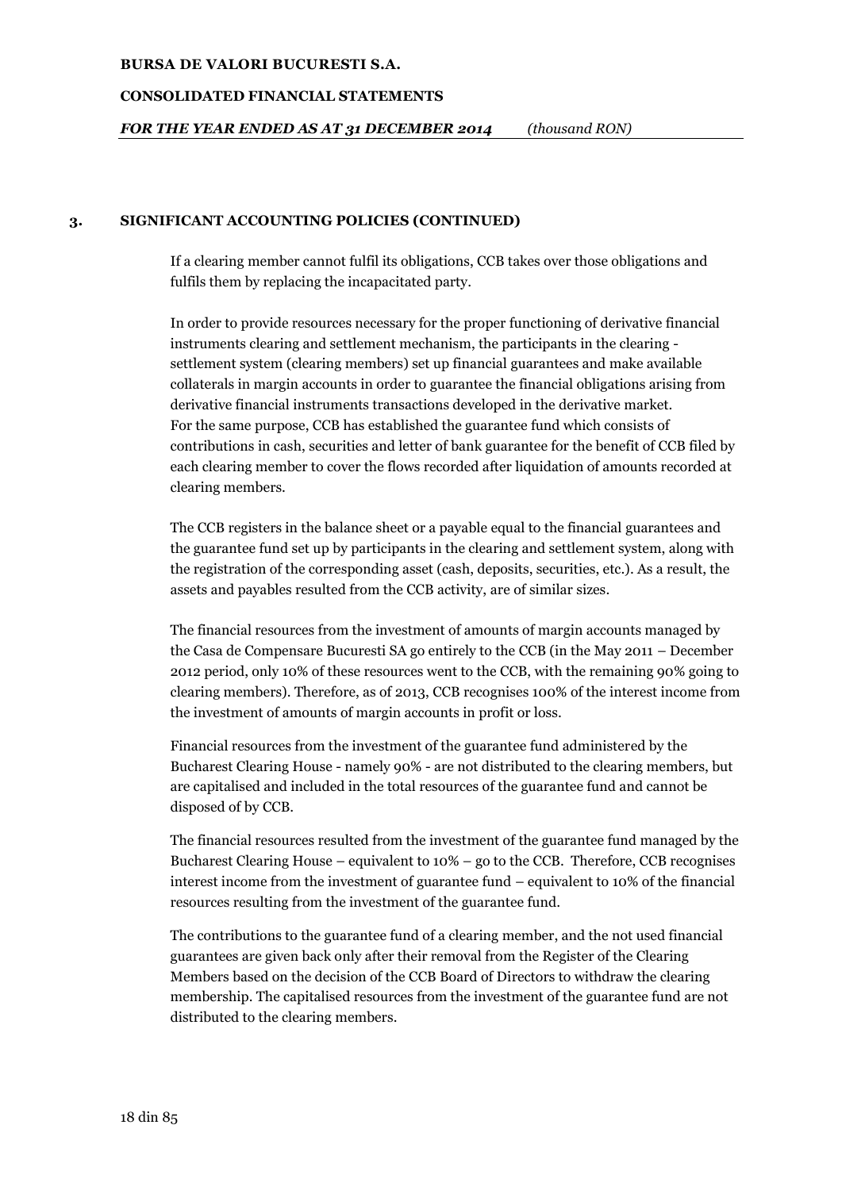## 3. SIGNIFICANT ACCOUNTING POLICIES (CONTINUED)

If a clearing member cannot fulfil its obligations, CCB takes over those obligations and fulfils them by replacing the incapacitated party.

In order to provide resources necessary for the proper functioning of derivative financial instruments clearing and settlement mechanism, the participants in the clearing - settlement system (clearing members) set up financial guarantees and make available collaterals in margin accounts in order to guarantee the financial obligations arising from derivative financial instruments transactions developed in the derivative market. For the same purpose, CCB has established the guarantee fund which consists of contributions in cash, securities and letter of bank guarantee for the benefit of CCB filed by each clearing member to cover the flows recorded after liquidation of amounts recorded at clearing members.

The CCB registers in the balance sheet or a payable equal to the financial guarantees and the guarantee fund set up by participants in the clearing and settlement system, along with the registration of the corresponding asset (cash, deposits, securities, etc.). As a result, the assets and payables resulted from the CCB activity, are of similar sizes.

The financial resources from the investment of amounts of margin accounts managed by the Casa de Compensare Bucuresti SA go entirely to the CCB (in the May 2011 – December 2012 period, only 10% of these resources went to the CCB, with the remaining 90% going to clearing members). Therefore, as of 2013, CCB recognises 100% of the interest income from the investment of amounts of margin accounts in profit or loss.

Financial resources from the investment of the guarantee fund administered by the Bucharest Clearing House - namely 90% - are not distributed to the clearing members, but are capitalised and included in the total resources of the guarantee fund and cannot be disposed of by CCB.

The financial resources resulted from the investment of the guarantee fund managed by the Bucharest Clearing House – equivalent to 10% – go to the CCB. Therefore, CCB recognises interest income from the investment of guarantee fund – equivalent to 10% of the financial resources resulting from the investment of the guarantee fund.

The contributions to the guarantee fund of a clearing member, and the not used financial guarantees are given back only after their removal from the Register of the Clearing Members based on the decision of the CCB Board of Directors to withdraw the clearing membership. The capitalised resources from the investment of the guarantee fund are not distributed to the clearing members.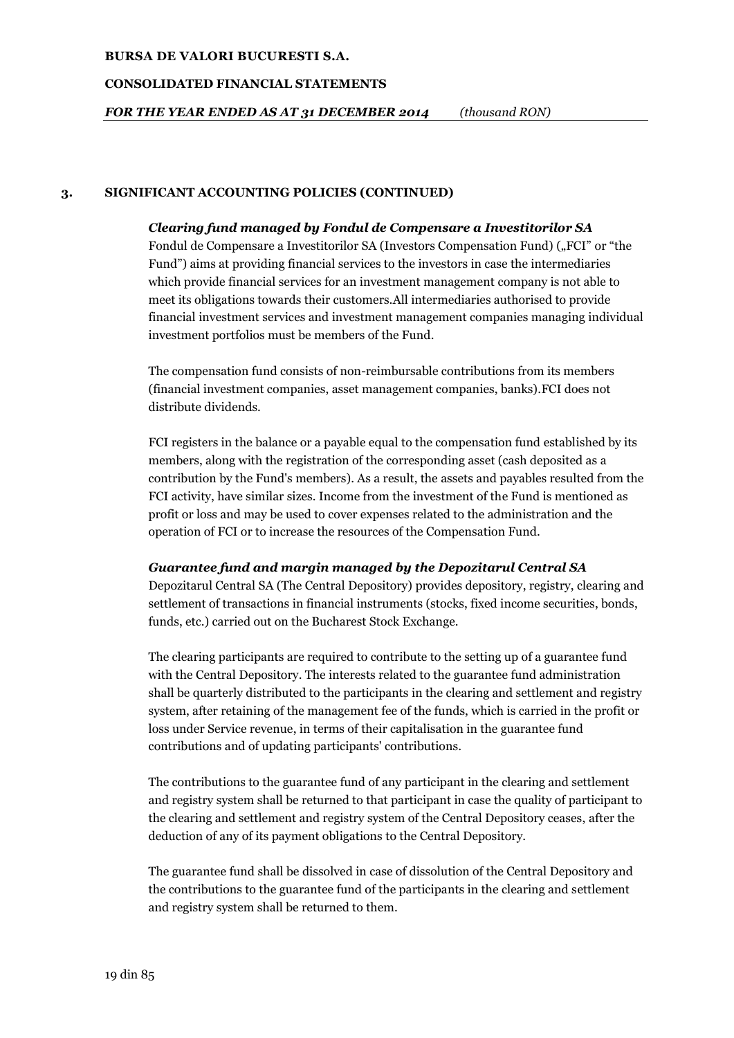## 3. SIGNIFICANT ACCOUNTING POLICIES (CONTINUED)

***Clearing fund managed by Fondul de Compensare a Investitorilor SA***

Fondul de Compensare a Investitorilor SA (Investors Compensation Fund) („FCI" or "the Fund") aims at providing financial services to the investors in case the intermediaries which provide financial services for an investment management company is not able to meet its obligations towards their customers.All intermediaries authorised to provide financial investment services and investment management companies managing individual investment portfolios must be members of the Fund.

The compensation fund consists of non-reimbursable contributions from its members (financial investment companies, asset management companies, banks).FCI does not distribute dividends.

FCI registers in the balance or a payable equal to the compensation fund established by its members, along with the registration of the corresponding asset (cash deposited as a contribution by the Fund's members). As a result, the assets and payables resulted from the FCI activity, have similar sizes. Income from the investment of the Fund is mentioned as profit or loss and may be used to cover expenses related to the administration and the operation of FCI or to increase the resources of the Compensation Fund.

***Guarantee fund and margin managed by the Depozitarul Central SA***

Depozitarul Central SA (The Central Depository) provides depository, registry, clearing and settlement of transactions in financial instruments (stocks, fixed income securities, bonds, funds, etc.) carried out on the Bucharest Stock Exchange.

The clearing participants are required to contribute to the setting up of a guarantee fund with the Central Depository. The interests related to the guarantee fund administration shall be quarterly distributed to the participants in the clearing and settlement and registry system, after retaining of the management fee of the funds, which is carried in the profit or loss under Service revenue, in terms of their capitalisation in the guarantee fund contributions and of updating participants' contributions.

The contributions to the guarantee fund of any participant in the clearing and settlement and registry system shall be returned to that participant in case the quality of participant to the clearing and settlement and registry system of the Central Depository ceases, after the deduction of any of its payment obligations to the Central Depository.

The guarantee fund shall be dissolved in case of dissolution of the Central Depository and the contributions to the guarantee fund of the participants in the clearing and settlement and registry system shall be returned to them.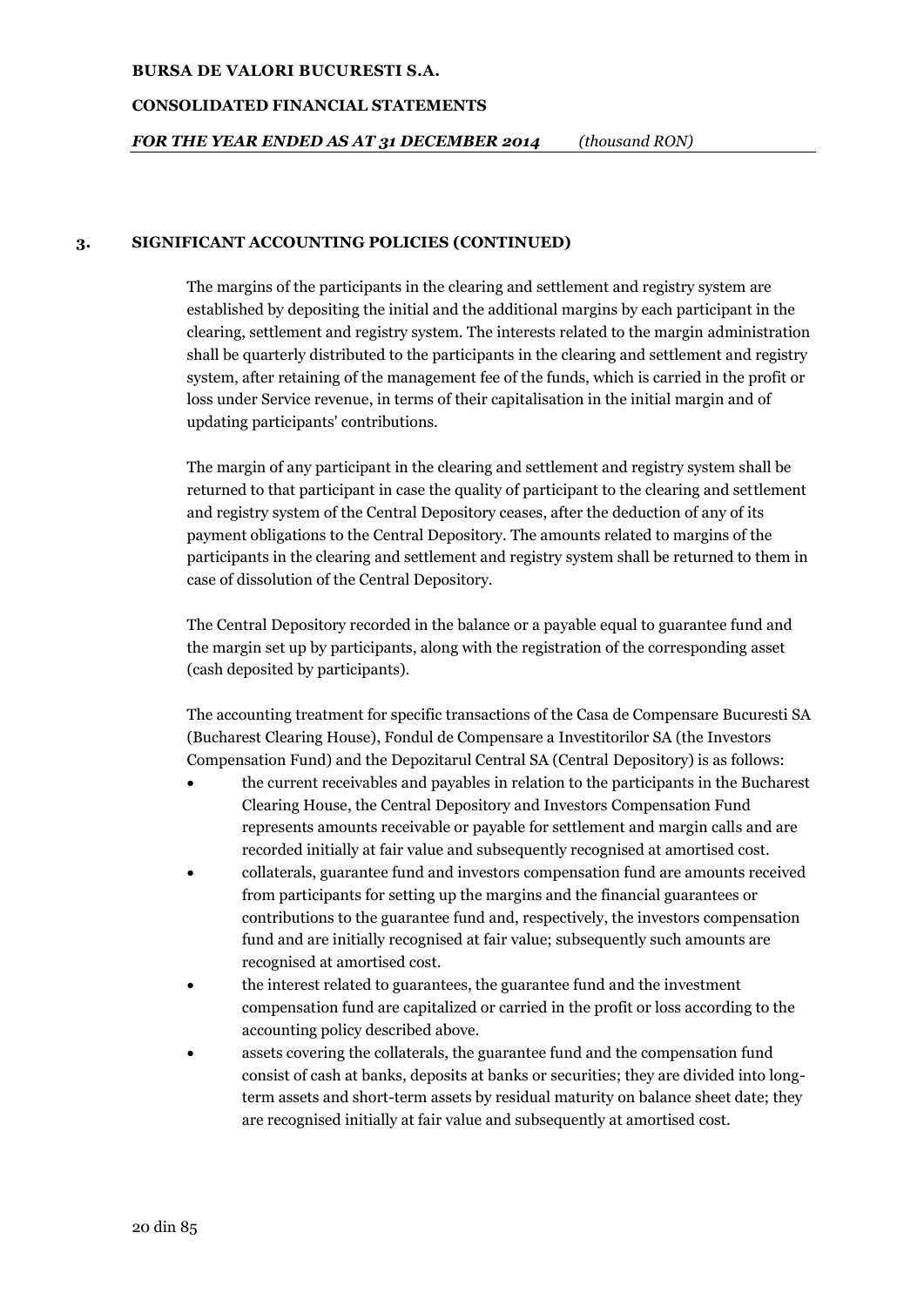## 3. SIGNIFICANT ACCOUNTING POLICIES (CONTINUED)

The margins of the participants in the clearing and settlement and registry system are established by depositing the initial and the additional margins by each participant in the clearing, settlement and registry system. The interests related to the margin administration shall be quarterly distributed to the participants in the clearing and settlement and registry system, after retaining of the management fee of the funds, which is carried in the profit or loss under Service revenue, in terms of their capitalisation in the initial margin and of updating participants' contributions.

The margin of any participant in the clearing and settlement and registry system shall be returned to that participant in case the quality of participant to the clearing and settlement and registry system of the Central Depository ceases, after the deduction of any of its payment obligations to the Central Depository. The amounts related to margins of the participants in the clearing and settlement and registry system shall be returned to them in case of dissolution of the Central Depository.

The Central Depository recorded in the balance or a payable equal to guarantee fund and the margin set up by participants, along with the registration of the corresponding asset (cash deposited by participants).

The accounting treatment for specific transactions of the Casa de Compensare Bucuresti SA (Bucharest Clearing House), Fondul de Compensare a Investitorilor SA (the Investors Compensation Fund) and the Depozitarul Central SA (Central Depository) is as follows:

- the current receivables and payables in relation to the participants in the Bucharest Clearing House, the Central Depository and Investors Compensation Fund represents amounts receivable or payable for settlement and margin calls and are recorded initially at fair value and subsequently recognised at amortised cost.
- collaterals, guarantee fund and investors compensation fund are amounts received from participants for setting up the margins and the financial guarantees or contributions to the guarantee fund and, respectively, the investors compensation fund and are initially recognised at fair value; subsequently such amounts are recognised at amortised cost.
- the interest related to guarantees, the guarantee fund and the investment compensation fund are capitalized or carried in the profit or loss according to the accounting policy described above.
- assets covering the collaterals, the guarantee fund and the compensation fund consist of cash at banks, deposits at banks or securities; they are divided into long-term assets and short-term assets by residual maturity on balance sheet date; they are recognised initially at fair value and subsequently at amortised cost.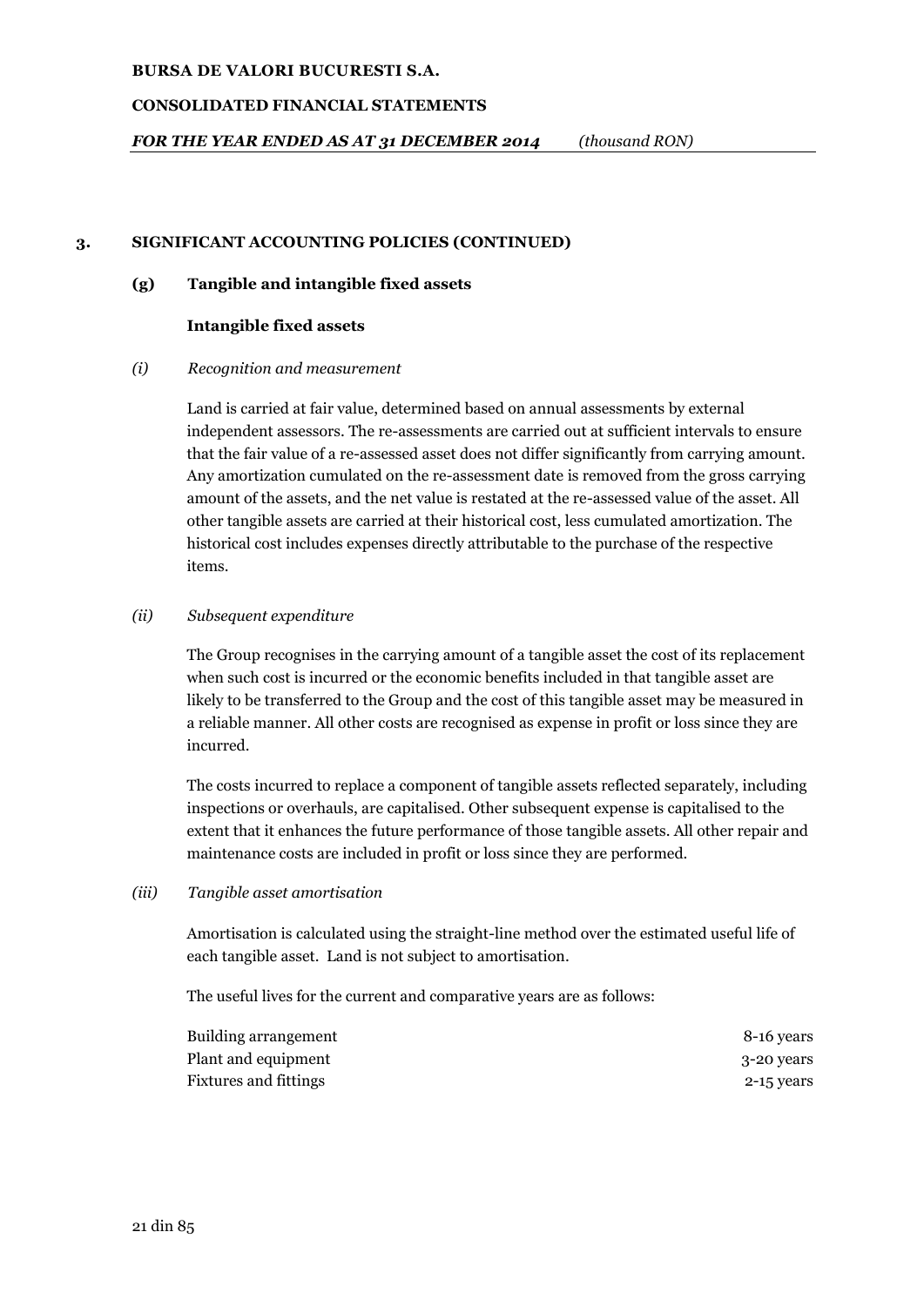## 3. SIGNIFICANT ACCOUNTING POLICIES (CONTINUED)

### (g) Tangible and intangible fixed assets

#### Intangible fixed assets

*(i) Recognition and measurement*

Land is carried at fair value, determined based on annual assessments by external independent assessors. The re-assessments are carried out at sufficient intervals to ensure that the fair value of a re-assessed asset does not differ significantly from carrying amount. Any amortization cumulated on the re-assessment date is removed from the gross carrying amount of the assets, and the net value is restated at the re-assessed value of the asset. All other tangible assets are carried at their historical cost, less cumulated amortization. The historical cost includes expenses directly attributable to the purchase of the respective items.

*(ii) Subsequent expenditure*

The Group recognises in the carrying amount of a tangible asset the cost of its replacement when such cost is incurred or the economic benefits included in that tangible asset are likely to be transferred to the Group and the cost of this tangible asset may be measured in a reliable manner. All other costs are recognised as expense in profit or loss since they are incurred.

The costs incurred to replace a component of tangible assets reflected separately, including inspections or overhauls, are capitalised. Other subsequent expense is capitalised to the extent that it enhances the future performance of those tangible assets. All other repair and maintenance costs are included in profit or loss since they are performed.

*(iii) Tangible asset amortisation*

Amortisation is calculated using the straight-line method over the estimated useful life of each tangible asset. Land is not subject to amortisation.

The useful lives for the current and comparative years are as follows:

| | |
|---|---|
| Building arrangement | 8-16 years |
| Plant and equipment | 3-20 years |
| Fixtures and fittings | 2-15 years |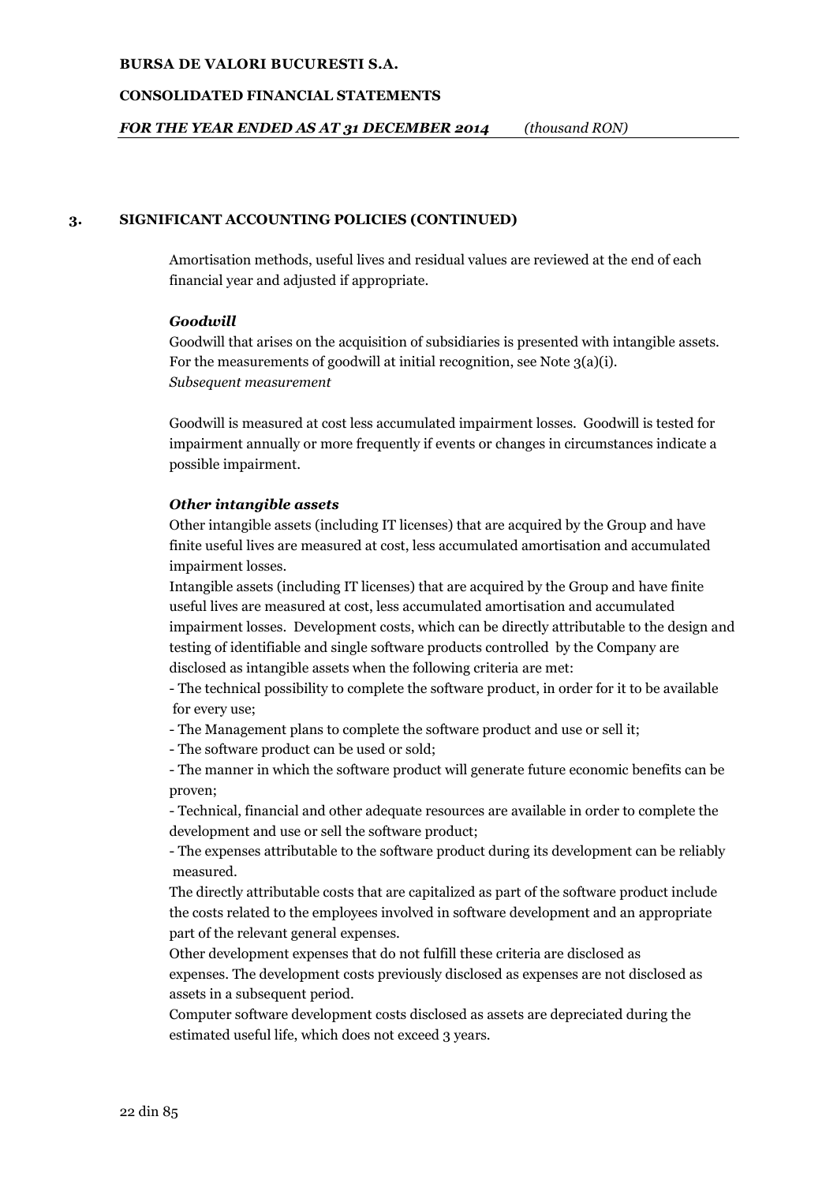## 3. SIGNIFICANT ACCOUNTING POLICIES (CONTINUED)

Amortisation methods, useful lives and residual values are reviewed at the end of each financial year and adjusted if appropriate.

***Goodwill***

Goodwill that arises on the acquisition of subsidiaries is presented with intangible assets. For the measurements of goodwill at initial recognition, see Note 3(a)(i).

*Subsequent measurement*

Goodwill is measured at cost less accumulated impairment losses. Goodwill is tested for impairment annually or more frequently if events or changes in circumstances indicate a possible impairment.

***Other intangible assets***

Other intangible assets (including IT licenses) that are acquired by the Group and have finite useful lives are measured at cost, less accumulated amortisation and accumulated impairment losses.

Intangible assets (including IT licenses) that are acquired by the Group and have finite useful lives are measured at cost, less accumulated amortisation and accumulated impairment losses. Development costs, which can be directly attributable to the design and testing of identifiable and single software products controlled by the Company are disclosed as intangible assets when the following criteria are met:

- The technical possibility to complete the software product, in order for it to be available for every use;
- The Management plans to complete the software product and use or sell it;
- The software product can be used or sold;
- The manner in which the software product will generate future economic benefits can be proven;
- Technical, financial and other adequate resources are available in order to complete the development and use or sell the software product;
- The expenses attributable to the software product during its development can be reliably measured.

The directly attributable costs that are capitalized as part of the software product include the costs related to the employees involved in software development and an appropriate part of the relevant general expenses.

Other development expenses that do not fulfill these criteria are disclosed as expenses. The development costs previously disclosed as expenses are not disclosed as assets in a subsequent period.

Computer software development costs disclosed as assets are depreciated during the estimated useful life, which does not exceed 3 years.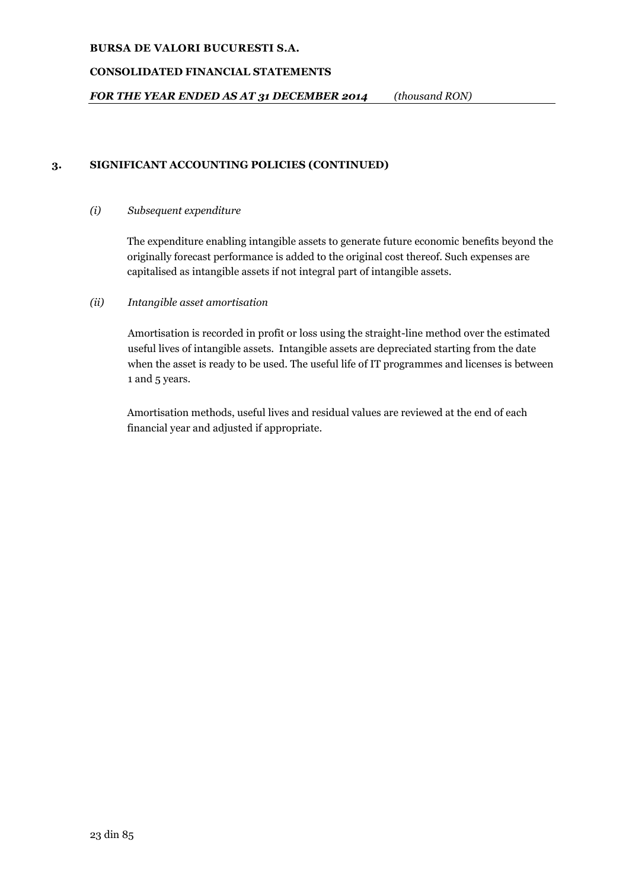## 3. SIGNIFICANT ACCOUNTING POLICIES (CONTINUED)

*(i) Subsequent expenditure*

The expenditure enabling intangible assets to generate future economic benefits beyond the originally forecast performance is added to the original cost thereof. Such expenses are capitalised as intangible assets if not integral part of intangible assets.

*(ii) Intangible asset amortisation*

Amortisation is recorded in profit or loss using the straight-line method over the estimated useful lives of intangible assets. Intangible assets are depreciated starting from the date when the asset is ready to be used. The useful life of IT programmes and licenses is between 1 and 5 years.

Amortisation methods, useful lives and residual values are reviewed at the end of each financial year and adjusted if appropriate.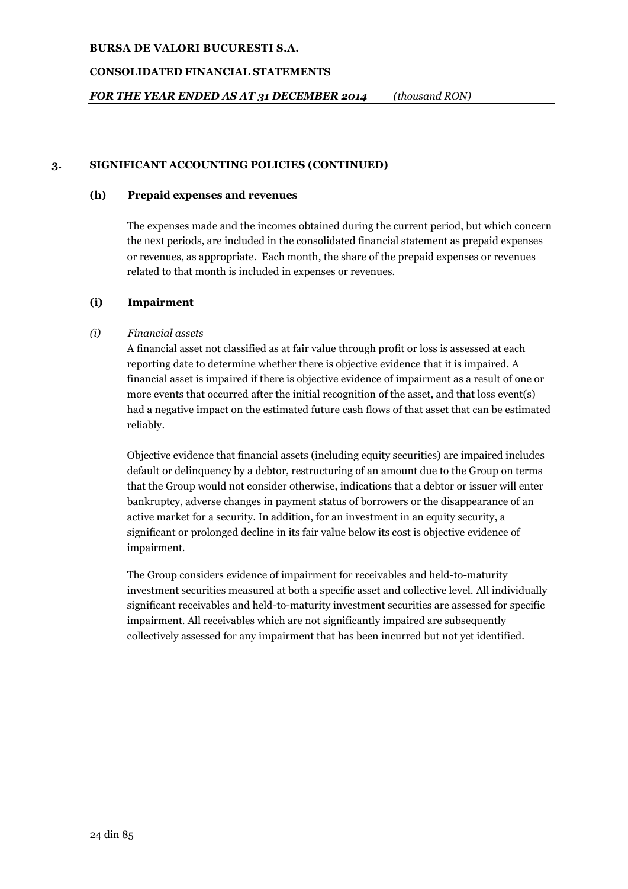## 3. SIGNIFICANT ACCOUNTING POLICIES (CONTINUED)

### (h) Prepaid expenses and revenues

The expenses made and the incomes obtained during the current period, but which concern the next periods, are included in the consolidated financial statement as prepaid expenses or revenues, as appropriate. Each month, the share of the prepaid expenses or revenues related to that month is included in expenses or revenues.

### (i) Impairment

*(i) Financial assets*

A financial asset not classified as at fair value through profit or loss is assessed at each reporting date to determine whether there is objective evidence that it is impaired. A financial asset is impaired if there is objective evidence of impairment as a result of one or more events that occurred after the initial recognition of the asset, and that loss event(s) had a negative impact on the estimated future cash flows of that asset that can be estimated reliably.

Objective evidence that financial assets (including equity securities) are impaired includes default or delinquency by a debtor, restructuring of an amount due to the Group on terms that the Group would not consider otherwise, indications that a debtor or issuer will enter bankruptcy, adverse changes in payment status of borrowers or the disappearance of an active market for a security. In addition, for an investment in an equity security, a significant or prolonged decline in its fair value below its cost is objective evidence of impairment.

The Group considers evidence of impairment for receivables and held-to-maturity investment securities measured at both a specific asset and collective level. All individually significant receivables and held-to-maturity investment securities are assessed for specific impairment. All receivables which are not significantly impaired are subsequently collectively assessed for any impairment that has been incurred but not yet identified.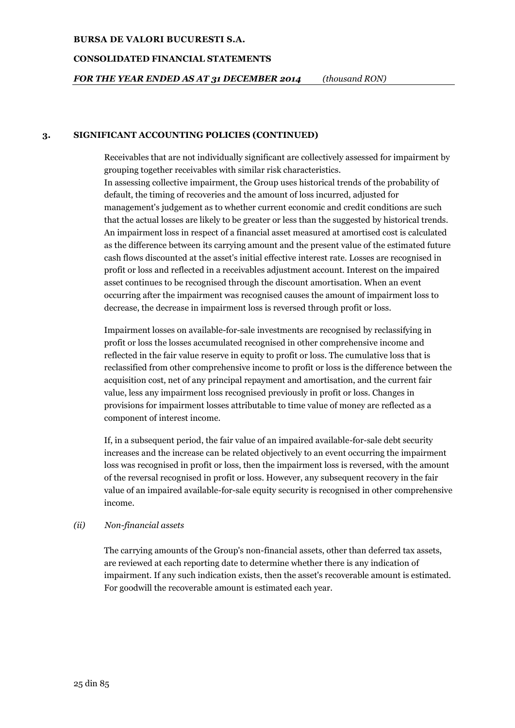## 3. SIGNIFICANT ACCOUNTING POLICIES (CONTINUED)

Receivables that are not individually significant are collectively assessed for impairment by grouping together receivables with similar risk characteristics.
In assessing collective impairment, the Group uses historical trends of the probability of default, the timing of recoveries and the amount of loss incurred, adjusted for management's judgement as to whether current economic and credit conditions are such that the actual losses are likely to be greater or less than the suggested by historical trends. An impairment loss in respect of a financial asset measured at amortised cost is calculated as the difference between its carrying amount and the present value of the estimated future cash flows discounted at the asset's initial effective interest rate. Losses are recognised in profit or loss and reflected in a receivables adjustment account. Interest on the impaired asset continues to be recognised through the discount amortisation. When an event occurring after the impairment was recognised causes the amount of impairment loss to decrease, the decrease in impairment loss is reversed through profit or loss.

Impairment losses on available-for-sale investments are recognised by reclassifying in profit or loss the losses accumulated recognised in other comprehensive income and reflected in the fair value reserve in equity to profit or loss. The cumulative loss that is reclassified from other comprehensive income to profit or loss is the difference between the acquisition cost, net of any principal repayment and amortisation, and the current fair value, less any impairment loss recognised previously in profit or loss. Changes in provisions for impairment losses attributable to time value of money are reflected as a component of interest income.

If, in a subsequent period, the fair value of an impaired available-for-sale debt security increases and the increase can be related objectively to an event occurring the impairment loss was recognised in profit or loss, then the impairment loss is reversed, with the amount of the reversal recognised in profit or loss. However, any subsequent recovery in the fair value of an impaired available-for-sale equity security is recognised in other comprehensive income.

*(ii) Non-financial assets*

The carrying amounts of the Group's non-financial assets, other than deferred tax assets, are reviewed at each reporting date to determine whether there is any indication of impairment. If any such indication exists, then the asset's recoverable amount is estimated. For goodwill the recoverable amount is estimated each year.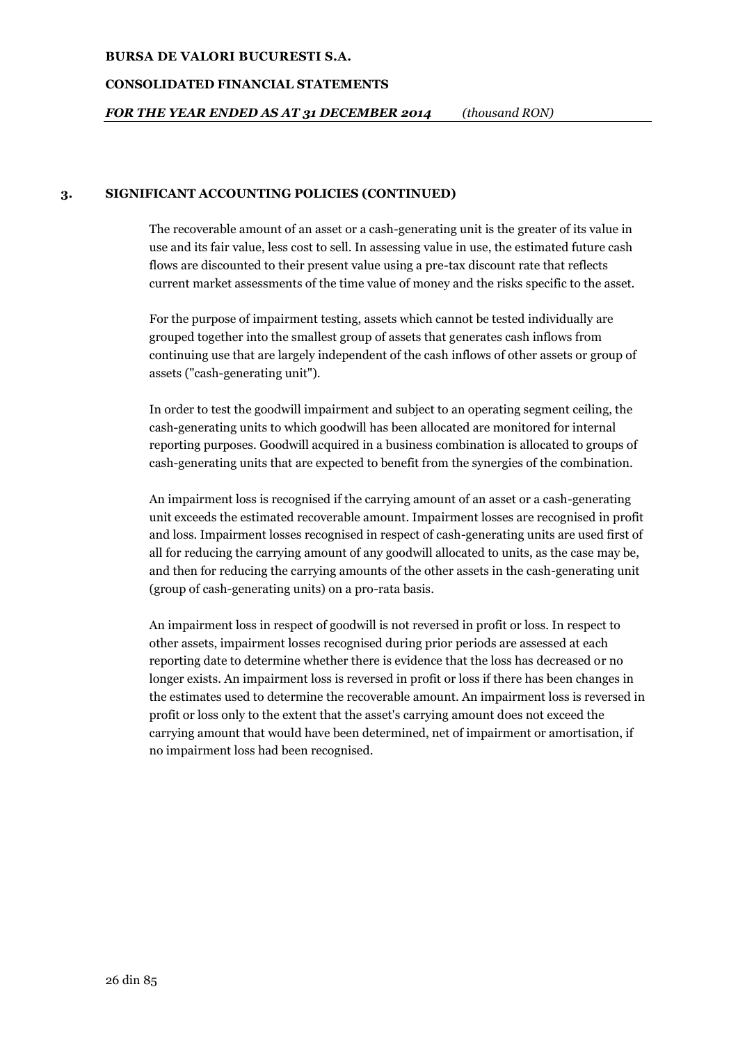## 3. SIGNIFICANT ACCOUNTING POLICIES (CONTINUED)

The recoverable amount of an asset or a cash-generating unit is the greater of its value in use and its fair value, less cost to sell. In assessing value in use, the estimated future cash flows are discounted to their present value using a pre-tax discount rate that reflects current market assessments of the time value of money and the risks specific to the asset.

For the purpose of impairment testing, assets which cannot be tested individually are grouped together into the smallest group of assets that generates cash inflows from continuing use that are largely independent of the cash inflows of other assets or group of assets ("cash-generating unit").

In order to test the goodwill impairment and subject to an operating segment ceiling, the cash-generating units to which goodwill has been allocated are monitored for internal reporting purposes. Goodwill acquired in a business combination is allocated to groups of cash-generating units that are expected to benefit from the synergies of the combination.

An impairment loss is recognised if the carrying amount of an asset or a cash-generating unit exceeds the estimated recoverable amount. Impairment losses are recognised in profit and loss. Impairment losses recognised in respect of cash-generating units are used first of all for reducing the carrying amount of any goodwill allocated to units, as the case may be, and then for reducing the carrying amounts of the other assets in the cash-generating unit (group of cash-generating units) on a pro-rata basis.

An impairment loss in respect of goodwill is not reversed in profit or loss. In respect to other assets, impairment losses recognised during prior periods are assessed at each reporting date to determine whether there is evidence that the loss has decreased or no longer exists. An impairment loss is reversed in profit or loss if there has been changes in the estimates used to determine the recoverable amount. An impairment loss is reversed in profit or loss only to the extent that the asset's carrying amount does not exceed the carrying amount that would have been determined, net of impairment or amortisation, if no impairment loss had been recognised.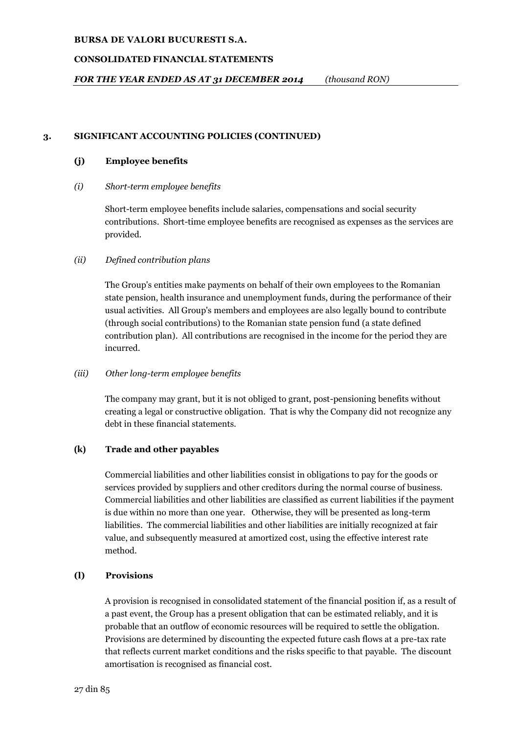## 3. SIGNIFICANT ACCOUNTING POLICIES (CONTINUED)

### (j) Employee benefits

*(i) Short-term employee benefits*

Short-term employee benefits include salaries, compensations and social security contributions. Short-time employee benefits are recognised as expenses as the services are provided.

*(ii) Defined contribution plans*

The Group's entities make payments on behalf of their own employees to the Romanian state pension, health insurance and unemployment funds, during the performance of their usual activities. All Group's members and employees are also legally bound to contribute (through social contributions) to the Romanian state pension fund (a state defined contribution plan). All contributions are recognised in the income for the period they are incurred.

*(iii) Other long-term employee benefits*

The company may grant, but it is not obliged to grant, post-pensioning benefits without creating a legal or constructive obligation. That is why the Company did not recognize any debt in these financial statements.

### (k) Trade and other payables

Commercial liabilities and other liabilities consist in obligations to pay for the goods or services provided by suppliers and other creditors during the normal course of business. Commercial liabilities and other liabilities are classified as current liabilities if the payment is due within no more than one year. Otherwise, they will be presented as long-term liabilities. The commercial liabilities and other liabilities are initially recognized at fair value, and subsequently measured at amortized cost, using the effective interest rate method.

### (l) Provisions

A provision is recognised in consolidated statement of the financial position if, as a result of a past event, the Group has a present obligation that can be estimated reliably, and it is probable that an outflow of economic resources will be required to settle the obligation. Provisions are determined by discounting the expected future cash flows at a pre-tax rate that reflects current market conditions and the risks specific to that payable. The discount amortisation is recognised as financial cost.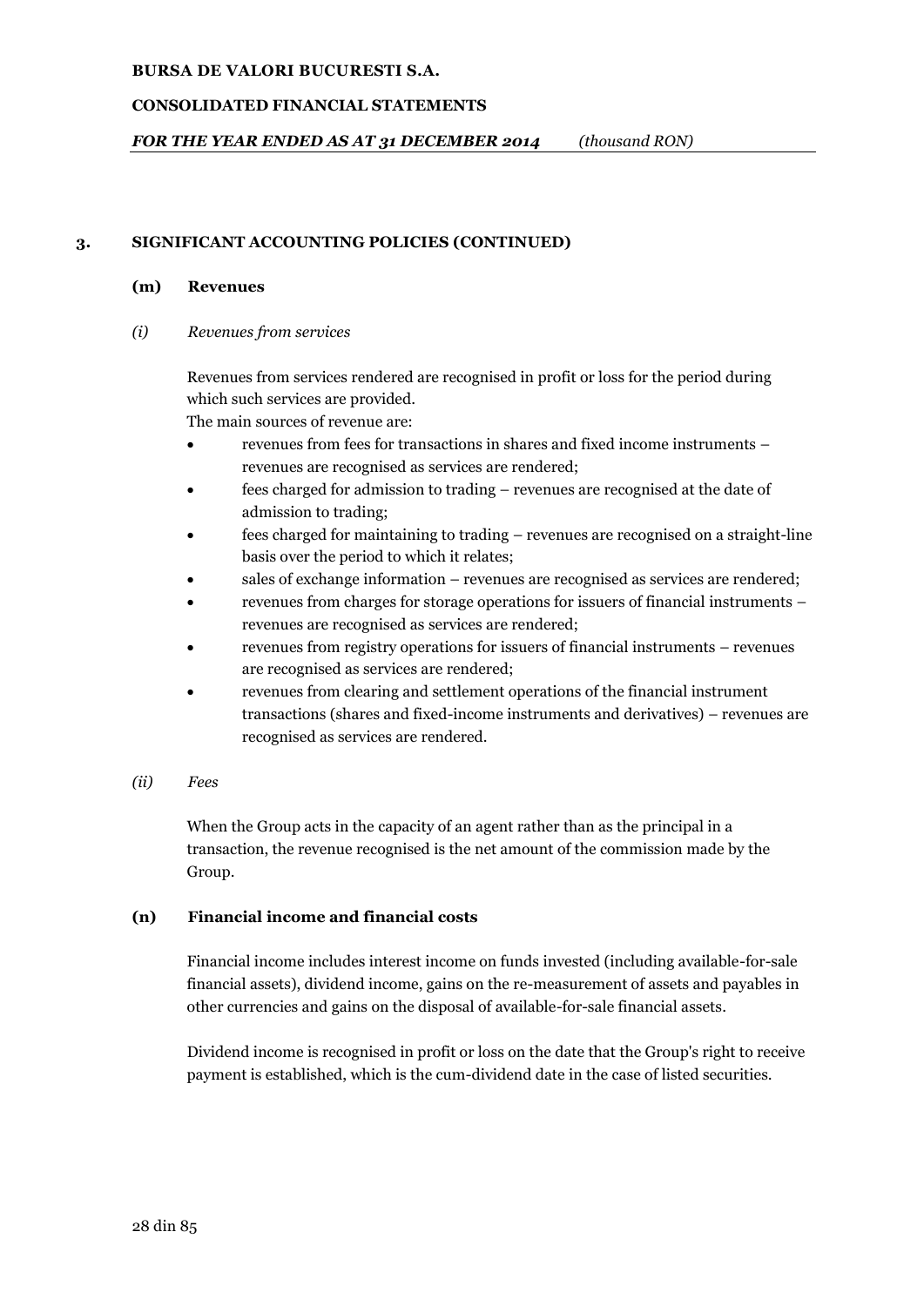## 3. SIGNIFICANT ACCOUNTING POLICIES (CONTINUED)

### (m) Revenues

*(i) Revenues from services*

Revenues from services rendered are recognised in profit or loss for the period during which such services are provided.
The main sources of revenue are:

- revenues from fees for transactions in shares and fixed income instruments – revenues are recognised as services are rendered;
- fees charged for admission to trading – revenues are recognised at the date of admission to trading;
- fees charged for maintaining to trading – revenues are recognised on a straight-line basis over the period to which it relates;
- sales of exchange information – revenues are recognised as services are rendered;
- revenues from charges for storage operations for issuers of financial instruments – revenues are recognised as services are rendered;
- revenues from registry operations for issuers of financial instruments – revenues are recognised as services are rendered;
- revenues from clearing and settlement operations of the financial instrument transactions (shares and fixed-income instruments and derivatives) – revenues are recognised as services are rendered.

*(ii) Fees*

When the Group acts in the capacity of an agent rather than as the principal in a transaction, the revenue recognised is the net amount of the commission made by the Group.

### (n) Financial income and financial costs

Financial income includes interest income on funds invested (including available-for-sale financial assets), dividend income, gains on the re-measurement of assets and payables in other currencies and gains on the disposal of available-for-sale financial assets.

Dividend income is recognised in profit or loss on the date that the Group's right to receive payment is established, which is the cum-dividend date in the case of listed securities.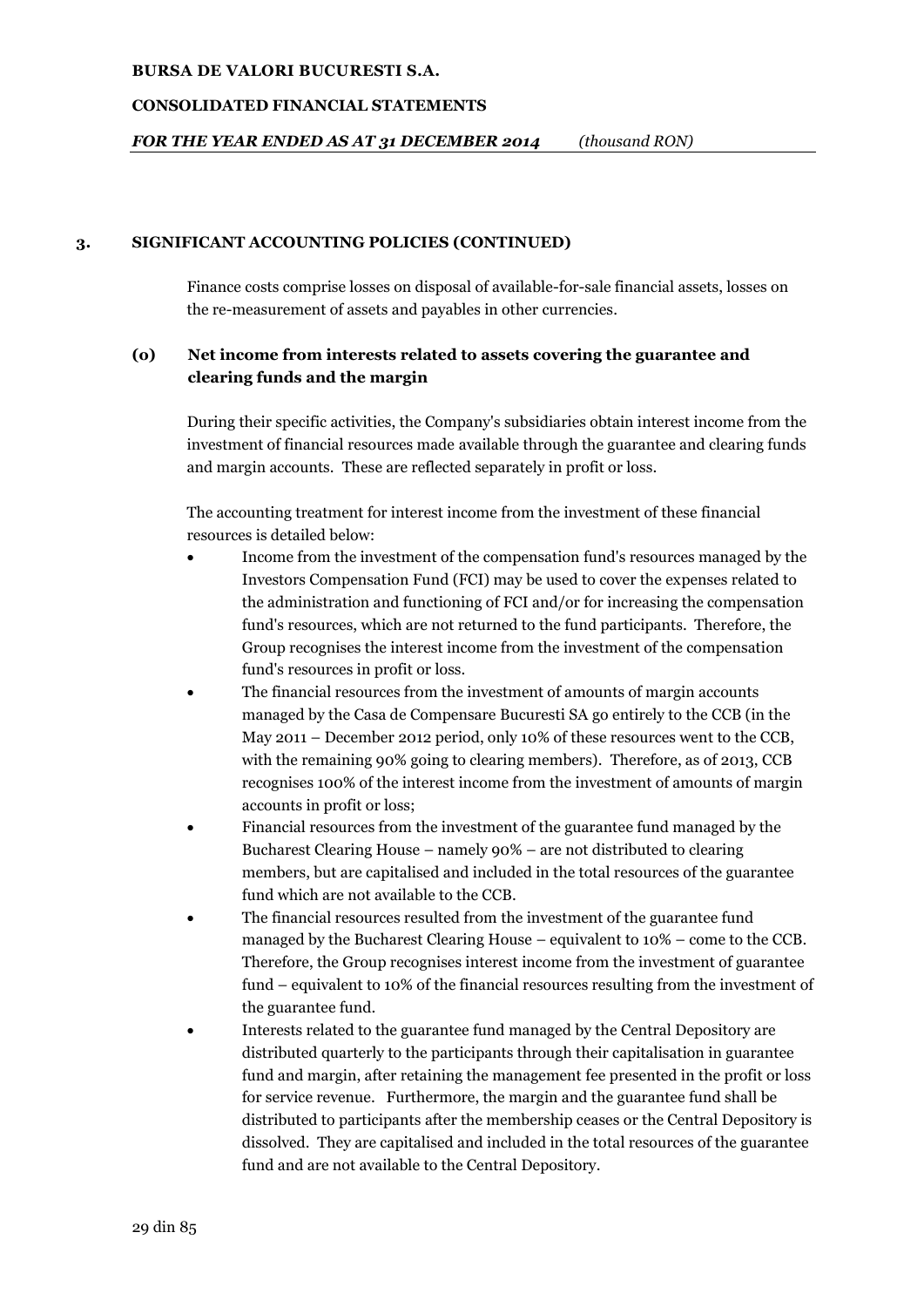## 3. SIGNIFICANT ACCOUNTING POLICIES (CONTINUED)

Finance costs comprise losses on disposal of available-for-sale financial assets, losses on the re-measurement of assets and payables in other currencies.

### (o) Net income from interests related to assets covering the guarantee and clearing funds and the margin

During their specific activities, the Company's subsidiaries obtain interest income from the investment of financial resources made available through the guarantee and clearing funds and margin accounts. These are reflected separately in profit or loss.

The accounting treatment for interest income from the investment of these financial resources is detailed below:

- Income from the investment of the compensation fund's resources managed by the Investors Compensation Fund (FCI) may be used to cover the expenses related to the administration and functioning of FCI and/or for increasing the compensation fund's resources, which are not returned to the fund participants. Therefore, the Group recognises the interest income from the investment of the compensation fund's resources in profit or loss.
- The financial resources from the investment of amounts of margin accounts managed by the Casa de Compensare Bucuresti SA go entirely to the CCB (in the May 2011 – December 2012 period, only 10% of these resources went to the CCB, with the remaining 90% going to clearing members). Therefore, as of 2013, CCB recognises 100% of the interest income from the investment of amounts of margin accounts in profit or loss;
- Financial resources from the investment of the guarantee fund managed by the Bucharest Clearing House – namely 90% – are not distributed to clearing members, but are capitalised and included in the total resources of the guarantee fund which are not available to the CCB.
- The financial resources resulted from the investment of the guarantee fund managed by the Bucharest Clearing House – equivalent to 10% – come to the CCB. Therefore, the Group recognises interest income from the investment of guarantee fund – equivalent to 10% of the financial resources resulting from the investment of the guarantee fund.
- Interests related to the guarantee fund managed by the Central Depository are distributed quarterly to the participants through their capitalisation in guarantee fund and margin, after retaining the management fee presented in the profit or loss for service revenue. Furthermore, the margin and the guarantee fund shall be distributed to participants after the membership ceases or the Central Depository is dissolved. They are capitalised and included in the total resources of the guarantee fund and are not available to the Central Depository.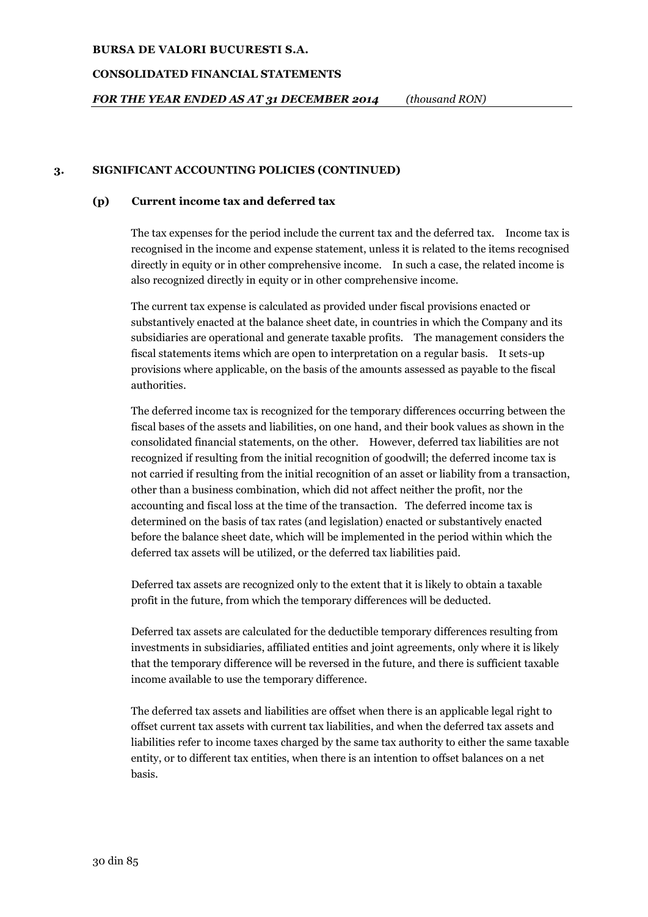## 3. SIGNIFICANT ACCOUNTING POLICIES (CONTINUED)

### (p) Current income tax and deferred tax

The tax expenses for the period include the current tax and the deferred tax. Income tax is recognised in the income and expense statement, unless it is related to the items recognised directly in equity or in other comprehensive income. In such a case, the related income is also recognized directly in equity or in other comprehensive income.

The current tax expense is calculated as provided under fiscal provisions enacted or substantively enacted at the balance sheet date, in countries in which the Company and its subsidiaries are operational and generate taxable profits. The management considers the fiscal statements items which are open to interpretation on a regular basis. It sets-up provisions where applicable, on the basis of the amounts assessed as payable to the fiscal authorities.

The deferred income tax is recognized for the temporary differences occurring between the fiscal bases of the assets and liabilities, on one hand, and their book values as shown in the consolidated financial statements, on the other. However, deferred tax liabilities are not recognized if resulting from the initial recognition of goodwill; the deferred income tax is not carried if resulting from the initial recognition of an asset or liability from a transaction, other than a business combination, which did not affect neither the profit, nor the accounting and fiscal loss at the time of the transaction. The deferred income tax is determined on the basis of tax rates (and legislation) enacted or substantively enacted before the balance sheet date, which will be implemented in the period within which the deferred tax assets will be utilized, or the deferred tax liabilities paid.

Deferred tax assets are recognized only to the extent that it is likely to obtain a taxable profit in the future, from which the temporary differences will be deducted.

Deferred tax assets are calculated for the deductible temporary differences resulting from investments in subsidiaries, affiliated entities and joint agreements, only where it is likely that the temporary difference will be reversed in the future, and there is sufficient taxable income available to use the temporary difference.

The deferred tax assets and liabilities are offset when there is an applicable legal right to offset current tax assets with current tax liabilities, and when the deferred tax assets and liabilities refer to income taxes charged by the same tax authority to either the same taxable entity, or to different tax entities, when there is an intention to offset balances on a net basis.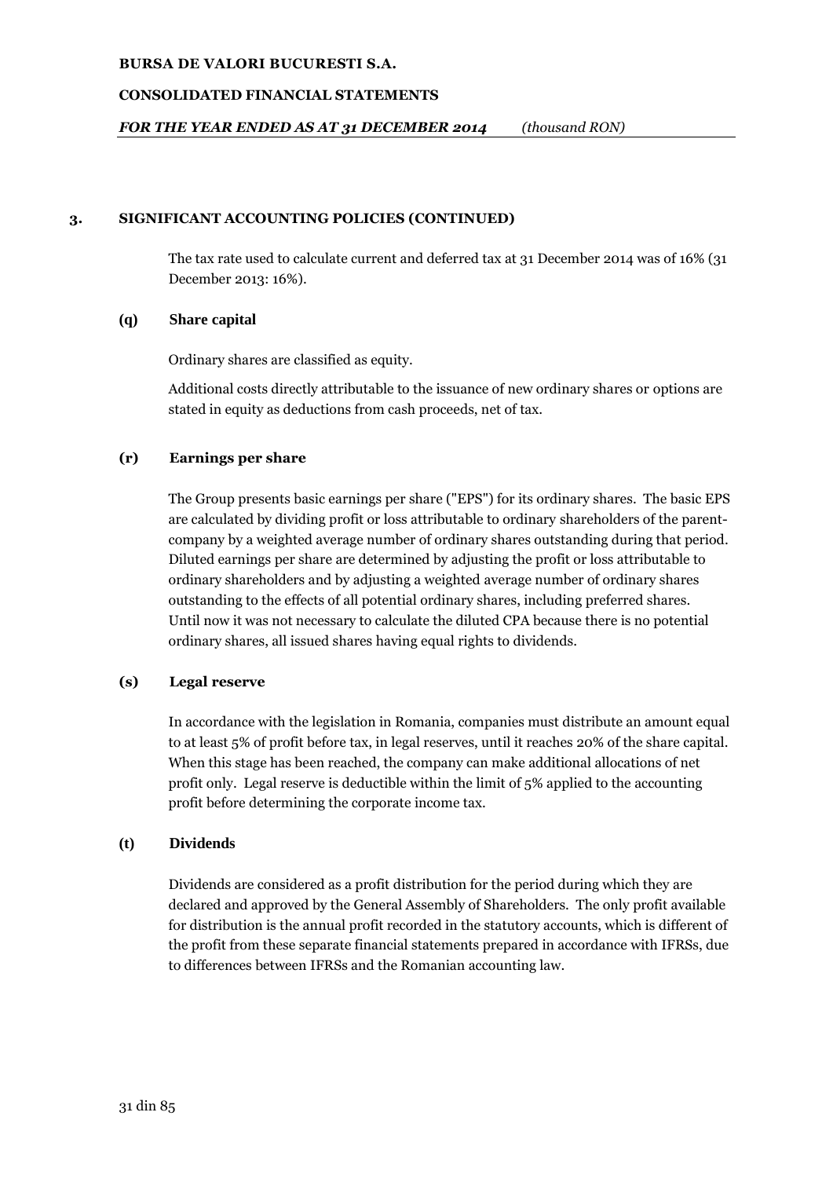## 3. SIGNIFICANT ACCOUNTING POLICIES (CONTINUED)

The tax rate used to calculate current and deferred tax at 31 December 2014 was of 16% (31 December 2013: 16%).

### (q) Share capital

Ordinary shares are classified as equity.

Additional costs directly attributable to the issuance of new ordinary shares or options are stated in equity as deductions from cash proceeds, net of tax.

### (r) Earnings per share

The Group presents basic earnings per share ("EPS") for its ordinary shares. The basic EPS are calculated by dividing profit or loss attributable to ordinary shareholders of the parent-company by a weighted average number of ordinary shares outstanding during that period. Diluted earnings per share are determined by adjusting the profit or loss attributable to ordinary shareholders and by adjusting a weighted average number of ordinary shares outstanding to the effects of all potential ordinary shares, including preferred shares. Until now it was not necessary to calculate the diluted CPA because there is no potential ordinary shares, all issued shares having equal rights to dividends.

### (s) Legal reserve

In accordance with the legislation in Romania, companies must distribute an amount equal to at least 5% of profit before tax, in legal reserves, until it reaches 20% of the share capital. When this stage has been reached, the company can make additional allocations of net profit only. Legal reserve is deductible within the limit of 5% applied to the accounting profit before determining the corporate income tax.

### (t) Dividends

Dividends are considered as a profit distribution for the period during which they are declared and approved by the General Assembly of Shareholders. The only profit available for distribution is the annual profit recorded in the statutory accounts, which is different of the profit from these separate financial statements prepared in accordance with IFRSs, due to differences between IFRSs and the Romanian accounting law.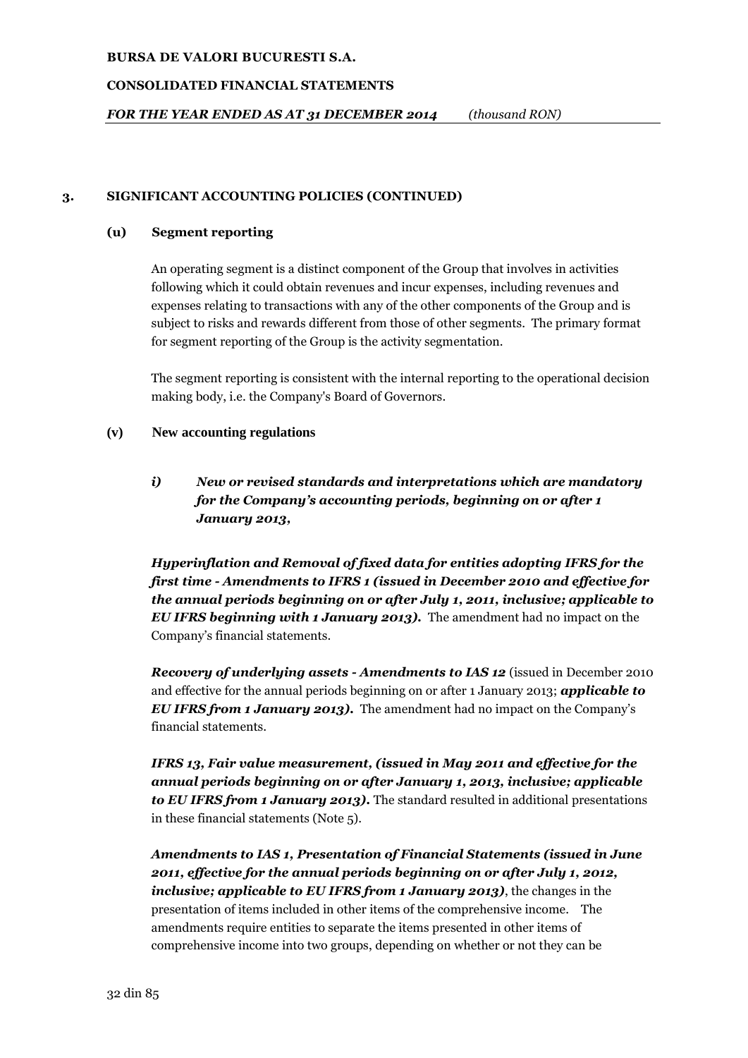## 3. SIGNIFICANT ACCOUNTING POLICIES (CONTINUED)

### (u) Segment reporting

An operating segment is a distinct component of the Group that involves in activities following which it could obtain revenues and incur expenses, including revenues and expenses relating to transactions with any of the other components of the Group and is subject to risks and rewards different from those of other segments. The primary format for segment reporting of the Group is the activity segmentation.

The segment reporting is consistent with the internal reporting to the operational decision making body, i.e. the Company's Board of Governors.

### (v) New accounting regulations

#### *i) New or revised standards and interpretations which are mandatory for the Company's accounting periods, beginning on or after 1 January 2013,*

***Hyperinflation and Removal of fixed data for entities adopting IFRS for the first time - Amendments to IFRS 1 (issued in December 2010 and effective for the annual periods beginning on or after July 1, 2011, inclusive; applicable to EU IFRS beginning with 1 January 2013).*** The amendment had no impact on the Company's financial statements.

***Recovery of underlying assets - Amendments to IAS 12*** (issued in December 2010 and effective for the annual periods beginning on or after 1 January 2013; ***applicable to EU IFRS from 1 January 2013).*** The amendment had no impact on the Company's financial statements.

***IFRS 13, Fair value measurement, (issued in May 2011 and effective for the annual periods beginning on or after January 1, 2013, inclusive; applicable to EU IFRS from 1 January 2013).*** The standard resulted in additional presentations in these financial statements (Note 5).

***Amendments to IAS 1, Presentation of Financial Statements (issued in June 2011, effective for the annual periods beginning on or after July 1, 2012, inclusive; applicable to EU IFRS from 1 January 2013)***, the changes in the presentation of items included in other items of the comprehensive income. The amendments require entities to separate the items presented in other items of comprehensive income into two groups, depending on whether or not they can be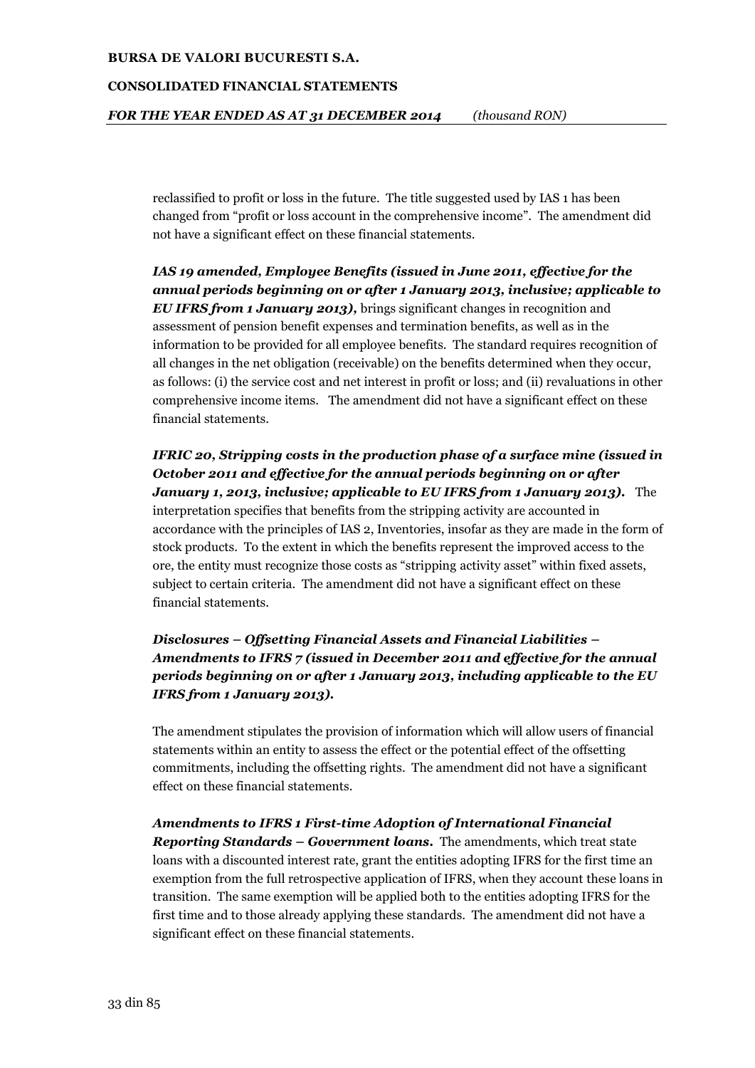reclassified to profit or loss in the future. The title suggested used by IAS 1 has been changed from “profit or loss account in the comprehensive income”. The amendment did not have a significant effect on these financial statements.

***IAS 19 amended, Employee Benefits (issued in June 2011, effective for the annual periods beginning on or after 1 January 2013, inclusive; applicable to EU IFRS from 1 January 2013),*** brings significant changes in recognition and assessment of pension benefit expenses and termination benefits, as well as in the information to be provided for all employee benefits. The standard requires recognition of all changes in the net obligation (receivable) on the benefits determined when they occur, as follows: (i) the service cost and net interest in profit or loss; and (ii) revaluations in other comprehensive income items. The amendment did not have a significant effect on these financial statements.

***IFRIC 20, Stripping costs in the production phase of a surface mine (issued in October 2011 and effective for the annual periods beginning on or after January 1, 2013, inclusive; applicable to EU IFRS from 1 January 2013).*** The interpretation specifies that benefits from the stripping activity are accounted in accordance with the principles of IAS 2, Inventories, insofar as they are made in the form of stock products. To the extent in which the benefits represent the improved access to the ore, the entity must recognize those costs as “stripping activity asset” within fixed assets, subject to certain criteria. The amendment did not have a significant effect on these financial statements.

***Disclosures – Offsetting Financial Assets and Financial Liabilities – Amendments to IFRS 7 (issued in December 2011 and effective for the annual periods beginning on or after 1 January 2013, including applicable to the EU IFRS from 1 January 2013).***

The amendment stipulates the provision of information which will allow users of financial statements within an entity to assess the effect or the potential effect of the offsetting commitments, including the offsetting rights. The amendment did not have a significant effect on these financial statements.

***Amendments to IFRS 1 First-time Adoption of International Financial Reporting Standards – Government loans.*** The amendments, which treat state loans with a discounted interest rate, grant the entities adopting IFRS for the first time an exemption from the full retrospective application of IFRS, when they account these loans in transition. The same exemption will be applied both to the entities adopting IFRS for the first time and to those already applying these standards. The amendment did not have a significant effect on these financial statements.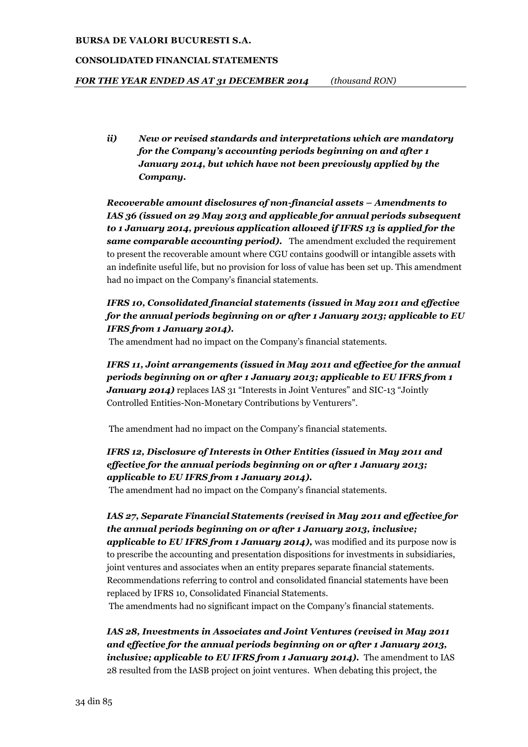*ii) New or revised standards and interpretations which are mandatory for the Company's accounting periods beginning on and after 1 January 2014, but which have not been previously applied by the Company.*

***Recoverable amount disclosures of non-financial assets – Amendments to IAS 36 (issued on 29 May 2013 and applicable for annual periods subsequent to 1 January 2014, previous application allowed if IFRS 13 is applied for the same comparable accounting period).*** The amendment excluded the requirement to present the recoverable amount where CGU contains goodwill or intangible assets with an indefinite useful life, but no provision for loss of value has been set up. This amendment had no impact on the Company's financial statements.

***IFRS 10, Consolidated financial statements (issued in May 2011 and effective for the annual periods beginning on or after 1 January 2013; applicable to EU IFRS from 1 January 2014).***

The amendment had no impact on the Company's financial statements.

***IFRS 11, Joint arrangements (issued in May 2011 and effective for the annual periods beginning on or after 1 January 2013; applicable to EU IFRS from 1 January 2014)*** replaces IAS 31 "Interests in Joint Ventures" and SIC-13 "Jointly Controlled Entities-Non-Monetary Contributions by Venturers".

The amendment had no impact on the Company's financial statements.

***IFRS 12, Disclosure of Interests in Other Entities (issued in May 2011 and effective for the annual periods beginning on or after 1 January 2013; applicable to EU IFRS from 1 January 2014).***

The amendment had no impact on the Company's financial statements.

***IAS 27, Separate Financial Statements (revised in May 2011 and effective for the annual periods beginning on or after 1 January 2013, inclusive; applicable to EU IFRS from 1 January 2014),*** was modified and its purpose now is to prescribe the accounting and presentation dispositions for investments in subsidiaries, joint ventures and associates when an entity prepares separate financial statements. Recommendations referring to control and consolidated financial statements have been replaced by IFRS 10, Consolidated Financial Statements.

The amendments had no significant impact on the Company's financial statements.

***IAS 28, Investments in Associates and Joint Ventures (revised in May 2011 and effective for the annual periods beginning on or after 1 January 2013, inclusive; applicable to EU IFRS from 1 January 2014).*** The amendment to IAS 28 resulted from the IASB project on joint ventures. When debating this project, the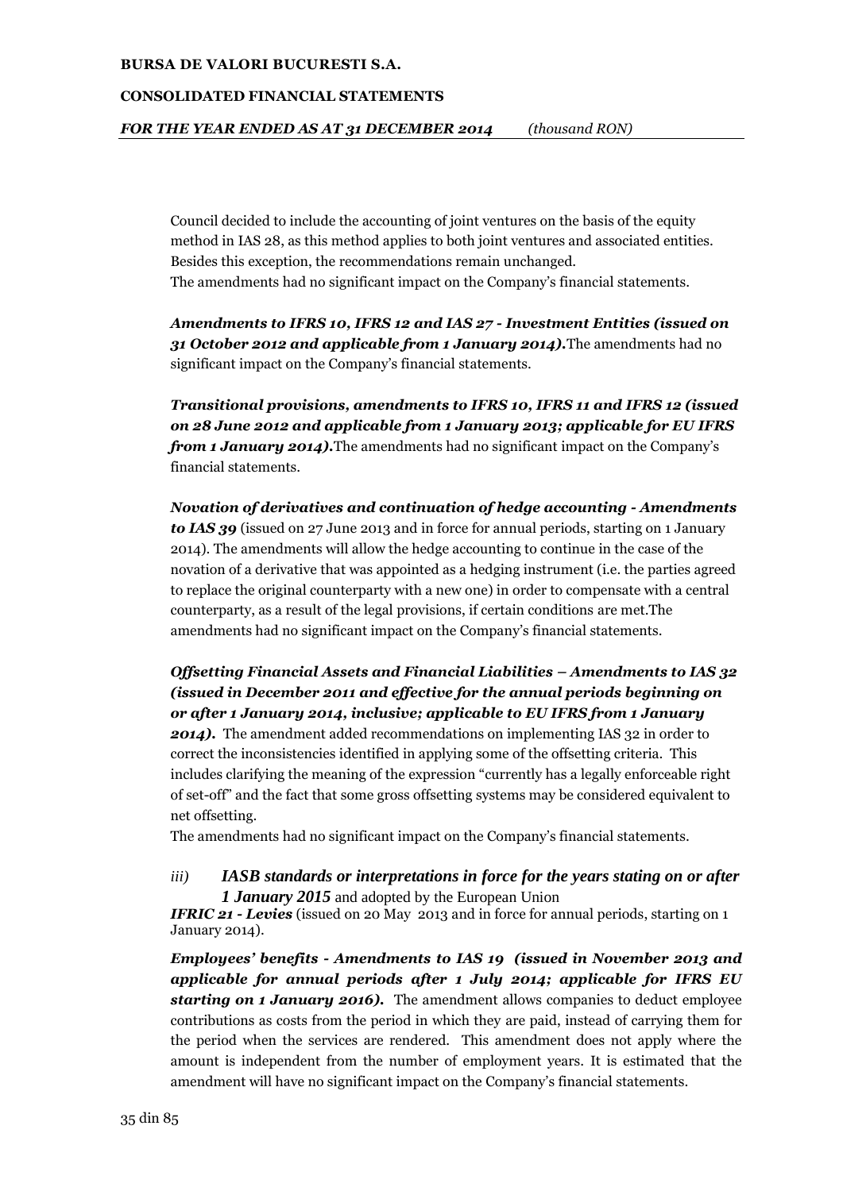Council decided to include the accounting of joint ventures on the basis of the equity method in IAS 28, as this method applies to both joint ventures and associated entities. Besides this exception, the recommendations remain unchanged.
The amendments had no significant impact on the Company's financial statements.

***Amendments to IFRS 10, IFRS 12 and IAS 27 - Investment Entities (issued on 31 October 2012 and applicable from 1 January 2014).*** The amendments had no significant impact on the Company's financial statements.

***Transitional provisions, amendments to IFRS 10, IFRS 11 and IFRS 12 (issued on 28 June 2012 and applicable from 1 January 2013; applicable for EU IFRS from 1 January 2014).*** The amendments had no significant impact on the Company's financial statements.

***Novation of derivatives and continuation of hedge accounting - Amendments to IAS 39*** (issued on 27 June 2013 and in force for annual periods, starting on 1 January 2014). The amendments will allow the hedge accounting to continue in the case of the novation of a derivative that was appointed as a hedging instrument (i.e. the parties agreed to replace the original counterparty with a new one) in order to compensate with a central counterparty, as a result of the legal provisions, if certain conditions are met.The amendments had no significant impact on the Company's financial statements.

***Offsetting Financial Assets and Financial Liabilities – Amendments to IAS 32 (issued in December 2011 and effective for the annual periods beginning on or after 1 January 2014, inclusive; applicable to EU IFRS from 1 January 2014).*** The amendment added recommendations on implementing IAS 32 in order to correct the inconsistencies identified in applying some of the offsetting criteria. This includes clarifying the meaning of the expression "currently has a legally enforceable right of set-off" and the fact that some gross offsetting systems may be considered equivalent to net offsetting.
The amendments had no significant impact on the Company's financial statements.

*iii)* ***IASB standards or interpretations in force for the years stating on or after 1 January 2015*** and adopted by the European Union

***IFRIC 21 - Levies*** (issued on 20 May 2013 and in force for annual periods, starting on 1 January 2014).

***Employees' benefits - Amendments to IAS 19 (issued in November 2013 and applicable for annual periods after 1 July 2014; applicable for IFRS EU starting on 1 January 2016).*** The amendment allows companies to deduct employee contributions as costs from the period in which they are paid, instead of carrying them for the period when the services are rendered. This amendment does not apply where the amount is independent from the number of employment years. It is estimated that the amendment will have no significant impact on the Company's financial statements.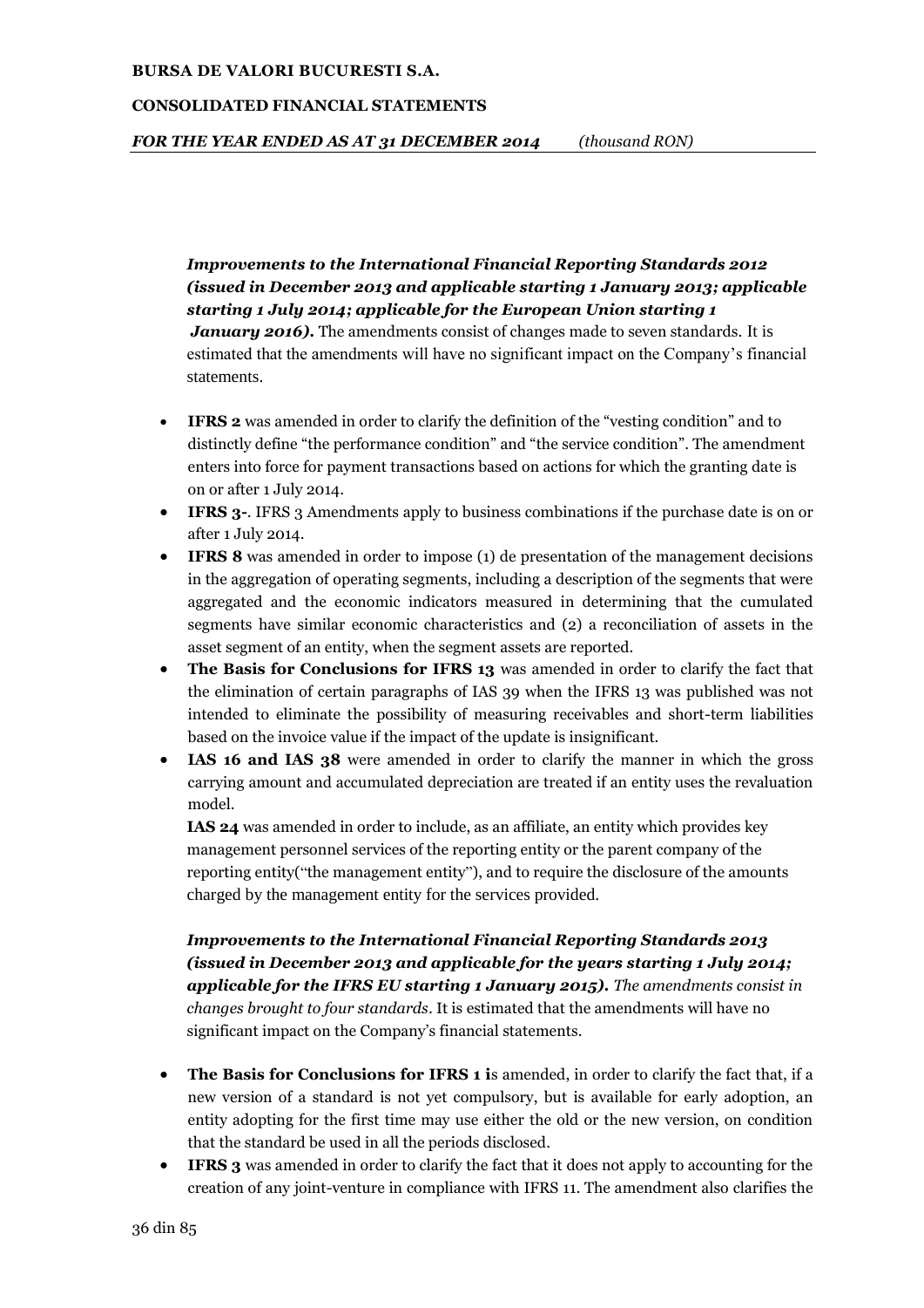***Improvements to the International Financial Reporting Standards 2012 (issued in December 2013 and applicable starting 1 January 2013; applicable starting 1 July 2014; applicable for the European Union starting 1 January 2016).*** The amendments consist of changes made to seven standards. It is estimated that the amendments will have no significant impact on the Company's financial statements.

- **IFRS 2** was amended in order to clarify the definition of the "vesting condition" and to distinctly define "the performance condition" and "the service condition". The amendment enters into force for payment transactions based on actions for which the granting date is on or after 1 July 2014.
- **IFRS 3-**. IFRS 3 Amendments apply to business combinations if the purchase date is on or after 1 July 2014.
- **IFRS 8** was amended in order to impose (1) de presentation of the management decisions in the aggregation of operating segments, including a description of the segments that were aggregated and the economic indicators measured in determining that the cumulated segments have similar economic characteristics and (2) a reconciliation of assets in the asset segment of an entity, when the segment assets are reported.
- **The Basis for Conclusions for IFRS 13** was amended in order to clarify the fact that the elimination of certain paragraphs of IAS 39 when the IFRS 13 was published was not intended to eliminate the possibility of measuring receivables and short-term liabilities based on the invoice value if the impact of the update is insignificant.
- **IAS 16 and IAS 38** were amended in order to clarify the manner in which the gross carrying amount and accumulated depreciation are treated if an entity uses the revaluation model.

  **IAS 24** was amended in order to include, as an affiliate, an entity which provides key management personnel services of the reporting entity or the parent company of the reporting entity("the management entity"), and to require the disclosure of the amounts charged by the management entity for the services provided.

***Improvements to the International Financial Reporting Standards 2013 (issued in December 2013 and applicable for the years starting 1 July 2014; applicable for the IFRS EU starting 1 January 2015).*** *The amendments consist in changes brought to four standards*. It is estimated that the amendments will have no significant impact on the Company's financial statements.

- **The Basis for Conclusions for IFRS 1 i**s amended, in order to clarify the fact that, if a new version of a standard is not yet compulsory, but is available for early adoption, an entity adopting for the first time may use either the old or the new version, on condition that the standard be used in all the periods disclosed.
- **IFRS 3** was amended in order to clarify the fact that it does not apply to accounting for the creation of any joint-venture in compliance with IFRS 11. The amendment also clarifies the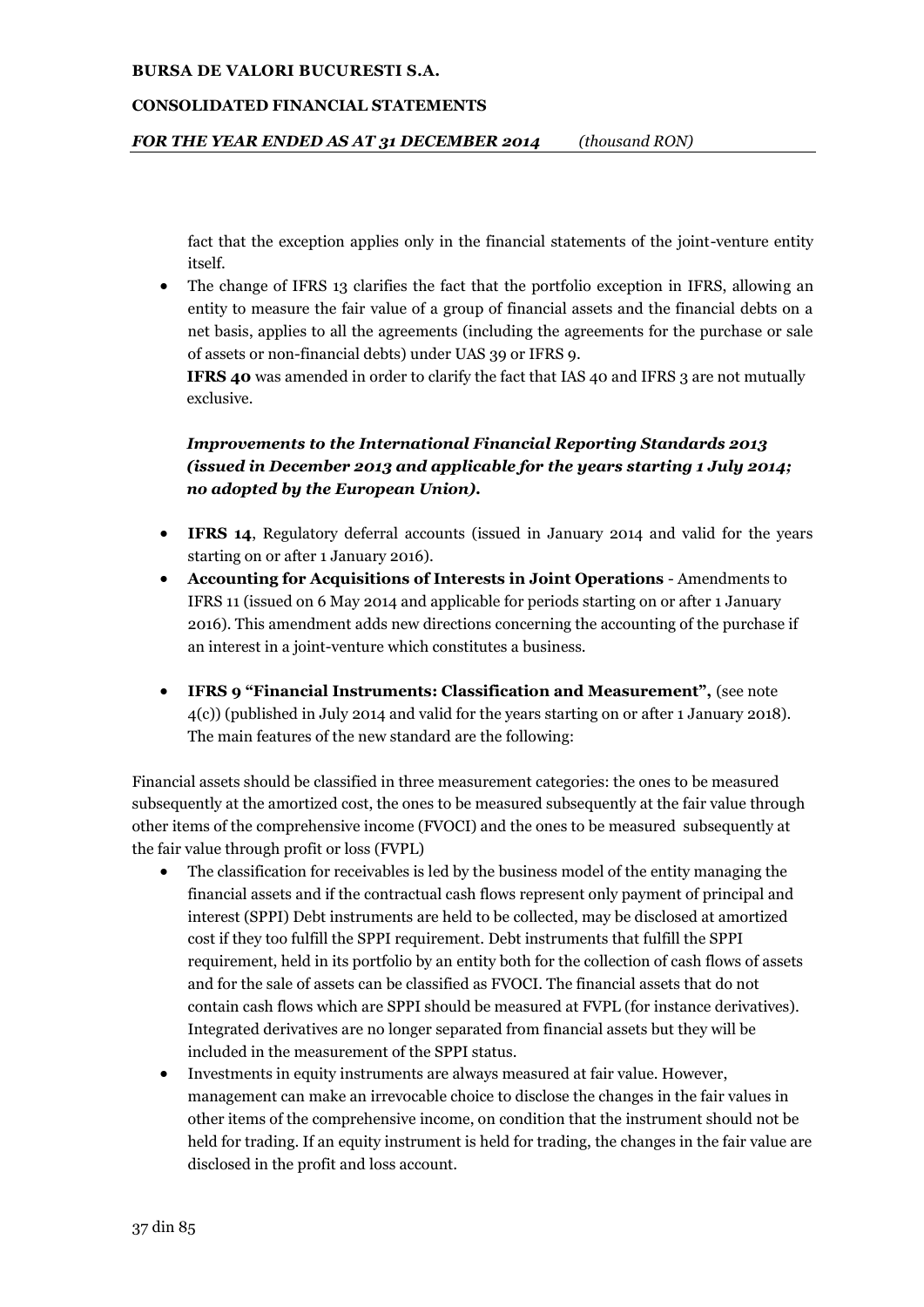fact that the exception applies only in the financial statements of the joint-venture entity itself.

- The change of IFRS 13 clarifies the fact that the portfolio exception in IFRS, allowing an entity to measure the fair value of a group of financial assets and the financial debts on a net basis, applies to all the agreements (including the agreements for the purchase or sale of assets or non-financial debts) under UAS 39 or IFRS 9.

  **IFRS 40** was amended in order to clarify the fact that IAS 40 and IFRS 3 are not mutually exclusive.

***Improvements to the International Financial Reporting Standards 2013 (issued in December 2013 and applicable for the years starting 1 July 2014; no adopted by the European Union).***

- **IFRS 14**, Regulatory deferral accounts (issued in January 2014 and valid for the years starting on or after 1 January 2016).
- **Accounting for Acquisitions of Interests in Joint Operations** - Amendments to IFRS 11 (issued on 6 May 2014 and applicable for periods starting on or after 1 January 2016). This amendment adds new directions concerning the accounting of the purchase if an interest in a joint-venture which constitutes a business.

- **IFRS 9 "Financial Instruments: Classification and Measurement",** (see note 4(c)) (published in July 2014 and valid for the years starting on or after 1 January 2018). The main features of the new standard are the following:

Financial assets should be classified in three measurement categories: the ones to be measured subsequently at the amortized cost, the ones to be measured subsequently at the fair value through other items of the comprehensive income (FVOCI) and the ones to be measured subsequently at the fair value through profit or loss (FVPL)

- The classification for receivables is led by the business model of the entity managing the financial assets and if the contractual cash flows represent only payment of principal and interest (SPPI) Debt instruments are held to be collected, may be disclosed at amortized cost if they too fulfill the SPPI requirement. Debt instruments that fulfill the SPPI requirement, held in its portfolio by an entity both for the collection of cash flows of assets and for the sale of assets can be classified as FVOCI. The financial assets that do not contain cash flows which are SPPI should be measured at FVPL (for instance derivatives). Integrated derivatives are no longer separated from financial assets but they will be included in the measurement of the SPPI status.
- Investments in equity instruments are always measured at fair value. However, management can make an irrevocable choice to disclose the changes in the fair values in other items of the comprehensive income, on condition that the instrument should not be held for trading. If an equity instrument is held for trading, the changes in the fair value are disclosed in the profit and loss account.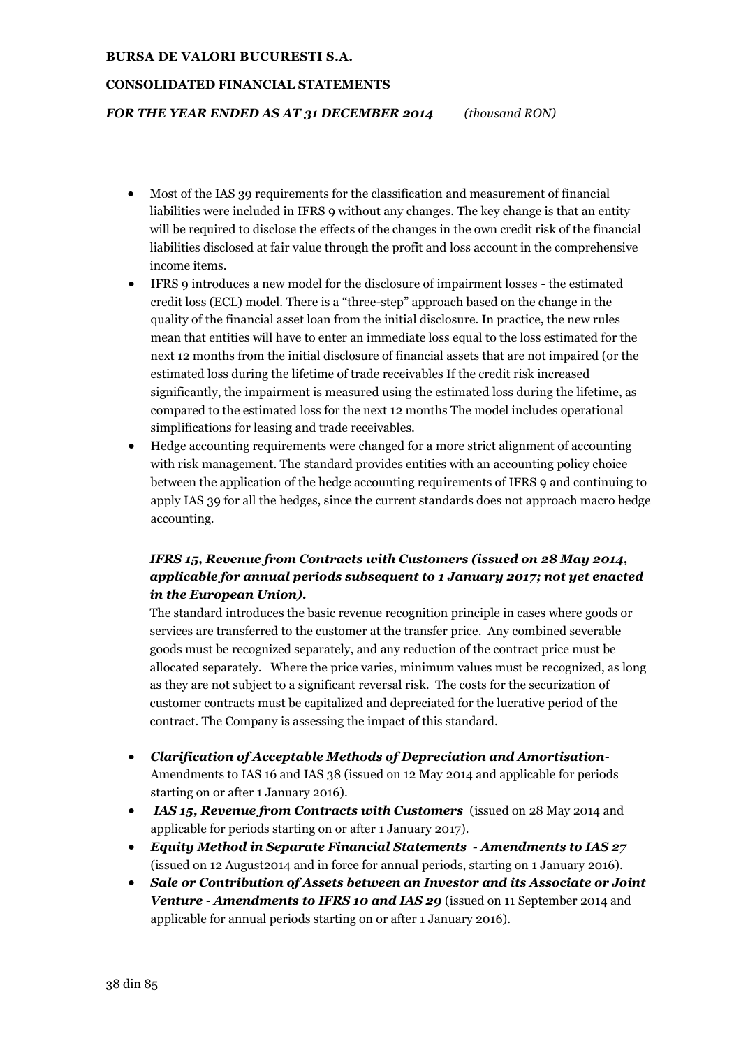- Most of the IAS 39 requirements for the classification and measurement of financial liabilities were included in IFRS 9 without any changes. The key change is that an entity will be required to disclose the effects of the changes in the own credit risk of the financial liabilities disclosed at fair value through the profit and loss account in the comprehensive income items.
- IFRS 9 introduces a new model for the disclosure of impairment losses - the estimated credit loss (ECL) model. There is a "three-step" approach based on the change in the quality of the financial asset loan from the initial disclosure. In practice, the new rules mean that entities will have to enter an immediate loss equal to the loss estimated for the next 12 months from the initial disclosure of financial assets that are not impaired (or the estimated loss during the lifetime of trade receivables If the credit risk increased significantly, the impairment is measured using the estimated loss during the lifetime, as compared to the estimated loss for the next 12 months The model includes operational simplifications for leasing and trade receivables.
- Hedge accounting requirements were changed for a more strict alignment of accounting with risk management. The standard provides entities with an accounting policy choice between the application of the hedge accounting requirements of IFRS 9 and continuing to apply IAS 39 for all the hedges, since the current standards does not approach macro hedge accounting.

***IFRS 15, Revenue from Contracts with Customers (issued on 28 May 2014, applicable for annual periods subsequent to 1 January 2017; not yet enacted in the European Union).***

The standard introduces the basic revenue recognition principle in cases where goods or services are transferred to the customer at the transfer price. Any combined severable goods must be recognized separately, and any reduction of the contract price must be allocated separately. Where the price varies, minimum values must be recognized, as long as they are not subject to a significant reversal risk. The costs for the securization of customer contracts must be capitalized and depreciated for the lucrative period of the contract. The Company is assessing the impact of this standard.

- ***Clarification of Acceptable Methods of Depreciation and Amortisation***- Amendments to IAS 16 and IAS 38 (issued on 12 May 2014 and applicable for periods starting on or after 1 January 2016).
- ***IAS 15, Revenue from Contracts with Customers*** (issued on 28 May 2014 and applicable for periods starting on or after 1 January 2017).
- ***Equity Method in Separate Financial Statements - Amendments to IAS 27*** (issued on 12 August2014 and in force for annual periods, starting on 1 January 2016).
- ***Sale or Contribution of Assets between an Investor and its Associate or Joint Venture - Amendments to IFRS 10 and IAS 29*** (issued on 11 September 2014 and applicable for annual periods starting on or after 1 January 2016).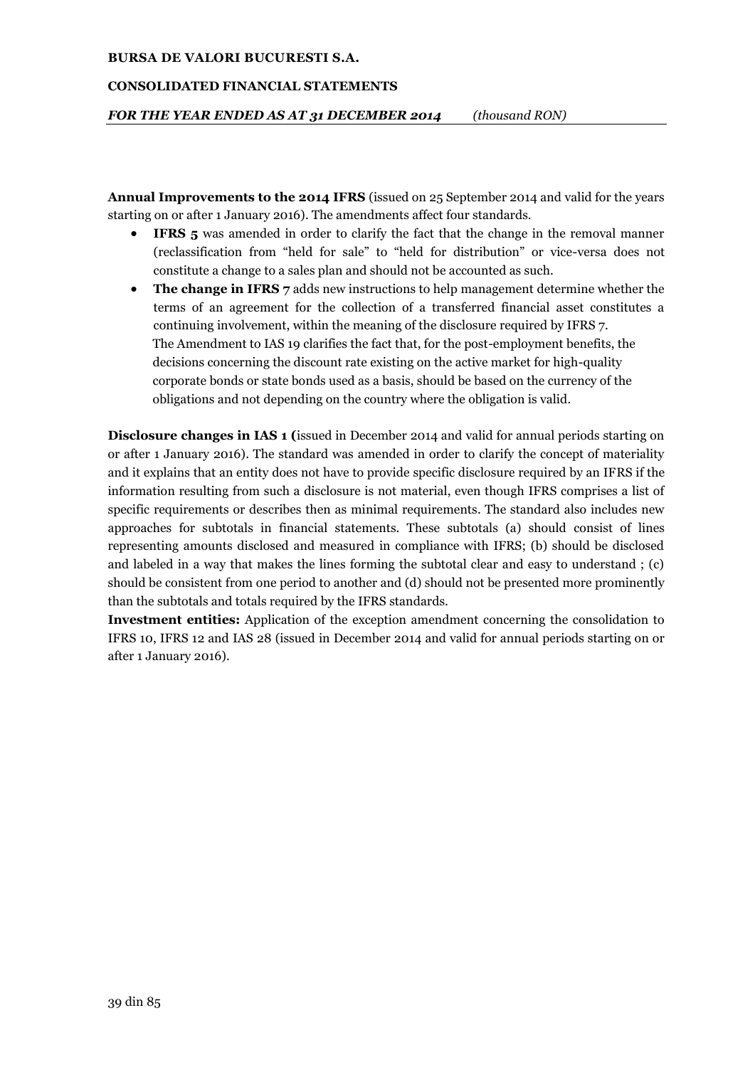**Annual Improvements to the 2014 IFRS** (issued on 25 September 2014 and valid for the years starting on or after 1 January 2016). The amendments affect four standards.

- **IFRS 5** was amended in order to clarify the fact that the change in the removal manner (reclassification from "held for sale" to "held for distribution" or vice-versa does not constitute a change to a sales plan and should not be accounted as such.
- **The change in IFRS 7** adds new instructions to help management determine whether the terms of an agreement for the collection of a transferred financial asset constitutes a continuing involvement, within the meaning of the disclosure required by IFRS 7. The Amendment to IAS 19 clarifies the fact that, for the post-employment benefits, the decisions concerning the discount rate existing on the active market for high-quality corporate bonds or state bonds used as a basis, should be based on the currency of the obligations and not depending on the country where the obligation is valid.

**Disclosure changes in IAS 1 (**issued in December 2014 and valid for annual periods starting on or after 1 January 2016). The standard was amended in order to clarify the concept of materiality and it explains that an entity does not have to provide specific disclosure required by an IFRS if the information resulting from such a disclosure is not material, even though IFRS comprises a list of specific requirements or describes then as minimal requirements. The standard also includes new approaches for subtotals in financial statements. These subtotals (a) should consist of lines representing amounts disclosed and measured in compliance with IFRS; (b) should be disclosed and labeled in a way that makes the lines forming the subtotal clear and easy to understand ; (c) should be consistent from one period to another and (d) should not be presented more prominently than the subtotals and totals required by the IFRS standards.

**Investment entities:** Application of the exception amendment concerning the consolidation to IFRS 10, IFRS 12 and IAS 28 (issued in December 2014 and valid for annual periods starting on or after 1 January 2016).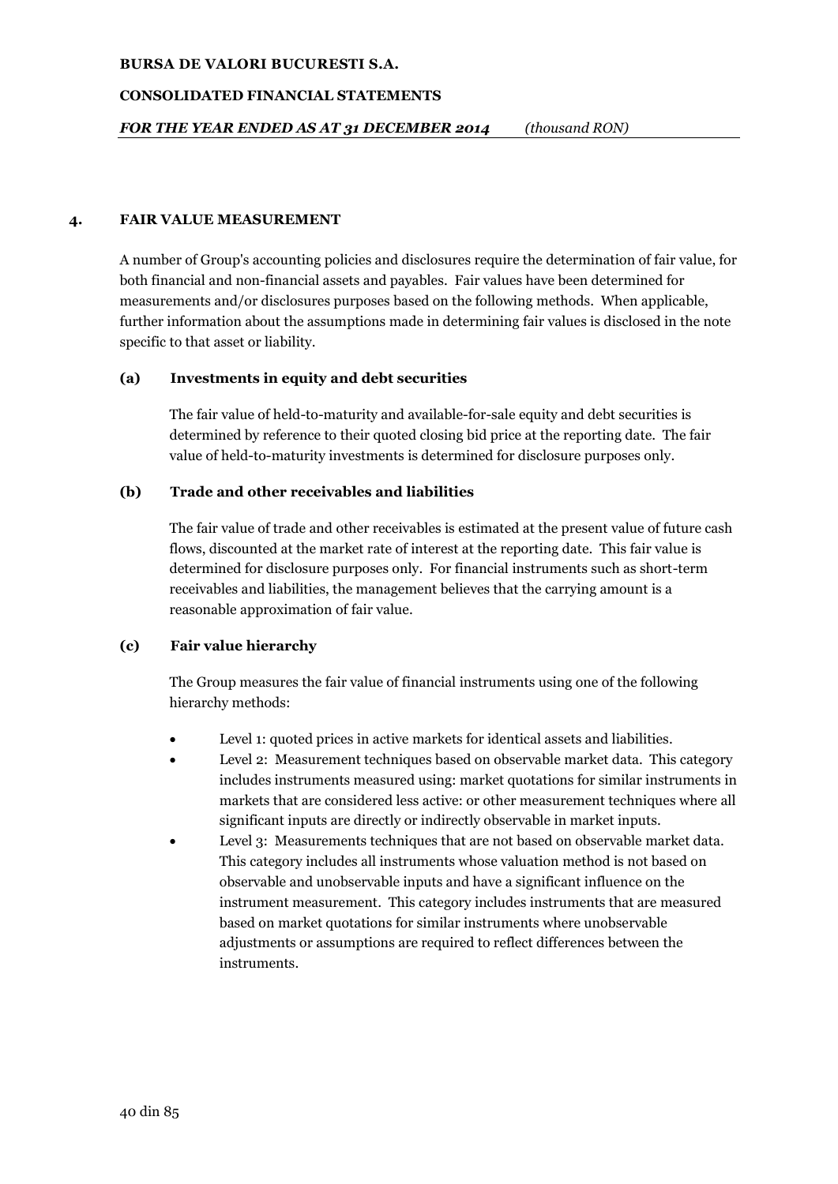## 4. FAIR VALUE MEASUREMENT

A number of Group's accounting policies and disclosures require the determination of fair value, for both financial and non-financial assets and payables. Fair values have been determined for measurements and/or disclosures purposes based on the following methods. When applicable, further information about the assumptions made in determining fair values is disclosed in the note specific to that asset or liability.

### (a) Investments in equity and debt securities

The fair value of held-to-maturity and available-for-sale equity and debt securities is determined by reference to their quoted closing bid price at the reporting date. The fair value of held-to-maturity investments is determined for disclosure purposes only.

### (b) Trade and other receivables and liabilities

The fair value of trade and other receivables is estimated at the present value of future cash flows, discounted at the market rate of interest at the reporting date. This fair value is determined for disclosure purposes only. For financial instruments such as short-term receivables and liabilities, the management believes that the carrying amount is a reasonable approximation of fair value.

### (c) Fair value hierarchy

The Group measures the fair value of financial instruments using one of the following hierarchy methods:

- Level 1: quoted prices in active markets for identical assets and liabilities.
- Level 2: Measurement techniques based on observable market data. This category includes instruments measured using: market quotations for similar instruments in markets that are considered less active: or other measurement techniques where all significant inputs are directly or indirectly observable in market inputs.
- Level 3: Measurements techniques that are not based on observable market data. This category includes all instruments whose valuation method is not based on observable and unobservable inputs and have a significant influence on the instrument measurement. This category includes instruments that are measured based on market quotations for similar instruments where unobservable adjustments or assumptions are required to reflect differences between the instruments.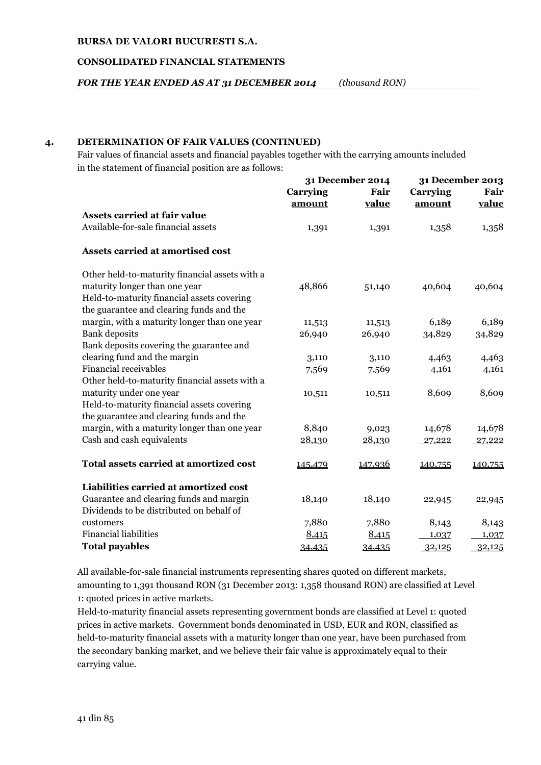## 4. DETERMINATION OF FAIR VALUES (CONTINUED)

Fair values of financial assets and financial payables together with the carrying amounts included in the statement of financial position are as follows:

| | 31 December 2014 | | 31 December 2013 | |
|---|---|---|---|---|
| | Carrying amount | Fair value | Carrying amount | Fair value |
| **Assets carried at fair value** | | | | |
| Available-for-sale financial assets | 1,391 | 1,391 | 1,358 | 1,358 |
| **Assets carried at amortised cost** | | | | |
| Other held-to-maturity financial assets with a maturity longer than one year | 48,866 | 51,140 | 40,604 | 40,604 |
| Held-to-maturity financial assets covering the guarantee and clearing funds and the margin, with a maturity longer than one year | 11,513 | 11,513 | 6,189 | 6,189 |
| Bank deposits | 26,940 | 26,940 | 34,829 | 34,829 |
| Bank deposits covering the guarantee and clearing fund and the margin | 3,110 | 3,110 | 4,463 | 4,463 |
| Financial receivables | 7,569 | 7,569 | 4,161 | 4,161 |
| Other held-to-maturity financial assets with a maturity under one year | 10,511 | 10,511 | 8,609 | 8,609 |
| Held-to-maturity financial assets covering the guarantee and clearing funds and the margin, with a maturity longer than one year | 8,840 | 9,023 | 14,678 | 14,678 |
| Cash and cash equivalents | 28,130 | 28,130 | 27,222 | 27,222 |
| **Total assets carried at amortized cost** | 145,479 | 147,936 | 140,755 | 140,755 |
| **Liabilities carried at amortized cost** | | | | |
| Guarantee and clearing funds and margin | 18,140 | 18,140 | 22,945 | 22,945 |
| Dividends to be distributed on behalf of customers | 7,880 | 7,880 | 8,143 | 8,143 |
| Financial liabilities | 8,415 | 8,415 | 1,037 | 1,037 |
| **Total payables** | 34,435 | 34,435 | 32,125 | 32,125 |

All available-for-sale financial instruments representing shares quoted on different markets, amounting to 1,391 thousand RON (31 December 2013: 1,358 thousand RON) are classified at Level 1: quoted prices in active markets.

Held-to-maturity financial assets representing government bonds are classified at Level 1: quoted prices in active markets. Government bonds denominated in USD, EUR and RON, classified as held-to-maturity financial assets with a maturity longer than one year, have been purchased from the secondary banking market, and we believe their fair value is approximately equal to their carrying value.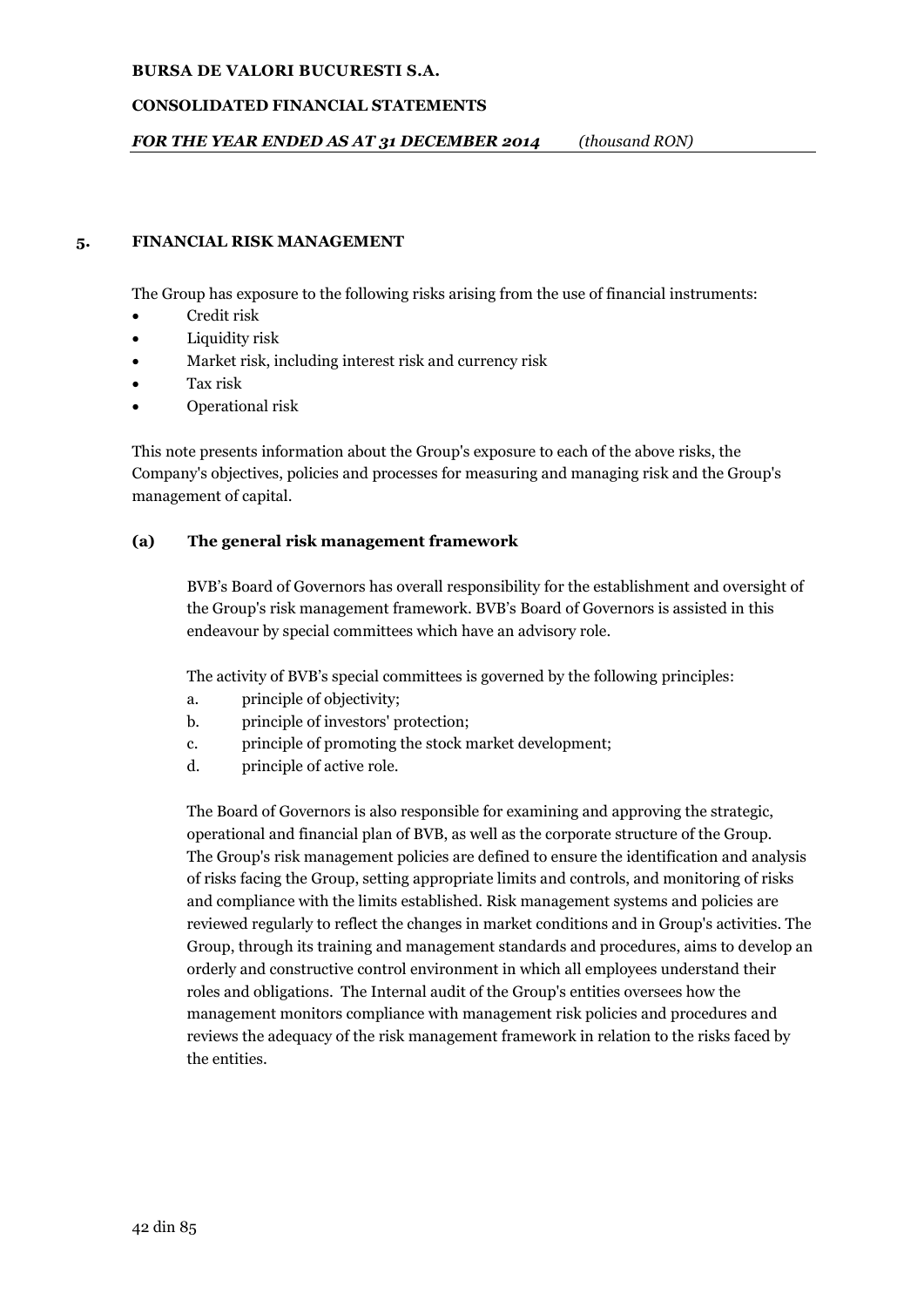## 5. FINANCIAL RISK MANAGEMENT

The Group has exposure to the following risks arising from the use of financial instruments:

- Credit risk
- Liquidity risk
- Market risk, including interest risk and currency risk
- Tax risk
- Operational risk

This note presents information about the Group's exposure to each of the above risks, the Company's objectives, policies and processes for measuring and managing risk and the Group's management of capital.

### (a) The general risk management framework

BVB's Board of Governors has overall responsibility for the establishment and oversight of the Group's risk management framework. BVB's Board of Governors is assisted in this endeavour by special committees which have an advisory role.

The activity of BVB's special committees is governed by the following principles:

a. principle of objectivity;
b. principle of investors' protection;
c. principle of promoting the stock market development;
d. principle of active role.

The Board of Governors is also responsible for examining and approving the strategic, operational and financial plan of BVB, as well as the corporate structure of the Group. The Group's risk management policies are defined to ensure the identification and analysis of risks facing the Group, setting appropriate limits and controls, and monitoring of risks and compliance with the limits established. Risk management systems and policies are reviewed regularly to reflect the changes in market conditions and in Group's activities. The Group, through its training and management standards and procedures, aims to develop an orderly and constructive control environment in which all employees understand their roles and obligations. The Internal audit of the Group's entities oversees how the management monitors compliance with management risk policies and procedures and reviews the adequacy of the risk management framework in relation to the risks faced by the entities.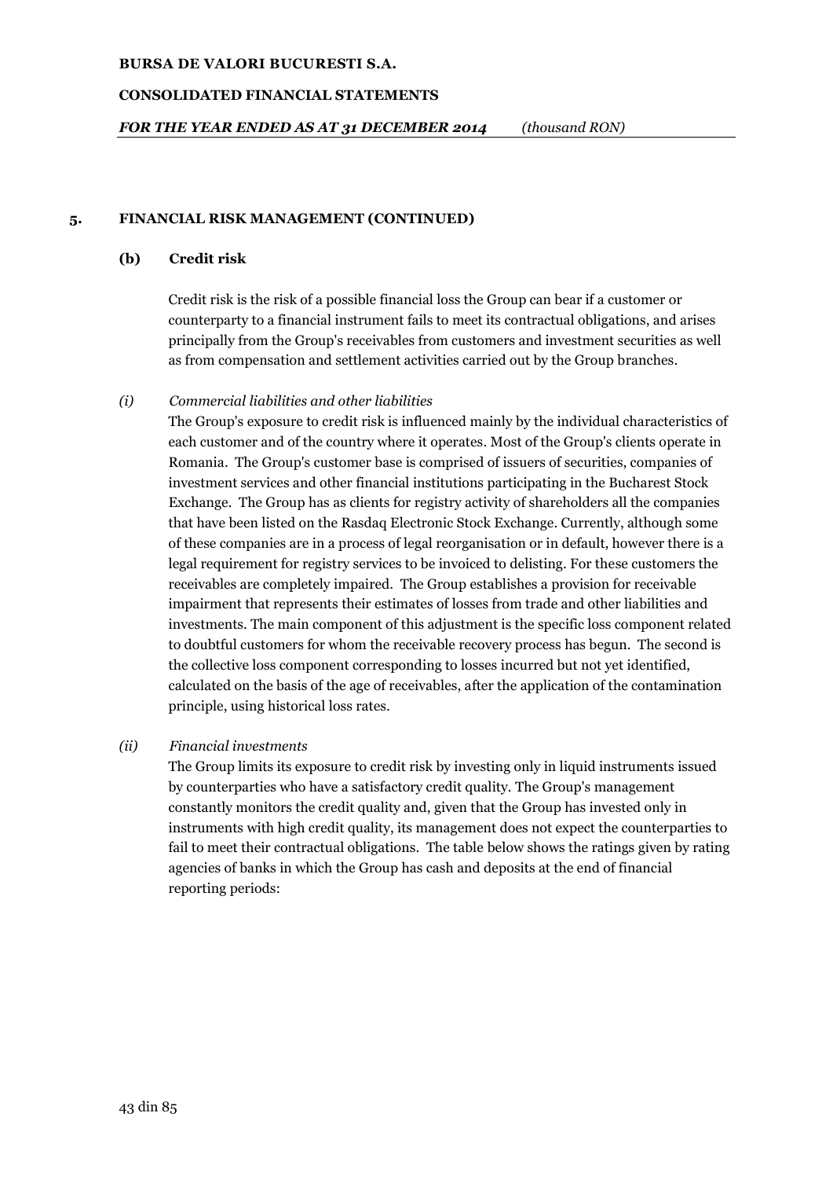## 5. FINANCIAL RISK MANAGEMENT (CONTINUED)

### (b) Credit risk

Credit risk is the risk of a possible financial loss the Group can bear if a customer or counterparty to a financial instrument fails to meet its contractual obligations, and arises principally from the Group's receivables from customers and investment securities as well as from compensation and settlement activities carried out by the Group branches.

*(i) Commercial liabilities and other liabilities*

The Group's exposure to credit risk is influenced mainly by the individual characteristics of each customer and of the country where it operates. Most of the Group's clients operate in Romania. The Group's customer base is comprised of issuers of securities, companies of investment services and other financial institutions participating in the Bucharest Stock Exchange. The Group has as clients for registry activity of shareholders all the companies that have been listed on the Rasdaq Electronic Stock Exchange. Currently, although some of these companies are in a process of legal reorganisation or in default, however there is a legal requirement for registry services to be invoiced to delisting. For these customers the receivables are completely impaired. The Group establishes a provision for receivable impairment that represents their estimates of losses from trade and other liabilities and investments. The main component of this adjustment is the specific loss component related to doubtful customers for whom the receivable recovery process has begun. The second is the collective loss component corresponding to losses incurred but not yet identified, calculated on the basis of the age of receivables, after the application of the contamination principle, using historical loss rates.

*(ii) Financial investments*

The Group limits its exposure to credit risk by investing only in liquid instruments issued by counterparties who have a satisfactory credit quality. The Group's management constantly monitors the credit quality and, given that the Group has invested only in instruments with high credit quality, its management does not expect the counterparties to fail to meet their contractual obligations. The table below shows the ratings given by rating agencies of banks in which the Group has cash and deposits at the end of financial reporting periods: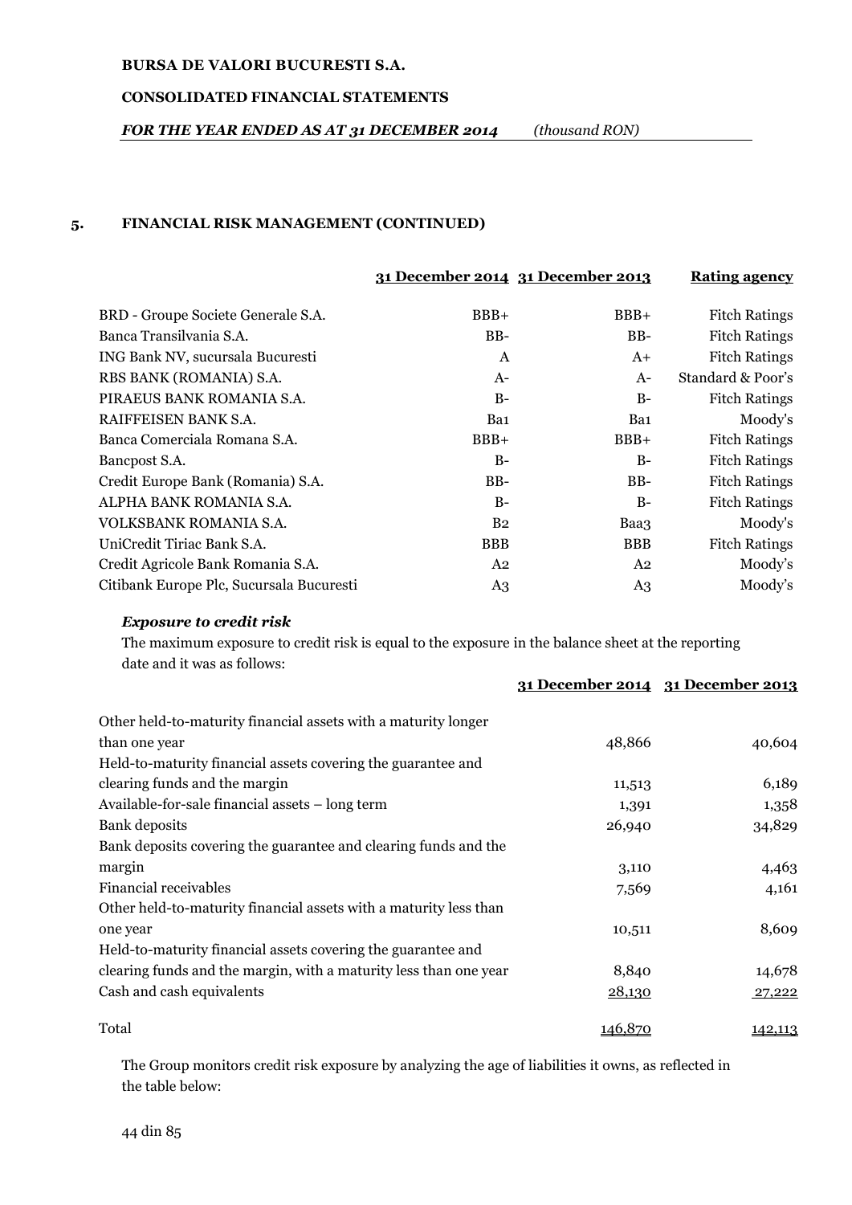## 5. FINANCIAL RISK MANAGEMENT (CONTINUED)

| | 31 December 2014 | 31 December 2013 | Rating agency |
|---|---|---|---|
| BRD - Groupe Societe Generale S.A. | BBB+ | BBB+ | Fitch Ratings |
| Banca Transilvania S.A. | BB- | BB- | Fitch Ratings |
| ING Bank NV, sucursala Bucuresti | A | A+ | Fitch Ratings |
| RBS BANK (ROMANIA) S.A. | A- | A- | Standard & Poor's |
| PIRAEUS BANK ROMANIA S.A. | B- | B- | Fitch Ratings |
| RAIFFEISEN BANK S.A. | Ba1 | Ba1 | Moody's |
| Banca Comerciala Romana S.A. | BBB+ | BBB+ | Fitch Ratings |
| Bancpost S.A. | B- | B- | Fitch Ratings |
| Credit Europe Bank (Romania) S.A. | BB- | BB- | Fitch Ratings |
| ALPHA BANK ROMANIA S.A. | B- | B- | Fitch Ratings |
| VOLKSBANK ROMANIA S.A. | B2 | Baa3 | Moody's |
| UniCredit Tiriac Bank S.A. | BBB | BBB | Fitch Ratings |
| Credit Agricole Bank Romania S.A. | A2 | A2 | Moody's |
| Citibank Europe Plc, Sucursala Bucuresti | A3 | A3 | Moody's |

***Exposure to credit risk***

The maximum exposure to credit risk is equal to the exposure in the balance sheet at the reporting date and it was as follows:

| | 31 December 2014 | 31 December 2013 |
|---|---|---|
| Other held-to-maturity financial assets with a maturity longer than one year | 48,866 | 40,604 |
| Held-to-maturity financial assets covering the guarantee and clearing funds and the margin | 11,513 | 6,189 |
| Available-for-sale financial assets – long term | 1,391 | 1,358 |
| Bank deposits | 26,940 | 34,829 |
| Bank deposits covering the guarantee and clearing funds and the margin | 3,110 | 4,463 |
| Financial receivables | 7,569 | 4,161 |
| Other held-to-maturity financial assets with a maturity less than one year | 10,511 | 8,609 |
| Held-to-maturity financial assets covering the guarantee and clearing funds and the margin, with a maturity less than one year | 8,840 | 14,678 |
| Cash and cash equivalents | 28,130 | 27,222 |
| Total | 146,870 | 142,113 |

The Group monitors credit risk exposure by analyzing the age of liabilities it owns, as reflected in the table below: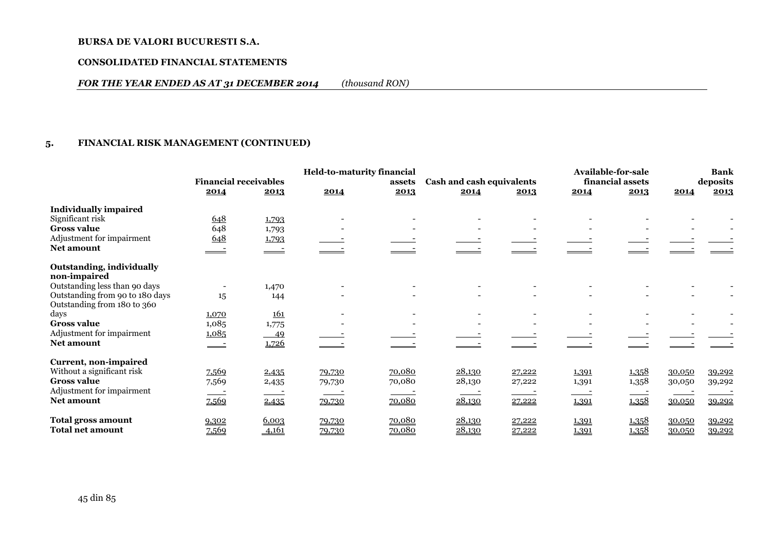**BURSA DE VALORI BUCURESTI S.A.**

**CONSOLIDATED FINANCIAL STATEMENTS**

***FOR THE YEAR ENDED AS AT 31 DECEMBER 2014*** *(thousand RON)*

## 5. FINANCIAL RISK MANAGEMENT (CONTINUED)

| | Financial receivables | | Held-to-maturity financial assets | | Cash and cash equivalents | | Available-for-sale financial assets | | Bank deposits | |
|---|---|---|---|---|---|---|---|---|---|---|
| | 2014 | 2013 | 2014 | 2013 | 2014 | 2013 | 2014 | 2013 | 2014 | 2013 |
| **Individually impaired** | | | | | | | | | | |
| Significant risk | 648 | 1,793 | - | - | - | - | - | - | - | - |
| **Gross value** | 648 | 1,793 | - | - | - | - | - | - | - | - |
| Adjustment for impairment | 648 | 1,793 | - | - | - | - | - | - | - | - |
| **Net amount** | - | - | - | - | - | - | - | - | - | - |
| **Outstanding, individually non-impaired** | | | | | | | | | | |
| Outstanding less than 90 days | - | 1,470 | - | - | - | - | - | - | - | - |
| Outstanding from 90 to 180 days | 15 | 144 | - | - | - | - | - | - | - | - |
| Outstanding from 180 to 360 days | 1,070 | 161 | - | - | - | - | - | - | - | - |
| **Gross value** | 1,085 | 1,775 | - | - | - | - | - | - | - | - |
| Adjustment for impairment | 1,085 | 49 | - | - | - | - | - | - | - | - |
| **Net amount** | - | 1,726 | - | - | - | - | - | - | - | - |
| **Current, non-impaired** | | | | | | | | | | |
| Without a significant risk | 7,569 | 2,435 | 79,730 | 70,080 | 28,130 | 27,222 | 1,391 | 1,358 | 30,050 | 39,292 |
| **Gross value** | 7,569 | 2,435 | 79,730 | 70,080 | 28,130 | 27,222 | 1,391 | 1,358 | 30,050 | 39,292 |
| Adjustment for impairment | - | - | - | - | - | - | - | - | - | - |
| **Net amount** | 7,569 | 2,435 | 79,730 | 70,080 | 28,130 | 27,222 | 1,391 | 1,358 | 30,050 | 39,292 |
| **Total gross amount** | 9,302 | 6,003 | 79,730 | 70,080 | 28,130 | 27,222 | 1,391 | 1,358 | 30,050 | 39,292 |
| **Total net amount** | 7,569 | 4,161 | 79,730 | 70,080 | 28,130 | 27,222 | 1,391 | 1,358 | 30,050 | 39,292 |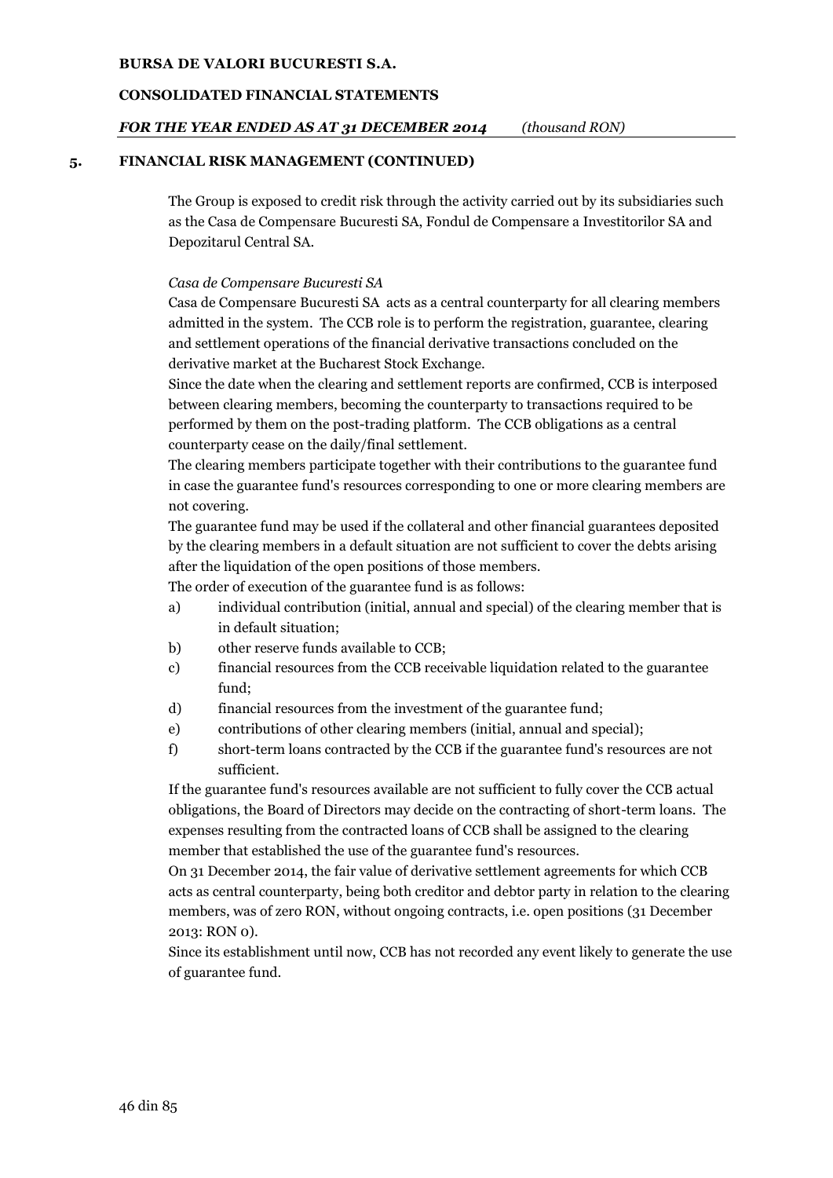## 5. FINANCIAL RISK MANAGEMENT (CONTINUED)

The Group is exposed to credit risk through the activity carried out by its subsidiaries such as the Casa de Compensare Bucuresti SA, Fondul de Compensare a Investitorilor SA and Depozitarul Central SA.

*Casa de Compensare Bucuresti SA*

Casa de Compensare Bucuresti SA acts as a central counterparty for all clearing members admitted in the system. The CCB role is to perform the registration, guarantee, clearing and settlement operations of the financial derivative transactions concluded on the derivative market at the Bucharest Stock Exchange.

Since the date when the clearing and settlement reports are confirmed, CCB is interposed between clearing members, becoming the counterparty to transactions required to be performed by them on the post-trading platform. The CCB obligations as a central counterparty cease on the daily/final settlement.

The clearing members participate together with their contributions to the guarantee fund in case the guarantee fund's resources corresponding to one or more clearing members are not covering.

The guarantee fund may be used if the collateral and other financial guarantees deposited by the clearing members in a default situation are not sufficient to cover the debts arising after the liquidation of the open positions of those members.

The order of execution of the guarantee fund is as follows:

a) individual contribution (initial, annual and special) of the clearing member that is in default situation;
b) other reserve funds available to CCB;
c) financial resources from the CCB receivable liquidation related to the guarantee fund;
d) financial resources from the investment of the guarantee fund;
e) contributions of other clearing members (initial, annual and special);
f) short-term loans contracted by the CCB if the guarantee fund's resources are not sufficient.

If the guarantee fund's resources available are not sufficient to fully cover the CCB actual obligations, the Board of Directors may decide on the contracting of short-term loans. The expenses resulting from the contracted loans of CCB shall be assigned to the clearing member that established the use of the guarantee fund's resources.

On 31 December 2014, the fair value of derivative settlement agreements for which CCB acts as central counterparty, being both creditor and debtor party in relation to the clearing members, was of zero RON, without ongoing contracts, i.e. open positions (31 December 2013: RON 0).

Since its establishment until now, CCB has not recorded any event likely to generate the use of guarantee fund.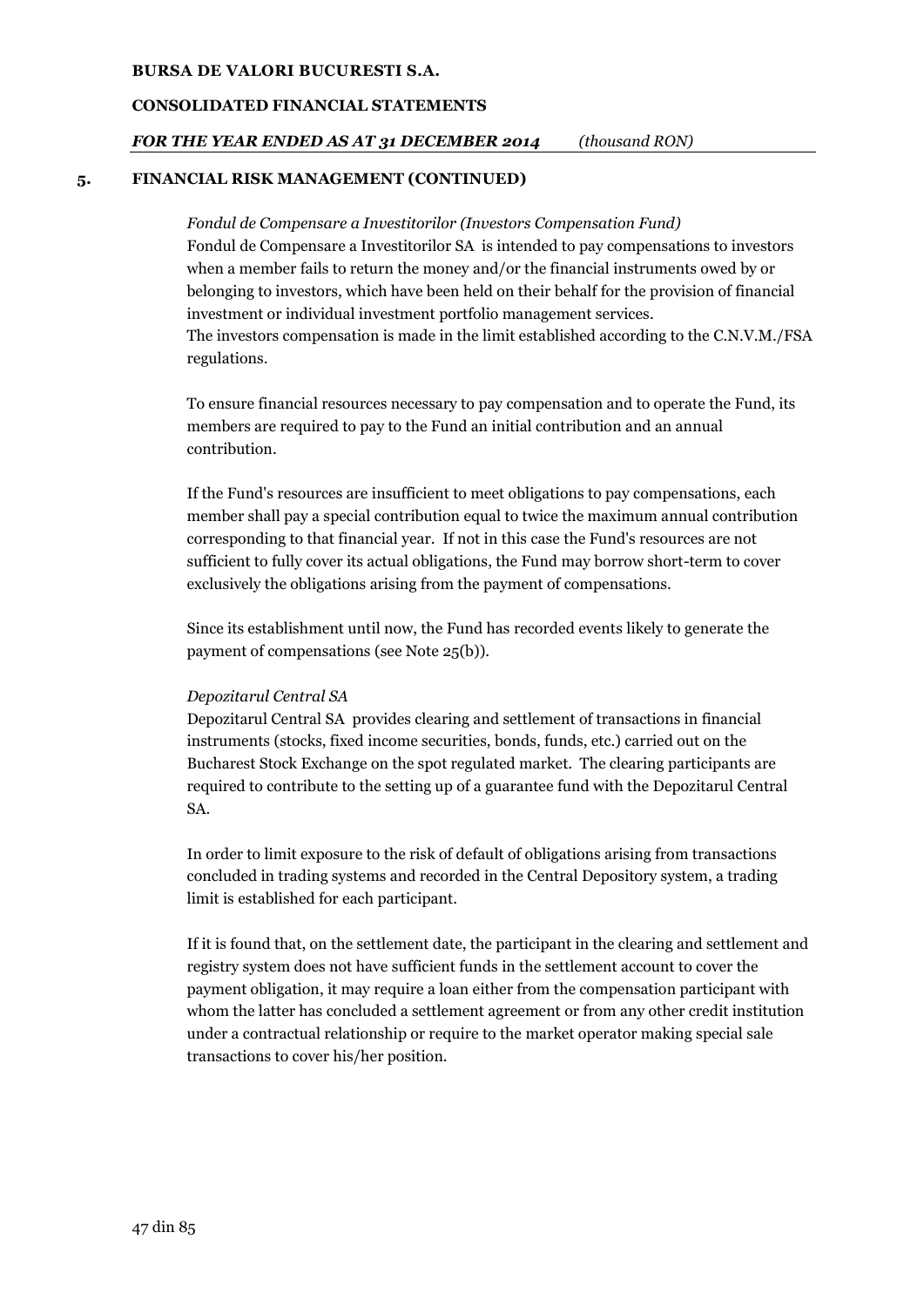## 5. FINANCIAL RISK MANAGEMENT (CONTINUED)

*Fondul de Compensare a Investitorilor (Investors Compensation Fund)*

Fondul de Compensare a Investitorilor SA is intended to pay compensations to investors when a member fails to return the money and/or the financial instruments owed by or belonging to investors, which have been held on their behalf for the provision of financial investment or individual investment portfolio management services.

The investors compensation is made in the limit established according to the C.N.V.M./FSA regulations.

To ensure financial resources necessary to pay compensation and to operate the Fund, its members are required to pay to the Fund an initial contribution and an annual contribution.

If the Fund's resources are insufficient to meet obligations to pay compensations, each member shall pay a special contribution equal to twice the maximum annual contribution corresponding to that financial year. If not in this case the Fund's resources are not sufficient to fully cover its actual obligations, the Fund may borrow short-term to cover exclusively the obligations arising from the payment of compensations.

Since its establishment until now, the Fund has recorded events likely to generate the payment of compensations (see Note 25(b)).

*Depozitarul Central SA*

Depozitarul Central SA provides clearing and settlement of transactions in financial instruments (stocks, fixed income securities, bonds, funds, etc.) carried out on the Bucharest Stock Exchange on the spot regulated market. The clearing participants are required to contribute to the setting up of a guarantee fund with the Depozitarul Central SA.

In order to limit exposure to the risk of default of obligations arising from transactions concluded in trading systems and recorded in the Central Depository system, a trading limit is established for each participant.

If it is found that, on the settlement date, the participant in the clearing and settlement and registry system does not have sufficient funds in the settlement account to cover the payment obligation, it may require a loan either from the compensation participant with whom the latter has concluded a settlement agreement or from any other credit institution under a contractual relationship or require to the market operator making special sale transactions to cover his/her position.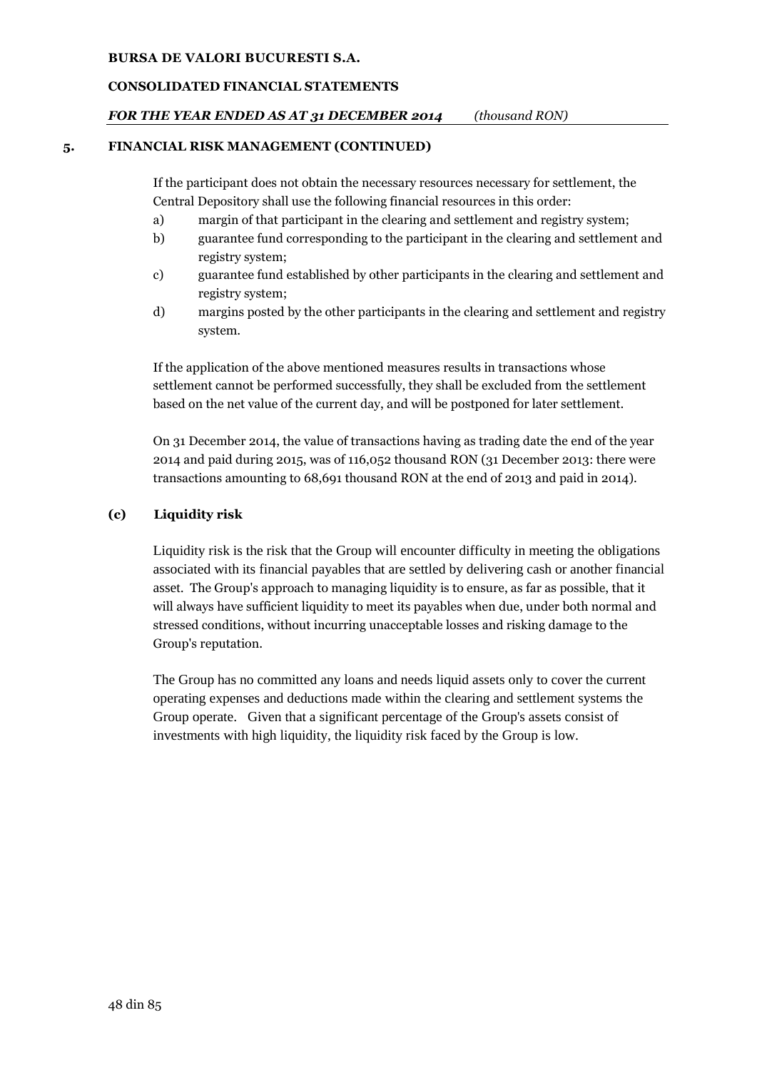## 5. FINANCIAL RISK MANAGEMENT (CONTINUED)

If the participant does not obtain the necessary resources necessary for settlement, the Central Depository shall use the following financial resources in this order:

a) margin of that participant in the clearing and settlement and registry system;
b) guarantee fund corresponding to the participant in the clearing and settlement and registry system;
c) guarantee fund established by other participants in the clearing and settlement and registry system;
d) margins posted by the other participants in the clearing and settlement and registry system.

If the application of the above mentioned measures results in transactions whose settlement cannot be performed successfully, they shall be excluded from the settlement based on the net value of the current day, and will be postponed for later settlement.

On 31 December 2014, the value of transactions having as trading date the end of the year 2014 and paid during 2015, was of 116,052 thousand RON (31 December 2013: there were transactions amounting to 68,691 thousand RON at the end of 2013 and paid in 2014).

### (c) Liquidity risk

Liquidity risk is the risk that the Group will encounter difficulty in meeting the obligations associated with its financial payables that are settled by delivering cash or another financial asset. The Group's approach to managing liquidity is to ensure, as far as possible, that it will always have sufficient liquidity to meet its payables when due, under both normal and stressed conditions, without incurring unacceptable losses and risking damage to the Group's reputation.

The Group has no committed any loans and needs liquid assets only to cover the current operating expenses and deductions made within the clearing and settlement systems the Group operate. Given that a significant percentage of the Group's assets consist of investments with high liquidity, the liquidity risk faced by the Group is low.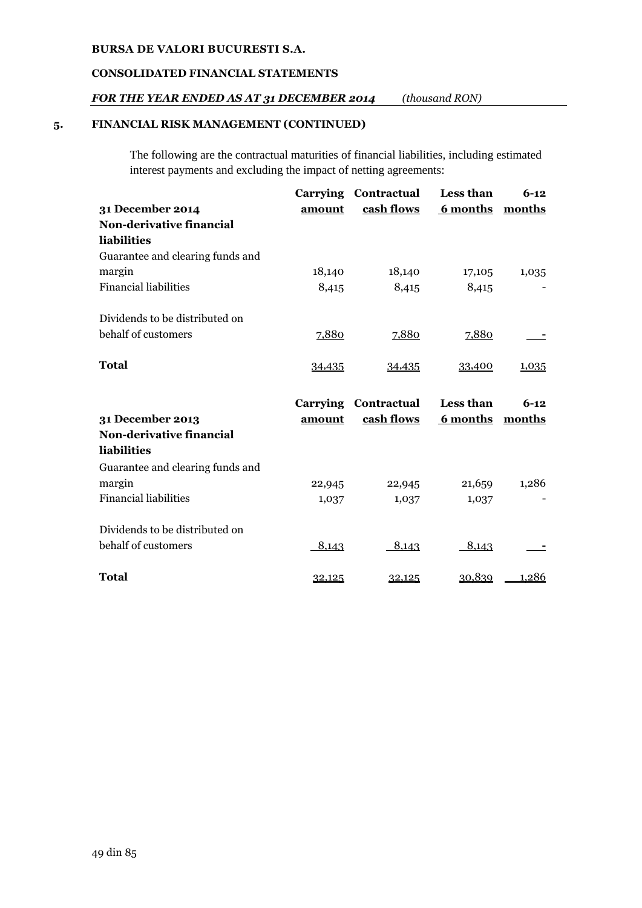## 5. FINANCIAL RISK MANAGEMENT (CONTINUED)

The following are the contractual maturities of financial liabilities, including estimated interest payments and excluding the impact of netting agreements:

| 31 December 2014 | Carrying amount | Contractual cash flows | Less than 6 months | 6-12 months |
|---|---|---|---|---|
| **Non-derivative financial liabilities** | | | | |
| Guarantee and clearing funds and margin | 18,140 | 18,140 | 17,105 | 1,035 |
| Financial liabilities | 8,415 | 8,415 | 8,415 | - |
| Dividends to be distributed on behalf of customers | 7,880 | 7,880 | 7,880 | - |
| **Total** | 34,435 | 34,435 | 33,400 | 1,035 |

| 31 December 2013 | Carrying amount | Contractual cash flows | Less than 6 months | 6-12 months |
|---|---|---|---|---|
| **Non-derivative financial liabilities** | | | | |
| Guarantee and clearing funds and margin | 22,945 | 22,945 | 21,659 | 1,286 |
| Financial liabilities | 1,037 | 1,037 | 1,037 | - |
| Dividends to be distributed on behalf of customers | 8,143 | 8,143 | 8,143 | - |
| **Total** | 32,125 | 32,125 | 30,839 | 1,286 |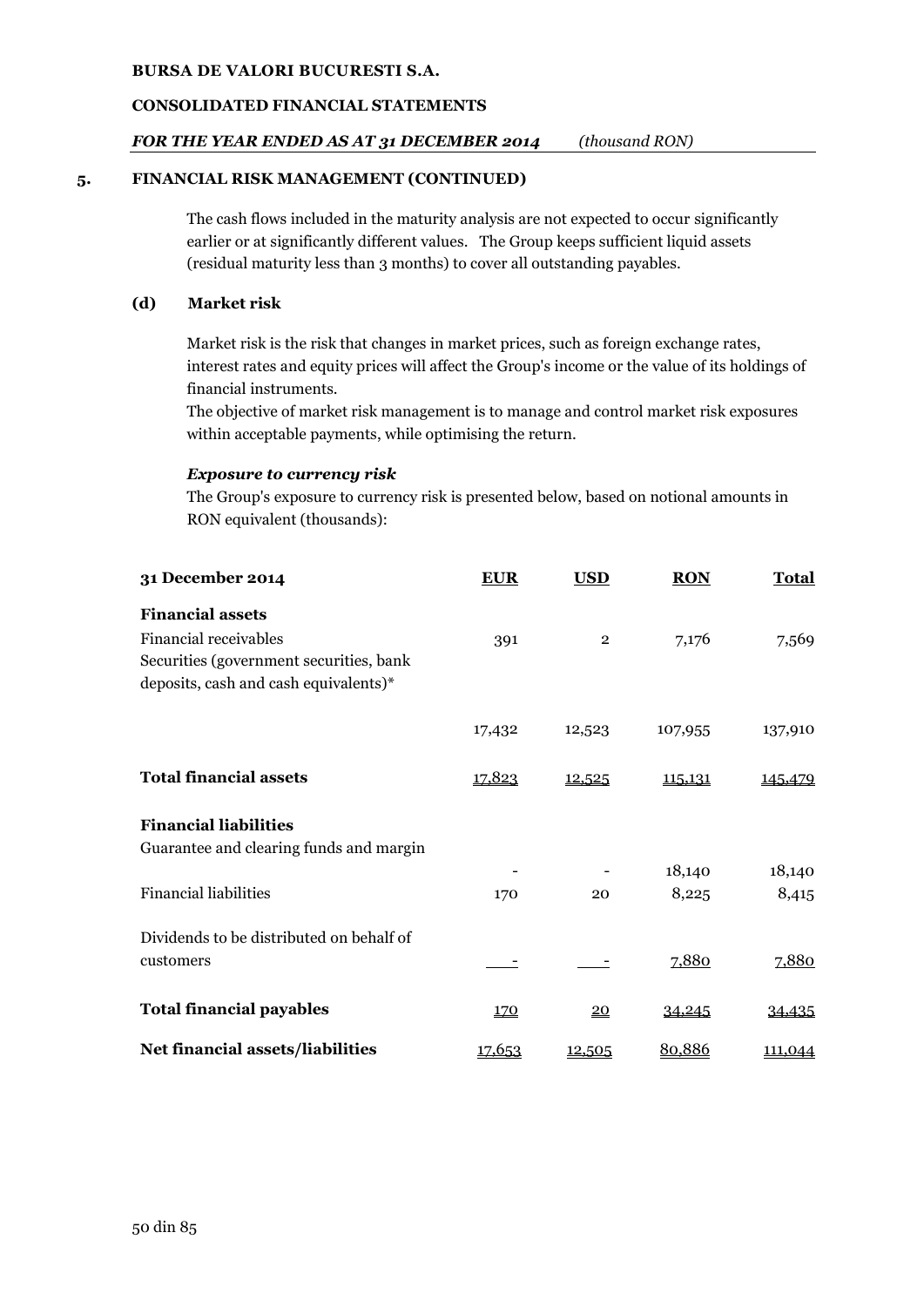## 5. FINANCIAL RISK MANAGEMENT (CONTINUED)

The cash flows included in the maturity analysis are not expected to occur significantly earlier or at significantly different values. The Group keeps sufficient liquid assets (residual maturity less than 3 months) to cover all outstanding payables.

### (d) Market risk

Market risk is the risk that changes in market prices, such as foreign exchange rates, interest rates and equity prices will affect the Group's income or the value of its holdings of financial instruments.

The objective of market risk management is to manage and control market risk exposures within acceptable payments, while optimising the return.

***Exposure to currency risk***

The Group's exposure to currency risk is presented below, based on notional amounts in RON equivalent (thousands):

| 31 December 2014 | EUR | USD | RON | Total |
|---|---|---|---|---|
| **Financial assets** | | | | |
| Financial receivables | 391 | 2 | 7,176 | 7,569 |
| Securities (government securities, bank deposits, cash and cash equivalents)* | 17,432 | 12,523 | 107,955 | 137,910 |
| **Total financial assets** | 17,823 | 12,525 | 115,131 | 145,479 |
| **Financial liabilities** | | | | |
| Guarantee and clearing funds and margin | - | - | 18,140 | 18,140 |
| Financial liabilities | 170 | 20 | 8,225 | 8,415 |
| Dividends to be distributed on behalf of customers | - | - | 7,880 | 7,880 |
| **Total financial payables** | 170 | 20 | 34,245 | 34,435 |
| **Net financial assets/liabilities** | 17,653 | 12,505 | 80,886 | 111,044 |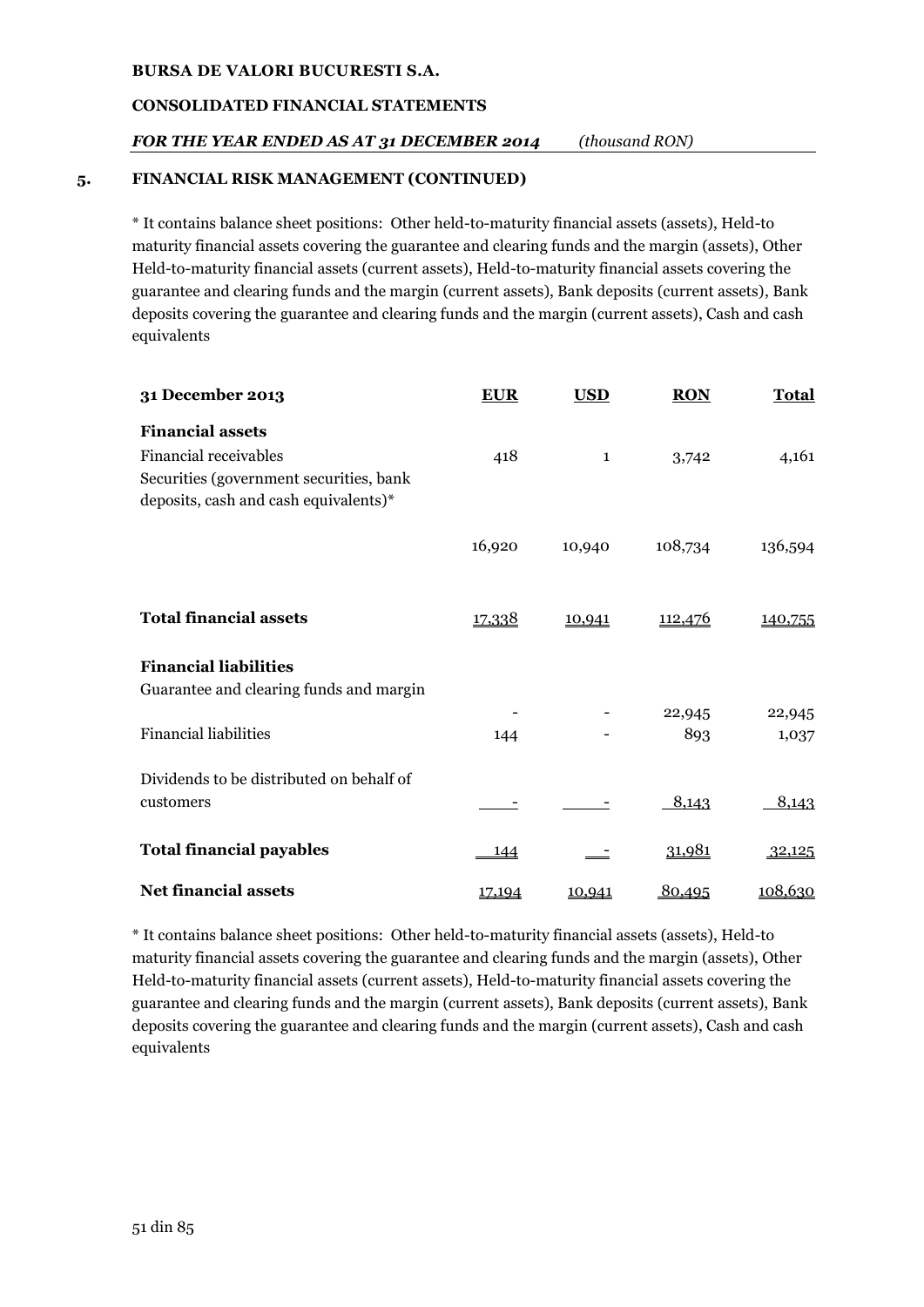## 5. FINANCIAL RISK MANAGEMENT (CONTINUED)

* It contains balance sheet positions: Other held-to-maturity financial assets (assets), Held-to maturity financial assets covering the guarantee and clearing funds and the margin (assets), Other Held-to-maturity financial assets (current assets), Held-to-maturity financial assets covering the guarantee and clearing funds and the margin (current assets), Bank deposits (current assets), Bank deposits covering the guarantee and clearing funds and the margin (current assets), Cash and cash equivalents

| 31 December 2013 | EUR | USD | RON | Total |
|---|---|---|---|---|
| **Financial assets** | | | | |
| Financial receivables | 418 | 1 | 3,742 | 4,161 |
| Securities (government securities, bank deposits, cash and cash equivalents)* | 16,920 | 10,940 | 108,734 | 136,594 |
| **Total financial assets** | 17,338 | 10,941 | 112,476 | 140,755 |
| **Financial liabilities** | | | | |
| Guarantee and clearing funds and margin | - | - | 22,945 | 22,945 |
| Financial liabilities | 144 | - | 893 | 1,037 |
| Dividends to be distributed on behalf of customers | - | - | 8,143 | 8,143 |
| **Total financial payables** | 144 | - | 31,981 | 32,125 |
| **Net financial assets** | 17,194 | 10,941 | 80,495 | 108,630 |

* It contains balance sheet positions: Other held-to-maturity financial assets (assets), Held-to maturity financial assets covering the guarantee and clearing funds and the margin (assets), Other Held-to-maturity financial assets (current assets), Held-to-maturity financial assets covering the guarantee and clearing funds and the margin (current assets), Bank deposits (current assets), Bank deposits covering the guarantee and clearing funds and the margin (current assets), Cash and cash equivalents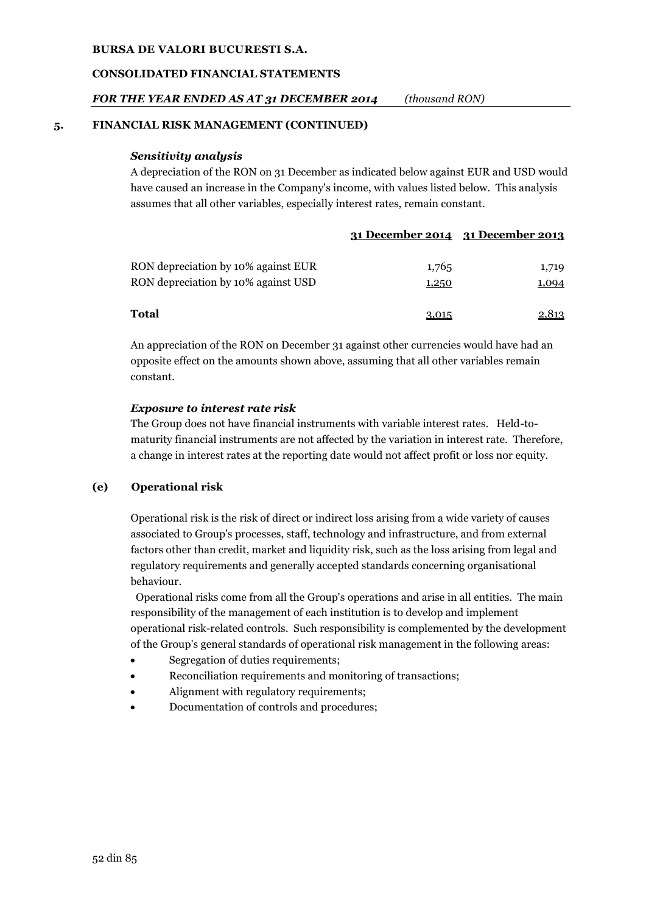## 5. FINANCIAL RISK MANAGEMENT (CONTINUED)

***Sensitivity analysis***

A depreciation of the RON on 31 December as indicated below against EUR and USD would have caused an increase in the Company's income, with values listed below. This analysis assumes that all other variables, especially interest rates, remain constant.

| | 31 December 2014 | 31 December 2013 |
|---|---|---|
| RON depreciation by 10% against EUR | 1,765 | 1,719 |
| RON depreciation by 10% against USD | 1,250 | 1,094 |
| **Total** | 3,015 | 2,813 |

An appreciation of the RON on December 31 against other currencies would have had an opposite effect on the amounts shown above, assuming that all other variables remain constant.

***Exposure to interest rate risk***

The Group does not have financial instruments with variable interest rates. Held-to-maturity financial instruments are not affected by the variation in interest rate. Therefore, a change in interest rates at the reporting date would not affect profit or loss nor equity.

### (e) Operational risk

Operational risk is the risk of direct or indirect loss arising from a wide variety of causes associated to Group's processes, staff, technology and infrastructure, and from external factors other than credit, market and liquidity risk, such as the loss arising from legal and regulatory requirements and generally accepted standards concerning organisational behaviour.

Operational risks come from all the Group's operations and arise in all entities. The main responsibility of the management of each institution is to develop and implement operational risk-related controls. Such responsibility is complemented by the development of the Group's general standards of operational risk management in the following areas:

- Segregation of duties requirements;
- Reconciliation requirements and monitoring of transactions;
- Alignment with regulatory requirements;
- Documentation of controls and procedures;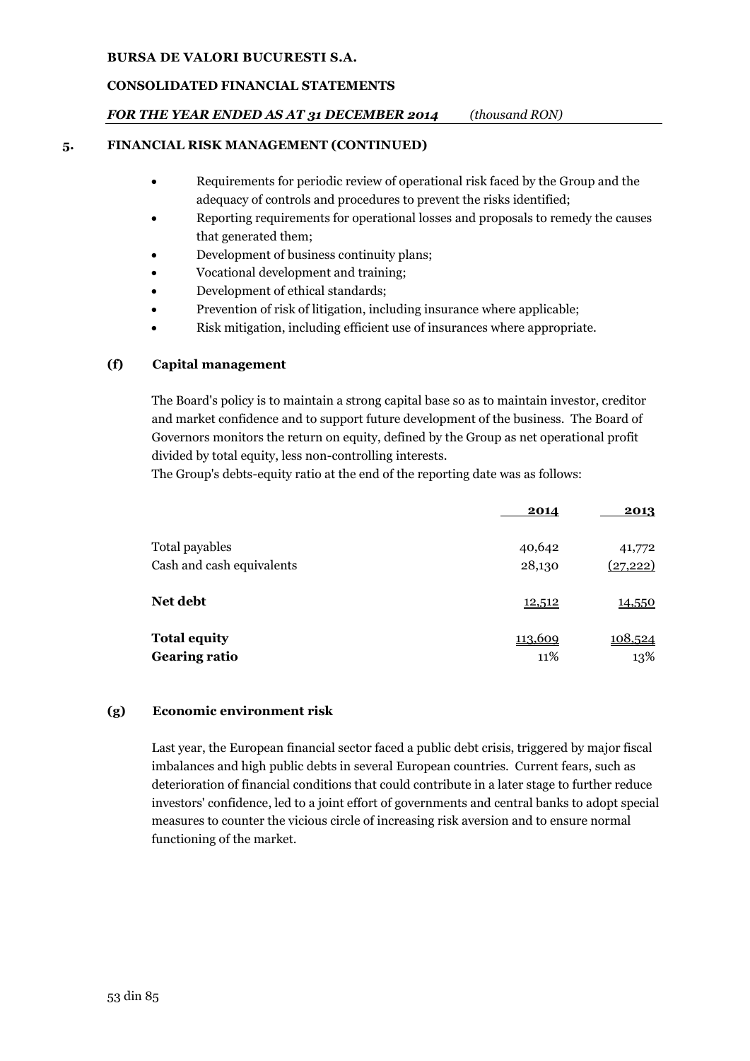## 5. FINANCIAL RISK MANAGEMENT (CONTINUED)

- Requirements for periodic review of operational risk faced by the Group and the adequacy of controls and procedures to prevent the risks identified;
- Reporting requirements for operational losses and proposals to remedy the causes that generated them;
- Development of business continuity plans;
- Vocational development and training;
- Development of ethical standards;
- Prevention of risk of litigation, including insurance where applicable;
- Risk mitigation, including efficient use of insurances where appropriate.

### (f) Capital management

The Board's policy is to maintain a strong capital base so as to maintain investor, creditor and market confidence and to support future development of the business. The Board of Governors monitors the return on equity, defined by the Group as net operational profit divided by total equity, less non-controlling interests.

The Group's debts-equity ratio at the end of the reporting date was as follows:

| | 2014 | 2013 |
|---|---|---|
| Total payables | 40,642 | 41,772 |
| Cash and cash equivalents | 28,130 | (27,222) |
| **Net debt** | 12,512 | 14,550 |
| **Total equity** | 113,609 | 108,524 |
| **Gearing ratio** | 11% | 13% |

### (g) Economic environment risk

Last year, the European financial sector faced a public debt crisis, triggered by major fiscal imbalances and high public debts in several European countries. Current fears, such as deterioration of financial conditions that could contribute in a later stage to further reduce investors' confidence, led to a joint effort of governments and central banks to adopt special measures to counter the vicious circle of increasing risk aversion and to ensure normal functioning of the market.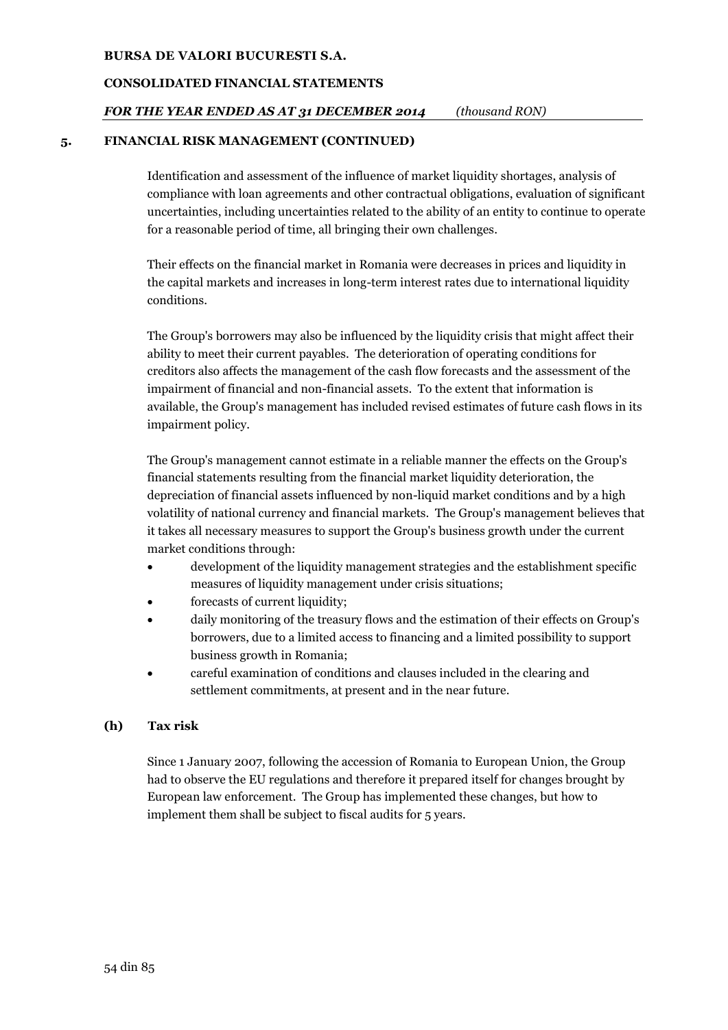## 5. FINANCIAL RISK MANAGEMENT (CONTINUED)

Identification and assessment of the influence of market liquidity shortages, analysis of compliance with loan agreements and other contractual obligations, evaluation of significant uncertainties, including uncertainties related to the ability of an entity to continue to operate for a reasonable period of time, all bringing their own challenges.

Their effects on the financial market in Romania were decreases in prices and liquidity in the capital markets and increases in long-term interest rates due to international liquidity conditions.

The Group's borrowers may also be influenced by the liquidity crisis that might affect their ability to meet their current payables. The deterioration of operating conditions for creditors also affects the management of the cash flow forecasts and the assessment of the impairment of financial and non-financial assets. To the extent that information is available, the Group's management has included revised estimates of future cash flows in its impairment policy.

The Group's management cannot estimate in a reliable manner the effects on the Group's financial statements resulting from the financial market liquidity deterioration, the depreciation of financial assets influenced by non-liquid market conditions and by a high volatility of national currency and financial markets. The Group's management believes that it takes all necessary measures to support the Group's business growth under the current market conditions through:

- development of the liquidity management strategies and the establishment specific measures of liquidity management under crisis situations;
- forecasts of current liquidity;
- daily monitoring of the treasury flows and the estimation of their effects on Group's borrowers, due to a limited access to financing and a limited possibility to support business growth in Romania;
- careful examination of conditions and clauses included in the clearing and settlement commitments, at present and in the near future.

### (h) Tax risk

Since 1 January 2007, following the accession of Romania to European Union, the Group had to observe the EU regulations and therefore it prepared itself for changes brought by European law enforcement. The Group has implemented these changes, but how to implement them shall be subject to fiscal audits for 5 years.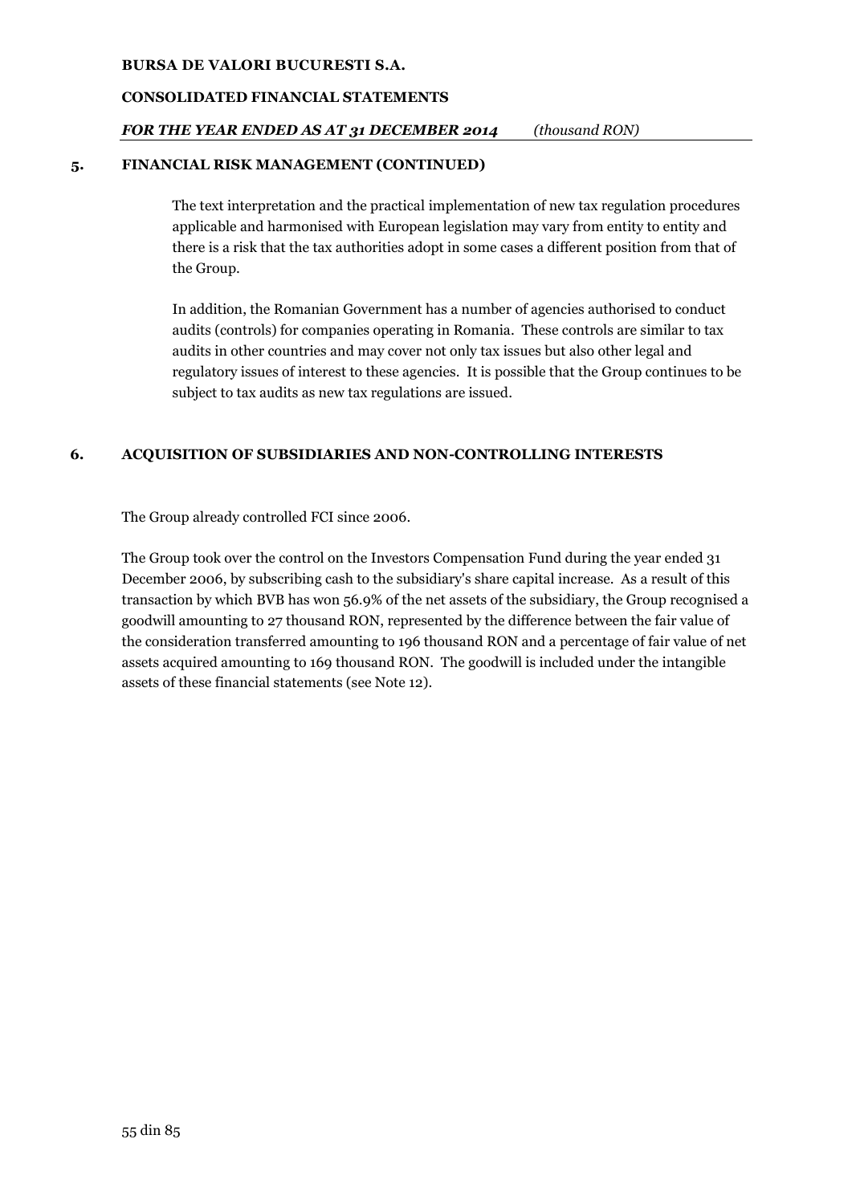## 5. FINANCIAL RISK MANAGEMENT (CONTINUED)

The text interpretation and the practical implementation of new tax regulation procedures applicable and harmonised with European legislation may vary from entity to entity and there is a risk that the tax authorities adopt in some cases a different position from that of the Group.

In addition, the Romanian Government has a number of agencies authorised to conduct audits (controls) for companies operating in Romania. These controls are similar to tax audits in other countries and may cover not only tax issues but also other legal and regulatory issues of interest to these agencies. It is possible that the Group continues to be subject to tax audits as new tax regulations are issued.

## 6. ACQUISITION OF SUBSIDIARIES AND NON-CONTROLLING INTERESTS

The Group already controlled FCI since 2006.

The Group took over the control on the Investors Compensation Fund during the year ended 31 December 2006, by subscribing cash to the subsidiary's share capital increase. As a result of this transaction by which BVB has won 56.9% of the net assets of the subsidiary, the Group recognised a goodwill amounting to 27 thousand RON, represented by the difference between the fair value of the consideration transferred amounting to 196 thousand RON and a percentage of fair value of net assets acquired amounting to 169 thousand RON. The goodwill is included under the intangible assets of these financial statements (see Note 12).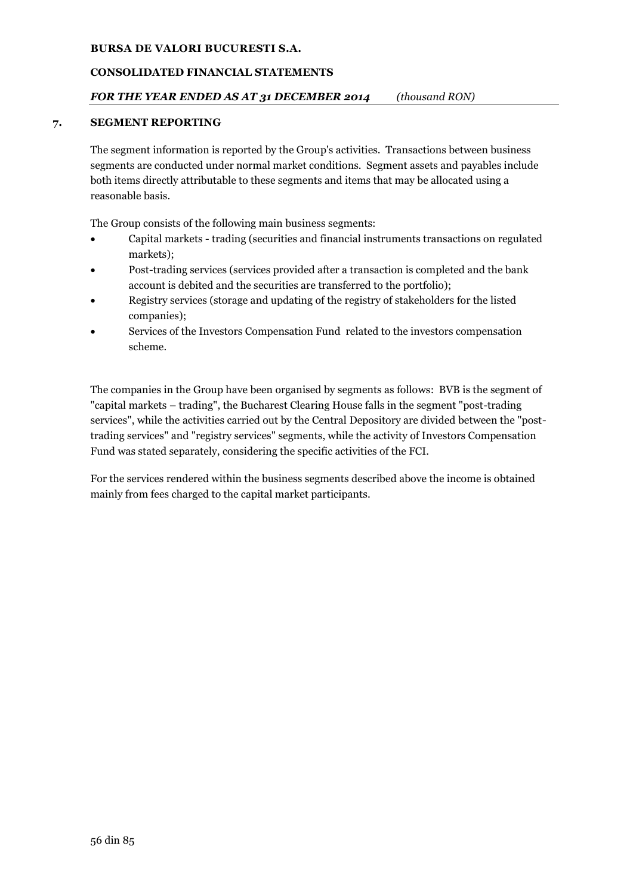## 7. SEGMENT REPORTING

The segment information is reported by the Group's activities. Transactions between business segments are conducted under normal market conditions. Segment assets and payables include both items directly attributable to these segments and items that may be allocated using a reasonable basis.

The Group consists of the following main business segments:

- Capital markets - trading (securities and financial instruments transactions on regulated markets);
- Post-trading services (services provided after a transaction is completed and the bank account is debited and the securities are transferred to the portfolio);
- Registry services (storage and updating of the registry of stakeholders for the listed companies);
- Services of the Investors Compensation Fund related to the investors compensation scheme.

The companies in the Group have been organised by segments as follows: BVB is the segment of "capital markets – trading", the Bucharest Clearing House falls in the segment "post-trading services", while the activities carried out by the Central Depository are divided between the "post-trading services" and "registry services" segments, while the activity of Investors Compensation Fund was stated separately, considering the specific activities of the FCI.

For the services rendered within the business segments described above the income is obtained mainly from fees charged to the capital market participants.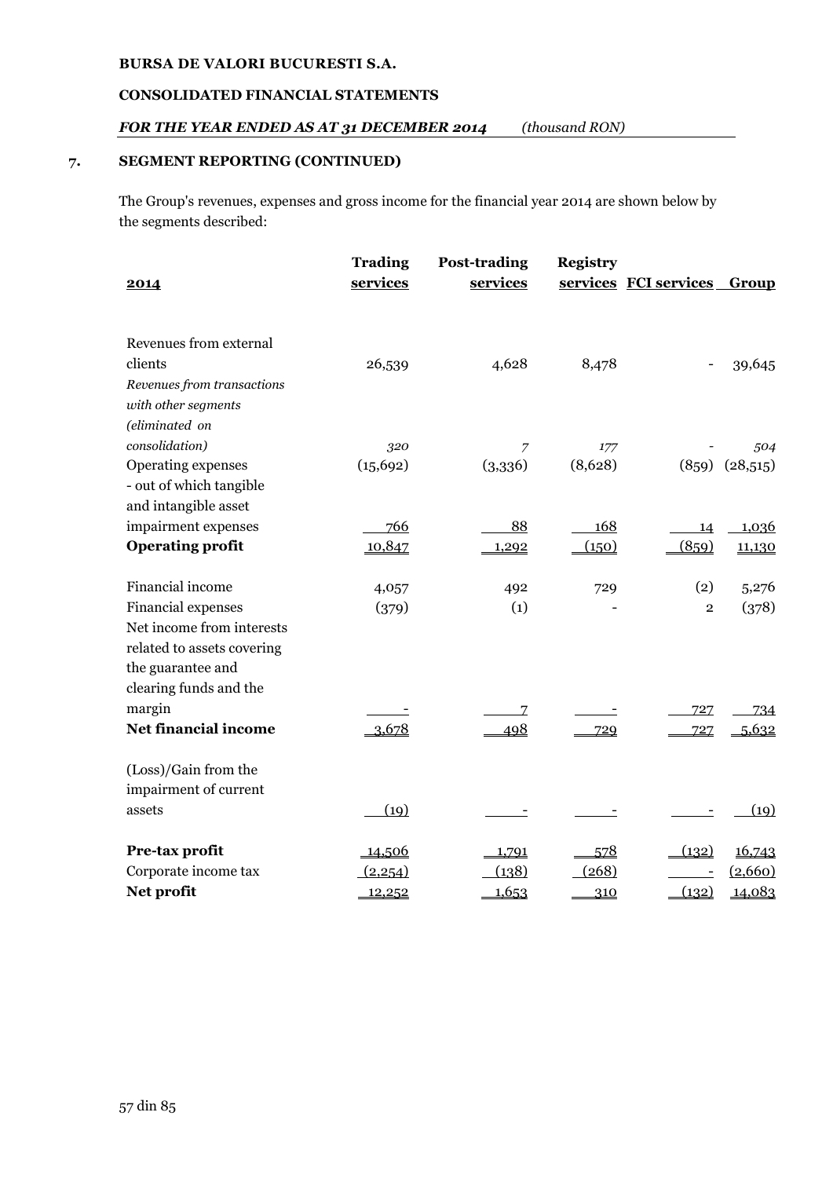**BURSA DE VALORI BUCURESTI S.A.**

**CONSOLIDATED FINANCIAL STATEMENTS**

***FOR THE YEAR ENDED AS AT 31 DECEMBER 2014*** *(thousand RON)*

## 7. SEGMENT REPORTING (CONTINUED)

The Group's revenues, expenses and gross income for the financial year 2014 are shown below by the segments described:

| 2014 | Trading services | Post-trading services | Registry services | FCI services | Group |
|---|---|---|---|---|---|
| Revenues from external clients | 26,539 | 4,628 | 8,478 | - | 39,645 |
| *Revenues from transactions with other segments (eliminated on consolidation)* | *320* | *7* | *177* | - | *504* |
| Operating expenses | (15,692) | (3,336) | (8,628) | (859) | (28,515) |
| - out of which tangible and intangible asset impairment expenses | 766 | 88 | 168 | 14 | 1,036 |
| **Operating profit** | 10,847 | 1,292 | (150) | (859) | 11,130 |
| Financial income | 4,057 | 492 | 729 | (2) | 5,276 |
| Financial expenses | (379) | (1) | - | 2 | (378) |
| Net income from interests related to assets covering the guarantee and clearing funds and the margin | - | 7 | - | 727 | 734 |
| **Net financial income** | 3,678 | 498 | 729 | 727 | 5,632 |
| (Loss)/Gain from the impairment of current assets | (19) | - | - | - | (19) |
| **Pre-tax profit** | 14,506 | 1,791 | 578 | (132) | 16,743 |
| Corporate income tax | (2,254) | (138) | (268) | - | (2,660) |
| **Net profit** | 12,252 | 1,653 | 310 | (132) | 14,083 |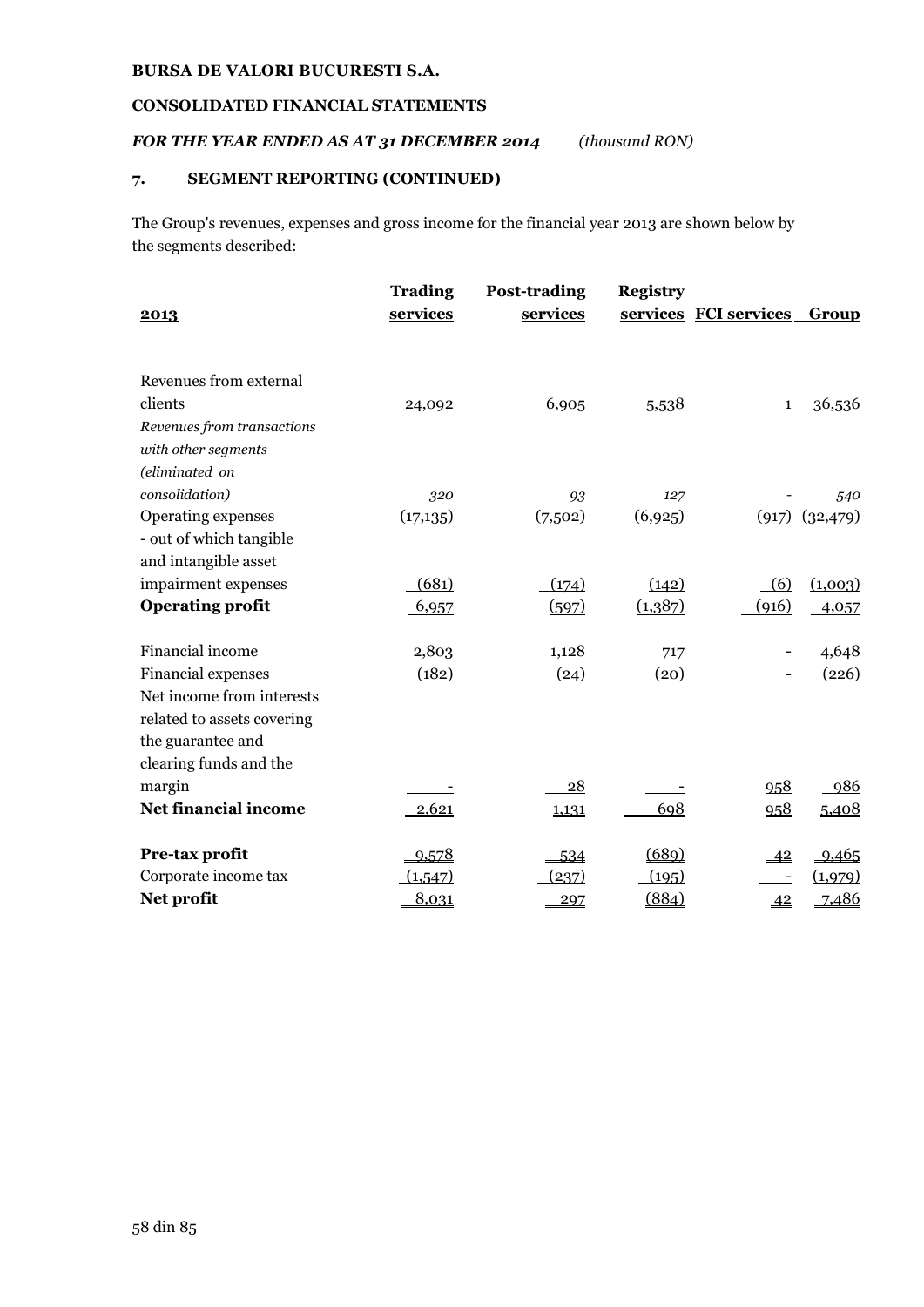**BURSA DE VALORI BUCURESTI S.A.**

**CONSOLIDATED FINANCIAL STATEMENTS**

***FOR THE YEAR ENDED AS AT 31 DECEMBER 2014*** *(thousand RON)*

## 7. SEGMENT REPORTING (CONTINUED)

The Group's revenues, expenses and gross income for the financial year 2013 are shown below by the segments described:

| 2013 | Trading services | Post-trading services | Registry services | FCI services | Group |
|---|---|---|---|---|---|
| Revenues from external clients | 24,092 | 6,905 | 5,538 | 1 | 36,536 |
| *Revenues from transactions with other segments (eliminated on consolidation)* | *320* | *93* | *127* | - | *540* |
| Operating expenses | (17,135) | (7,502) | (6,925) | (917) | (32,479) |
| - out of which tangible and intangible asset impairment expenses | (681) | (174) | (142) | (6) | (1,003) |
| **Operating profit** | 6,957 | (597) | (1,387) | (916) | 4,057 |
| Financial income | 2,803 | 1,128 | 717 | - | 4,648 |
| Financial expenses | (182) | (24) | (20) | - | (226) |
| Net income from interests related to assets covering the guarantee and clearing funds and the margin | - | 28 | - | 958 | 986 |
| **Net financial income** | 2,621 | 1,131 | 698 | 958 | 5,408 |
| **Pre-tax profit** | 9,578 | 534 | (689) | 42 | 9,465 |
| Corporate income tax | (1,547) | (237) | (195) | - | (1,979) |
| **Net profit** | 8,031 | 297 | (884) | 42 | 7,486 |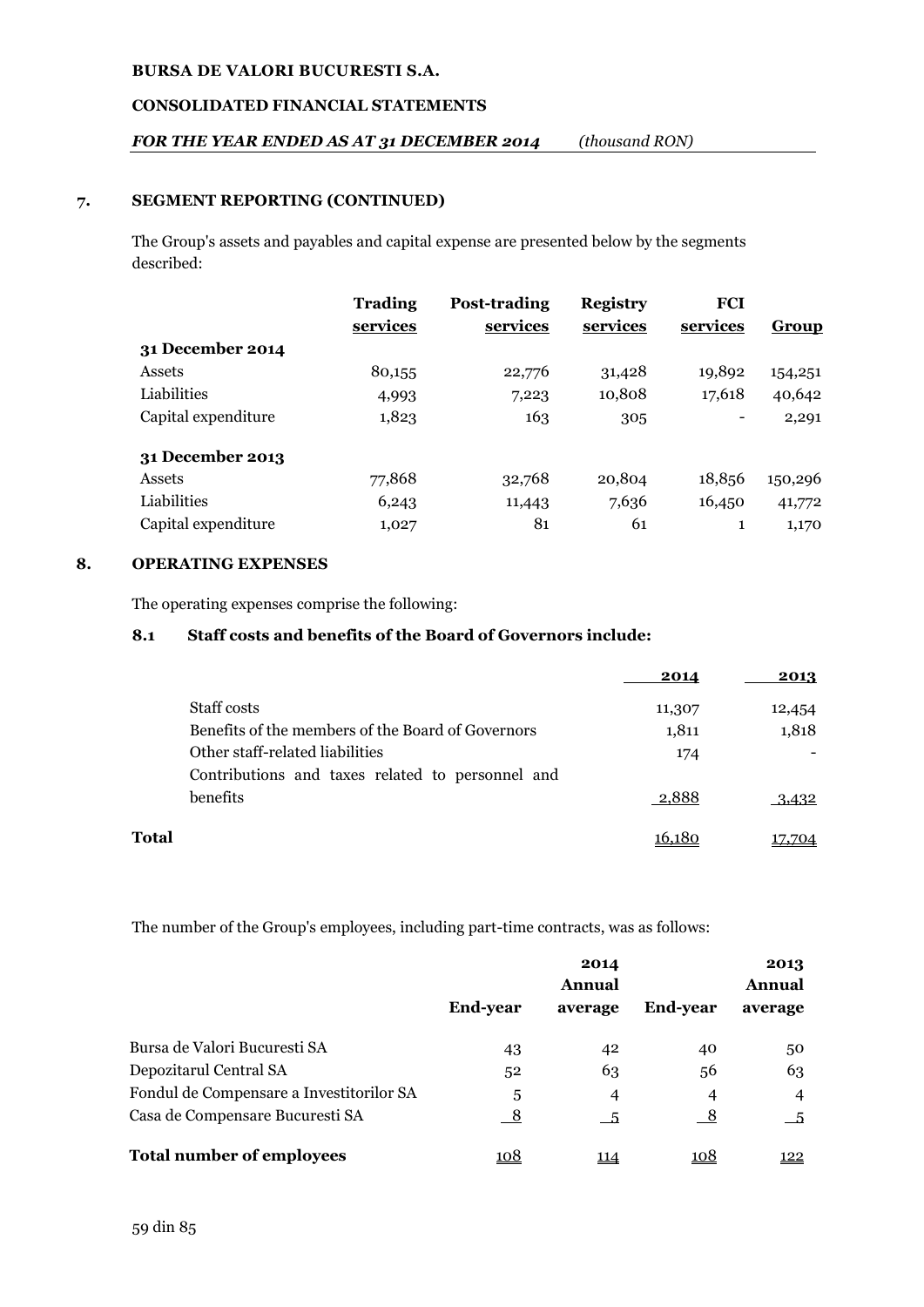## 7. SEGMENT REPORTING (CONTINUED)

The Group's assets and payables and capital expense are presented below by the segments described:

| | Trading services | Post-trading services | Registry services | FCI services | Group |
|---|---|---|---|---|---|
| **31 December 2014** | | | | | |
| Assets | 80,155 | 22,776 | 31,428 | 19,892 | 154,251 |
| Liabilities | 4,993 | 7,223 | 10,808 | 17,618 | 40,642 |
| Capital expenditure | 1,823 | 163 | 305 | - | 2,291 |
| **31 December 2013** | | | | | |
| Assets | 77,868 | 32,768 | 20,804 | 18,856 | 150,296 |
| Liabilities | 6,243 | 11,443 | 7,636 | 16,450 | 41,772 |
| Capital expenditure | 1,027 | 81 | 61 | 1 | 1,170 |

## 8. OPERATING EXPENSES

The operating expenses comprise the following:

### 8.1 Staff costs and benefits of the Board of Governors include:

| | 2014 | 2013 |
|---|---|---|
| Staff costs | 11,307 | 12,454 |
| Benefits of the members of the Board of Governors | 1,811 | 1,818 |
| Other staff-related liabilities | 174 | - |
| Contributions and taxes related to personnel and benefits | 2,888 | 3,432 |
| **Total** | 16,180 | 17,704 |

The number of the Group's employees, including part-time contracts, was as follows:

| | 2014 | | 2013 | |
|---|---|---|---|---|
| | End-year | Annual average | End-year | Annual average |
| Bursa de Valori Bucuresti SA | 43 | 42 | 40 | 50 |
| Depozitarul Central SA | 52 | 63 | 56 | 63 |
| Fondul de Compensare a Investitorilor SA | 5 | 4 | 4 | 4 |
| Casa de Compensare Bucuresti SA | 8 | 5 | 8 | 5 |
| **Total number of employees** | 108 | 114 | 108 | 122 |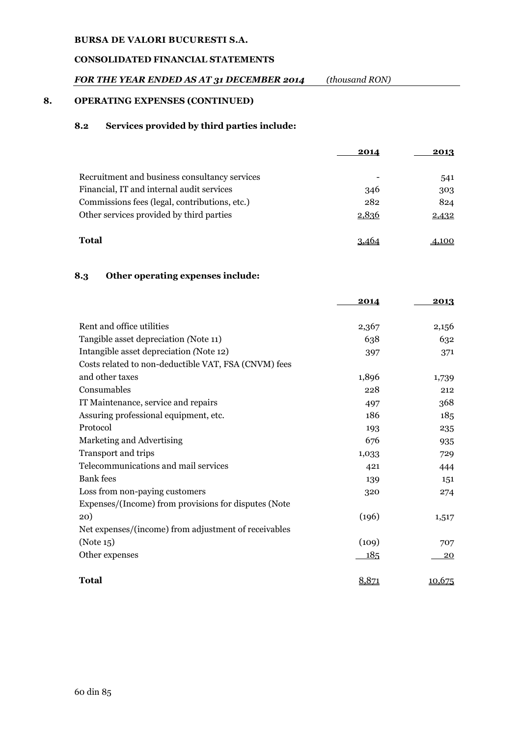## 8. OPERATING EXPENSES (CONTINUED)

### 8.2 Services provided by third parties include:

| | 2014 | 2013 |
|---|---|---|
| Recruitment and business consultancy services | - | 541 |
| Financial, IT and internal audit services | 346 | 303 |
| Commissions fees (legal, contributions, etc.) | 282 | 824 |
| Other services provided by third parties | 2,836 | 2,432 |
| **Total** | 3,464 | 4,100 |

### 8.3 Other operating expenses include:

| | 2014 | 2013 |
|---|---|---|
| Rent and office utilities | 2,367 | 2,156 |
| Tangible asset depreciation *(*Note 11) | 638 | 632 |
| Intangible asset depreciation *(*Note 12) | 397 | 371 |
| Costs related to non-deductible VAT, FSA (CNVM) fees and other taxes | 1,896 | 1,739 |
| Consumables | 228 | 212 |
| IT Maintenance, service and repairs | 497 | 368 |
| Assuring professional equipment, etc. | 186 | 185 |
| Protocol | 193 | 235 |
| Marketing and Advertising | 676 | 935 |
| Transport and trips | 1,033 | 729 |
| Telecommunications and mail services | 421 | 444 |
| Bank fees | 139 | 151 |
| Loss from non-paying customers | 320 | 274 |
| Expenses/(Income) from provisions for disputes (Note 20) | (196) | 1,517 |
| Net expenses/(income) from adjustment of receivables (Note 15) | (109) | 707 |
| Other expenses | 185 | 20 |
| **Total** | 8,871 | 10,675 |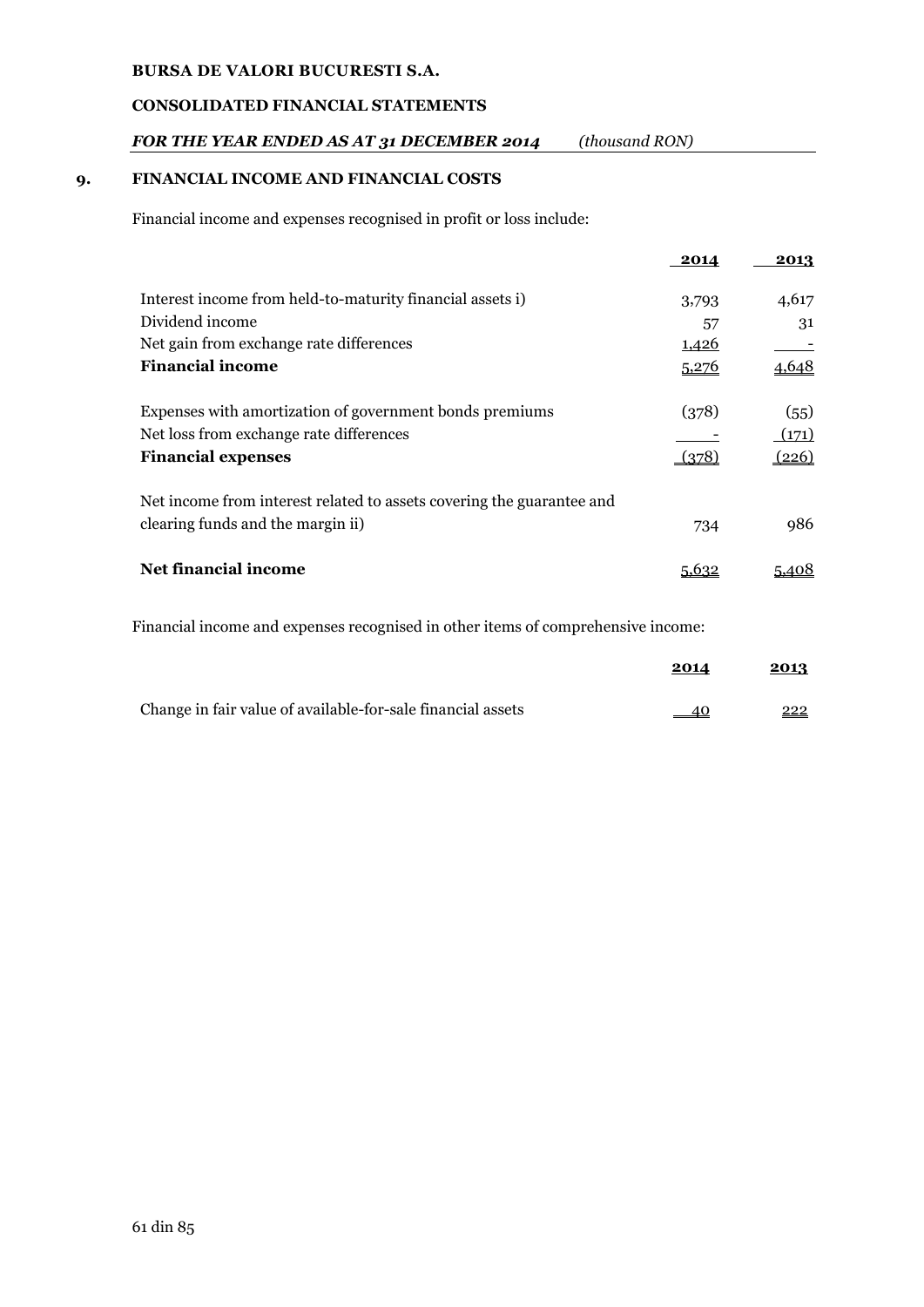## 9. FINANCIAL INCOME AND FINANCIAL COSTS

Financial income and expenses recognised in profit or loss include:

| | 2014 | 2013 |
|---|---|---|
| Interest income from held-to-maturity financial assets i) | 3,793 | 4,617 |
| Dividend income | 57 | 31 |
| Net gain from exchange rate differences | 1,426 | - |
| **Financial income** | 5,276 | 4,648 |
| Expenses with amortization of government bonds premiums | (378) | (55) |
| Net loss from exchange rate differences | - | (171) |
| **Financial expenses** | (378) | (226) |
| Net income from interest related to assets covering the guarantee and clearing funds and the margin ii) | 734 | 986 |
| **Net financial income** | 5,632 | 5,408 |

Financial income and expenses recognised in other items of comprehensive income:

| | 2014 | 2013 |
|---|---|---|
| Change in fair value of available-for-sale financial assets | 40 | 222 |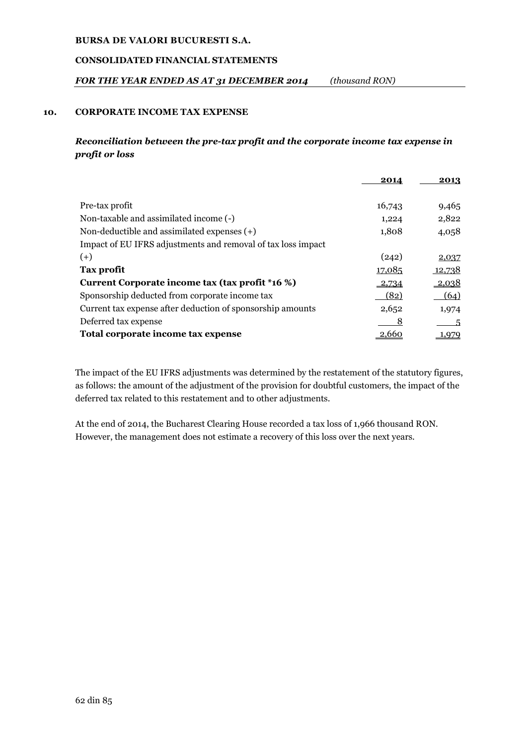## 10. CORPORATE INCOME TAX EXPENSE

### *Reconciliation between the pre-tax profit and the corporate income tax expense in profit or loss*

| | 2014 | 2013 |
|---|---|---|
| Pre-tax profit | 16,743 | 9,465 |
| Non-taxable and assimilated income (-) | 1,224 | 2,822 |
| Non-deductible and assimilated expenses (+) | 1,808 | 4,058 |
| Impact of EU IFRS adjustments and removal of tax loss impact (+) | (242) | 2,037 |
| **Tax profit** | 17,085 | 12,738 |
| **Current Corporate income tax (tax profit *16 %)** | 2,734 | 2,038 |
| Sponsorship deducted from corporate income tax | (82) | (64) |
| Current tax expense after deduction of sponsorship amounts | 2,652 | 1,974 |
| Deferred tax expense | 8 | 5 |
| **Total corporate income tax expense** | 2,660 | 1,979 |

The impact of the EU IFRS adjustments was determined by the restatement of the statutory figures, as follows: the amount of the adjustment of the provision for doubtful customers, the impact of the deferred tax related to this restatement and to other adjustments.

At the end of 2014, the Bucharest Clearing House recorded a tax loss of 1,966 thousand RON. However, the management does not estimate a recovery of this loss over the next years.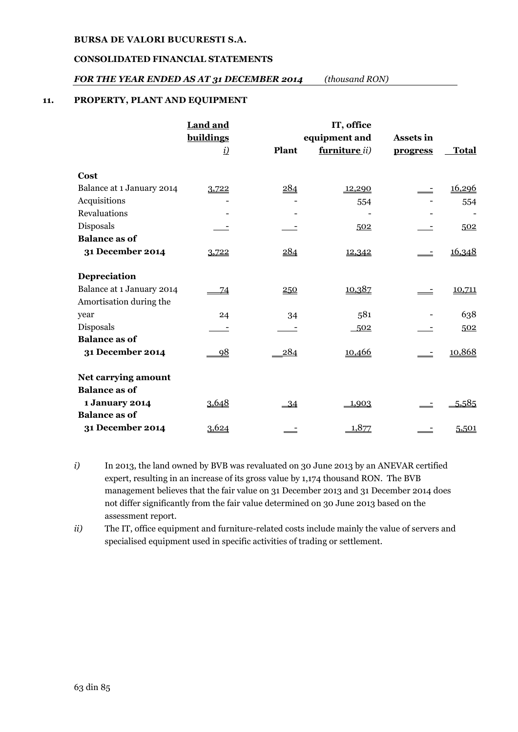## 11. PROPERTY, PLANT AND EQUIPMENT

| | Land and buildings *i)* | Plant | IT, office equipment and furniture *ii)* | Assets in progress | Total |
|---|---|---|---|---|---|
| **Cost** | | | | | |
| Balance at 1 January 2014 | 3,722 | 284 | 12,290 | - | 16,296 |
| Acquisitions | - | - | 554 | - | 554 |
| Revaluations | - | - | - | - | - |
| Disposals | - | - | 502 | - | 502 |
| **Balance as of 31 December 2014** | 3,722 | 284 | 12,342 | - | 16,348 |
| **Depreciation** | | | | | |
| Balance at 1 January 2014 | 74 | 250 | 10,387 | - | 10,711 |
| Amortisation during the year | 24 | 34 | 581 | - | 638 |
| Disposals | - | - | 502 | - | 502 |
| **Balance as of 31 December 2014** | 98 | 284 | 10,466 | - | 10,868 |
| **Net carrying amount** | | | | | |
| **Balance as of 1 January 2014** | 3,648 | 34 | 1,903 | - | 5,585 |
| **Balance as of 31 December 2014** | 3,624 | - | 1,877 | - | 5,501 |

*i)* In 2013, the land owned by BVB was revaluated on 30 June 2013 by an ANEVAR certified expert, resulting in an increase of its gross value by 1,174 thousand RON. The BVB management believes that the fair value on 31 December 2013 and 31 December 2014 does not differ significantly from the fair value determined on 30 June 2013 based on the assessment report.

*ii)* The IT, office equipment and furniture-related costs include mainly the value of servers and specialised equipment used in specific activities of trading or settlement.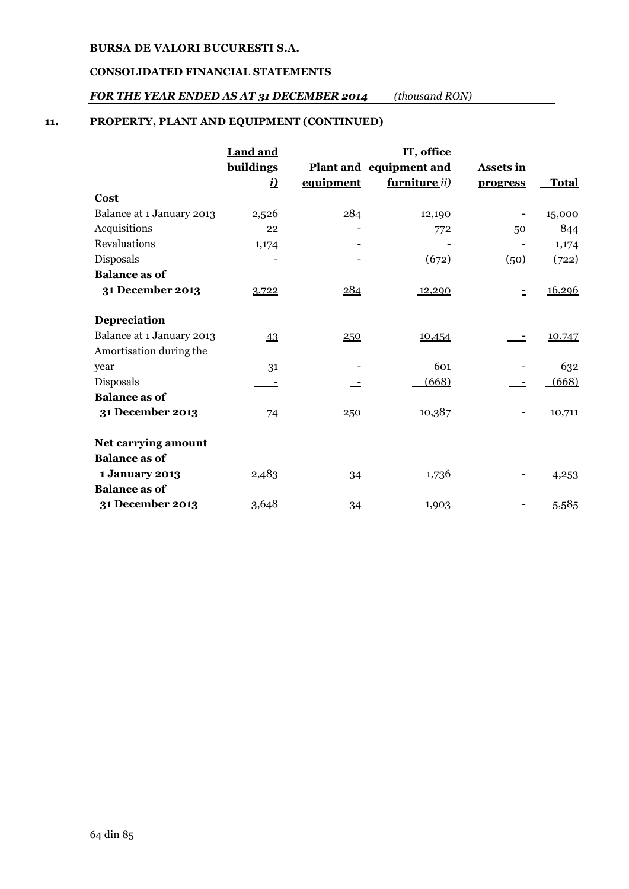BURSA DE VALORI BUCURESTI S.A.

CONSOLIDATED FINANCIAL STATEMENTS

*FOR THE YEAR ENDED AS AT 31 DECEMBER 2014* *(thousand RON)*

## 11. PROPERTY, PLANT AND EQUIPMENT (CONTINUED)

| | Land and buildings *i)* | Plant and equipment | IT, office equipment and furniture *ii)* | Assets in progress | Total |
|---|---|---|---|---|---|
| **Cost** | | | | | |
| Balance at 1 January 2013 | 2,526 | 284 | 12,190 | - | 15,000 |
| Acquisitions | 22 | - | 772 | 50 | 844 |
| Revaluations | 1,174 | - | - | - | 1,174 |
| Disposals | - | - | (672) | (50) | (722) |
| **Balance as of 31 December 2013** | 3,722 | 284 | 12,290 | - | 16,296 |
| **Depreciation** | | | | | |
| Balance at 1 January 2013 | 43 | 250 | 10,454 | - | 10,747 |
| Amortisation during the year | 31 | - | 601 | - | 632 |
| Disposals | - | - | (668) | - | (668) |
| **Balance as of 31 December 2013** | 74 | 250 | 10,387 | - | 10,711 |
| **Net carrying amount** | | | | | |
| **Balance as of 1 January 2013** | 2,483 | 34 | 1,736 | - | 4,253 |
| **Balance as of 31 December 2013** | 3,648 | 34 | 1,903 | - | 5,585 |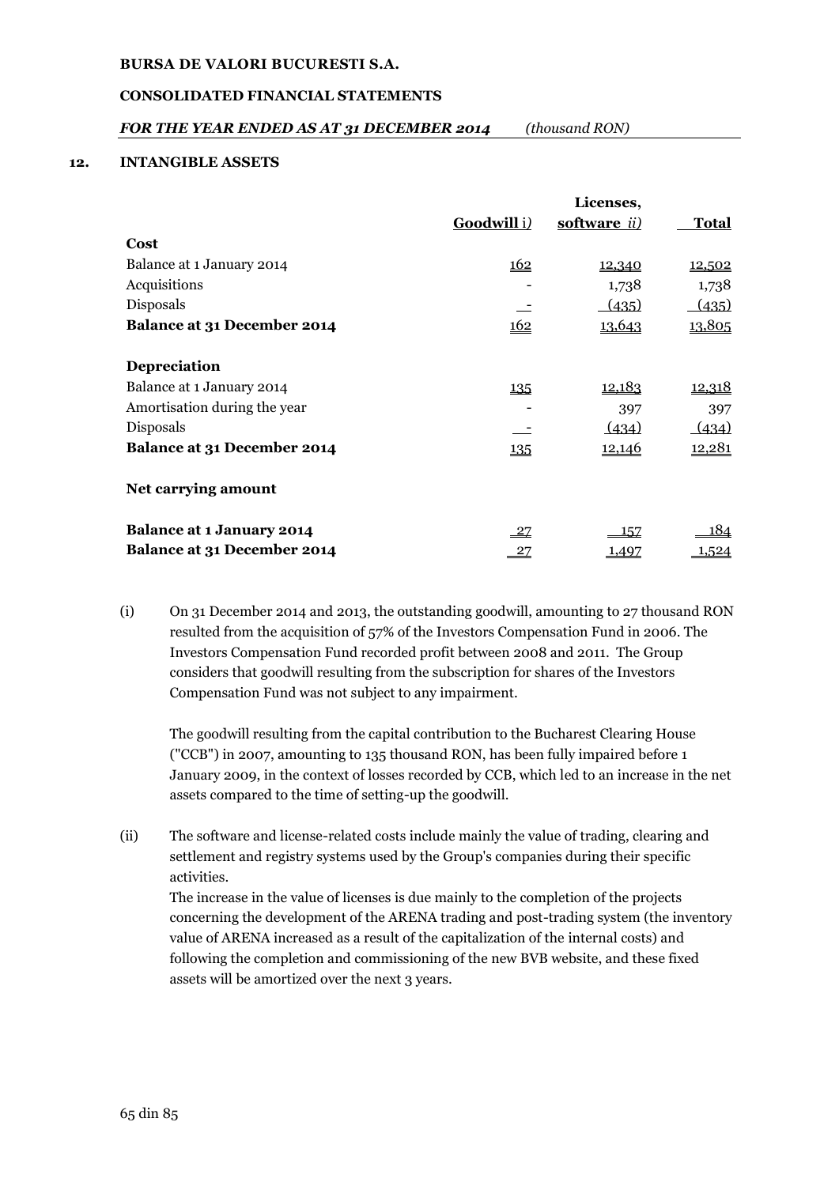**BURSA DE VALORI BUCURESTI S.A.**

**CONSOLIDATED FINANCIAL STATEMENTS**

***FOR THE YEAR ENDED AS AT 31 DECEMBER 2014*** *(thousand RON)*

## 12. INTANGIBLE ASSETS

| | Goodwill i) | Licenses, software ii) | Total |
|---|---|---|---|
| **Cost** | | | |
| Balance at 1 January 2014 | 162 | 12,340 | 12,502 |
| Acquisitions | - | 1,738 | 1,738 |
| Disposals | - | (435) | (435) |
| **Balance at 31 December 2014** | 162 | 13,643 | 13,805 |
| **Depreciation** | | | |
| Balance at 1 January 2014 | 135 | 12,183 | 12,318 |
| Amortisation during the year | - | 397 | 397 |
| Disposals | - | (434) | (434) |
| **Balance at 31 December 2014** | 135 | 12,146 | 12,281 |
| **Net carrying amount** | | | |
| **Balance at 1 January 2014** | 27 | 157 | 184 |
| **Balance at 31 December 2014** | 27 | 1,497 | 1,524 |

(i) On 31 December 2014 and 2013, the outstanding goodwill, amounting to 27 thousand RON resulted from the acquisition of 57% of the Investors Compensation Fund in 2006. The Investors Compensation Fund recorded profit between 2008 and 2011. The Group considers that goodwill resulting from the subscription for shares of the Investors Compensation Fund was not subject to any impairment.

The goodwill resulting from the capital contribution to the Bucharest Clearing House ("CCB") in 2007, amounting to 135 thousand RON, has been fully impaired before 1 January 2009, in the context of losses recorded by CCB, which led to an increase in the net assets compared to the time of setting-up the goodwill.

(ii) The software and license-related costs include mainly the value of trading, clearing and settlement and registry systems used by the Group's companies during their specific activities.
The increase in the value of licenses is due mainly to the completion of the projects concerning the development of the ARENA trading and post-trading system (the inventory value of ARENA increased as a result of the capitalization of the internal costs) and following the completion and commissioning of the new BVB website, and these fixed assets will be amortized over the next 3 years.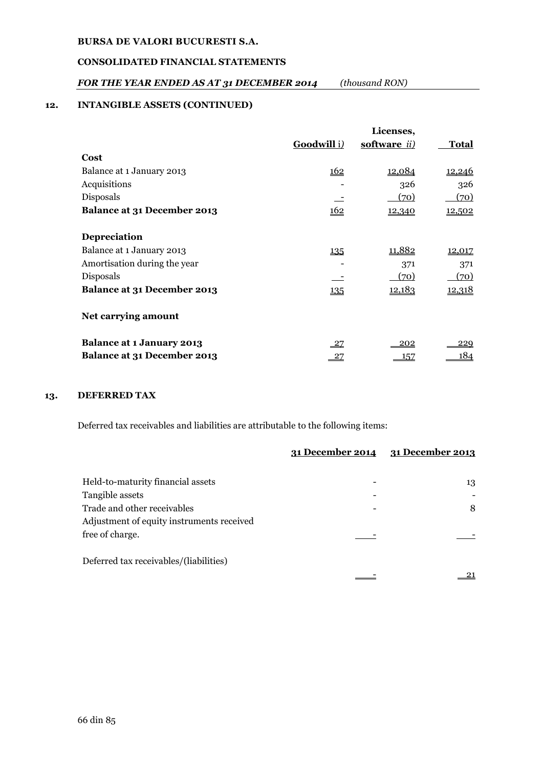**BURSA DE VALORI BUCURESTI S.A.**

**CONSOLIDATED FINANCIAL STATEMENTS**

***FOR THE YEAR ENDED AS AT 31 DECEMBER 2014*** *(thousand RON)*

## 12. INTANGIBLE ASSETS (CONTINUED)

| | Goodwill *i)* | Licenses, software *ii)* | Total |
|---|---|---|---|
| **Cost** | | | |
| Balance at 1 January 2013 | 162 | 12,084 | 12,246 |
| Acquisitions | - | 326 | 326 |
| Disposals | - | (70) | (70) |
| **Balance at 31 December 2013** | 162 | 12,340 | 12,502 |
| | | | |
| **Depreciation** | | | |
| Balance at 1 January 2013 | 135 | 11,882 | 12,017 |
| Amortisation during the year | - | 371 | 371 |
| Disposals | - | (70) | (70) |
| **Balance at 31 December 2013** | 135 | 12,183 | 12,318 |
| | | | |
| **Net carrying amount** | | | |
| | | | |
| **Balance at 1 January 2013** | 27 | 202 | 229 |
| **Balance at 31 December 2013** | 27 | 157 | 184 |

## 13. DEFERRED TAX

Deferred tax receivables and liabilities are attributable to the following items:

| | 31 December 2014 | 31 December 2013 |
|---|---|---|
| Held-to-maturity financial assets | - | 13 |
| Tangible assets | - | - |
| Trade and other receivables | - | 8 |
| Adjustment of equity instruments received free of charge. | - | - |
| | | |
| Deferred tax receivables/(liabilities) | - | 21 |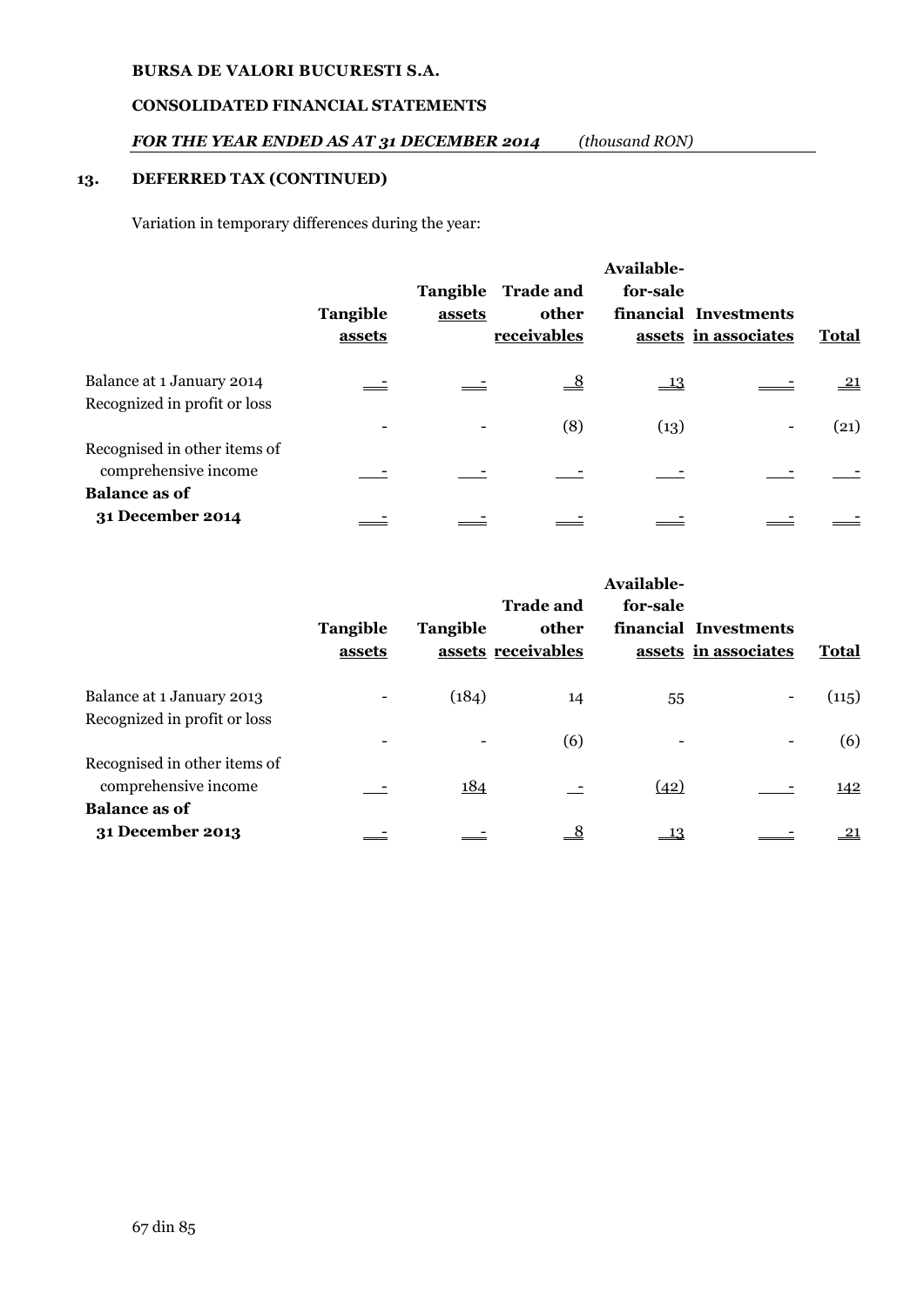## 13. DEFERRED TAX (CONTINUED)

Variation in temporary differences during the year:

| | Tangible assets | Tangible assets | Trade and other receivables | Available-for-sale financial assets | Investments in associates | Total |
|---|---|---|---|---|---|---|
| Balance at 1 January 2014 | - | - | 8 | 13 | - | 21 |
| Recognized in profit or loss | - | - | (8) | (13) | - | (21) |
| Recognised in other items of comprehensive income | - | - | - | - | - | - |
| **Balance as of 31 December 2014** | - | - | - | - | - | - |

| | Tangible assets | Tangible assets | Trade and other receivables | Available-for-sale financial assets | Investments in associates | Total |
|---|---|---|---|---|---|---|
| Balance at 1 January 2013 | - | (184) | 14 | 55 | - | (115) |
| Recognized in profit or loss | - | - | (6) | - | - | (6) |
| Recognised in other items of comprehensive income | - | 184 | - | (42) | - | 142 |
| **Balance as of 31 December 2013** | - | - | 8 | 13 | - | 21 |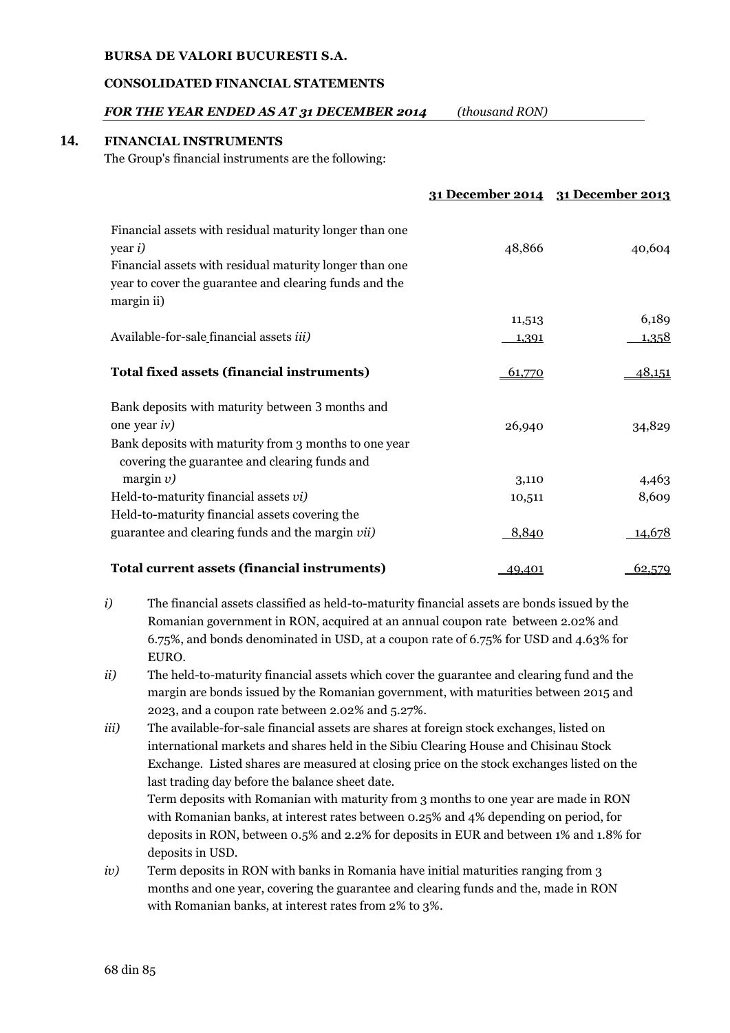## 14. FINANCIAL INSTRUMENTS

The Group's financial instruments are the following:

| | 31 December 2014 | 31 December 2013 |
|---|---|---|
| Financial assets with residual maturity longer than one year *i)* | 48,866 | 40,604 |
| Financial assets with residual maturity longer than one year to cover the guarantee and clearing funds and the margin ii) | 11,513 | 6,189 |
| Available-for-sale financial assets *iii)* | 1,391 | 1,358 |
| **Total fixed assets (financial instruments)** | 61,770 | 48,151 |
| Bank deposits with maturity between 3 months and one year *iv)* | 26,940 | 34,829 |
| Bank deposits with maturity from 3 months to one year covering the guarantee and clearing funds and margin *v)* | 3,110 | 4,463 |
| Held-to-maturity financial assets *vi)* | 10,511 | 8,609 |
| Held-to-maturity financial assets covering the guarantee and clearing funds and the margin *vii)* | 8,840 | 14,678 |
| **Total current assets (financial instruments)** | 49,401 | 62,579 |

*i)* The financial assets classified as held-to-maturity financial assets are bonds issued by the Romanian government in RON, acquired at an annual coupon rate between 2.02% and 6.75%, and bonds denominated in USD, at a coupon rate of 6.75% for USD and 4.63% for EURO.

*ii)* The held-to-maturity financial assets which cover the guarantee and clearing fund and the margin are bonds issued by the Romanian government, with maturities between 2015 and 2023, and a coupon rate between 2.02% and 5.27%.

*iii)* The available-for-sale financial assets are shares at foreign stock exchanges, listed on international markets and shares held in the Sibiu Clearing House and Chisinau Stock Exchange. Listed shares are measured at closing price on the stock exchanges listed on the last trading day before the balance sheet date.
Term deposits with Romanian with maturity from 3 months to one year are made in RON with Romanian banks, at interest rates between 0.25% and 4% depending on period, for deposits in RON, between 0.5% and 2.2% for deposits in EUR and between 1% and 1.8% for deposits in USD.

*iv)* Term deposits in RON with banks in Romania have initial maturities ranging from 3 months and one year, covering the guarantee and clearing funds and the, made in RON with Romanian banks, at interest rates from 2% to 3%.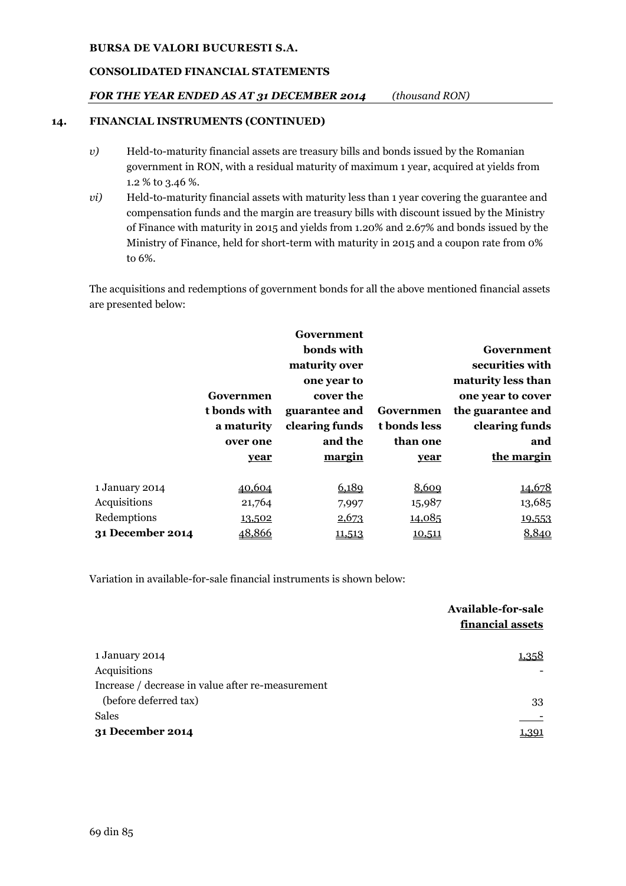## 14. FINANCIAL INSTRUMENTS (CONTINUED)

*v)* Held-to-maturity financial assets are treasury bills and bonds issued by the Romanian government in RON, with a residual maturity of maximum 1 year, acquired at yields from 1.2 % to 3.46 %.

*vi)* Held-to-maturity financial assets with maturity less than 1 year covering the guarantee and compensation funds and the margin are treasury bills with discount issued by the Ministry of Finance with maturity in 2015 and yields from 1.20% and 2.67% and bonds issued by the Ministry of Finance, held for short-term with maturity in 2015 and a coupon rate from 0% to 6%.

The acquisitions and redemptions of government bonds for all the above mentioned financial assets are presented below:

| | Government bonds with a maturity over one year | Government bonds with maturity over one year to cover the guarantee and clearing funds and the margin | Government bonds less than one year | Government securities with maturity less than one year to cover the guarantee and clearing funds and the margin |
|---|---|---|---|---|
| 1 January 2014 | 40,604 | 6,189 | 8,609 | 14,678 |
| Acquisitions | 21,764 | 7,997 | 15,987 | 13,685 |
| Redemptions | 13,502 | 2,673 | 14,085 | 19,553 |
| **31 December 2014** | 48,866 | 11,513 | 10,511 | 8,840 |

Variation in available-for-sale financial instruments is shown below:

| | Available-for-sale financial assets |
|---|---|
| 1 January 2014 | 1,358 |
| Acquisitions | - |
| Increase / decrease in value after re-measurement (before deferred tax) | 33 |
| Sales | - |
| **31 December 2014** | 1,391 |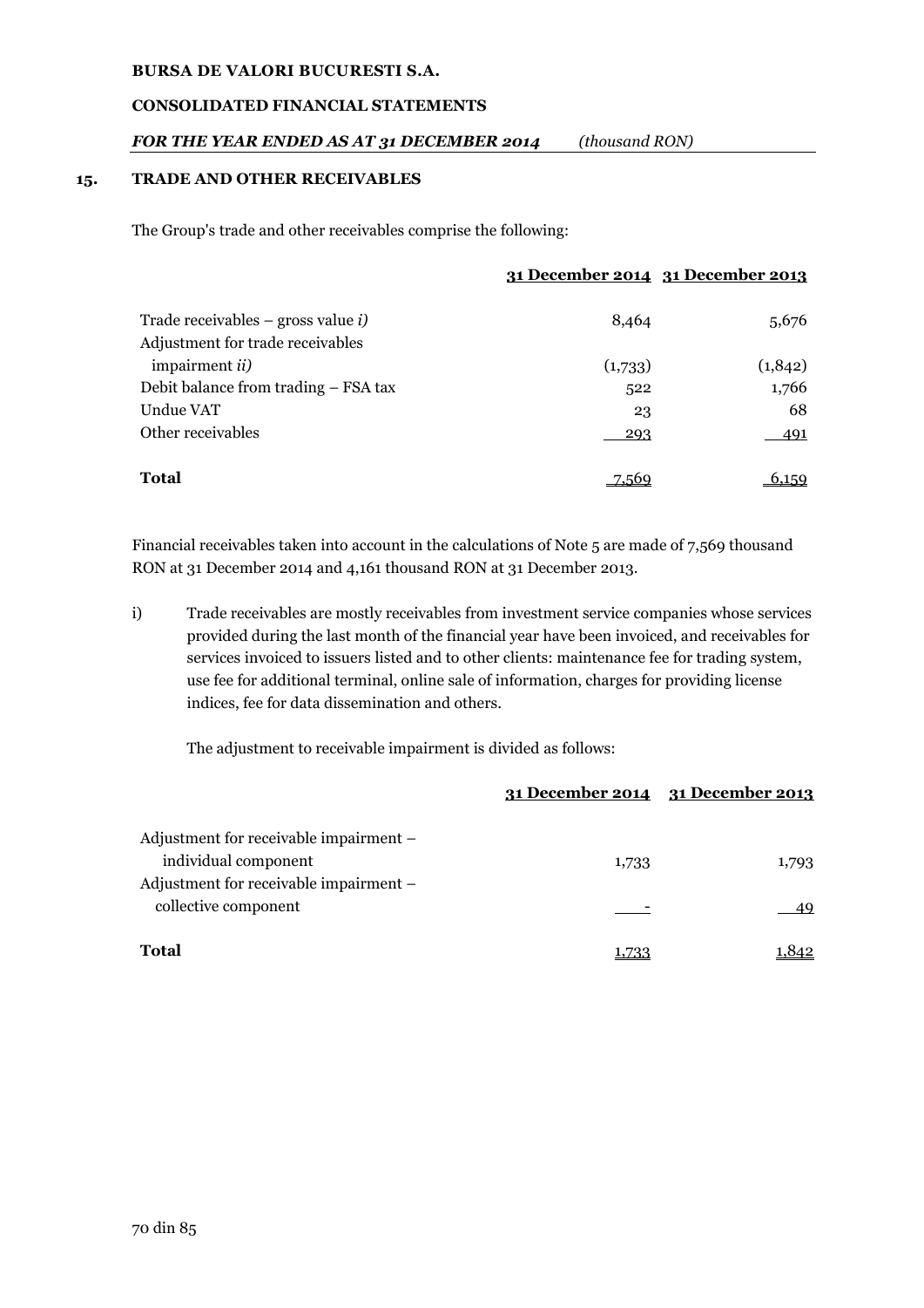## 15. TRADE AND OTHER RECEIVABLES

The Group's trade and other receivables comprise the following:

| | 31 December 2014 | 31 December 2013 |
|---|---|---|
| Trade receivables – gross value *i)* | 8,464 | 5,676 |
| Adjustment for trade receivables impairment *ii)* | (1,733) | (1,842) |
| Debit balance from trading – FSA tax | 522 | 1,766 |
| Undue VAT | 23 | 68 |
| Other receivables | 293 | 491 |
| **Total** | 7,569 | 6,159 |

Financial receivables taken into account in the calculations of Note 5 are made of 7,569 thousand RON at 31 December 2014 and 4,161 thousand RON at 31 December 2013.

i) Trade receivables are mostly receivables from investment service companies whose services provided during the last month of the financial year have been invoiced, and receivables for services invoiced to issuers listed and to other clients: maintenance fee for trading system, use fee for additional terminal, online sale of information, charges for providing license indices, fee for data dissemination and others.

The adjustment to receivable impairment is divided as follows:

| | 31 December 2014 | 31 December 2013 |
|---|---|---|
| Adjustment for receivable impairment – individual component | 1,733 | 1,793 |
| Adjustment for receivable impairment – collective component | - | 49 |
| **Total** | 1,733 | 1,842 |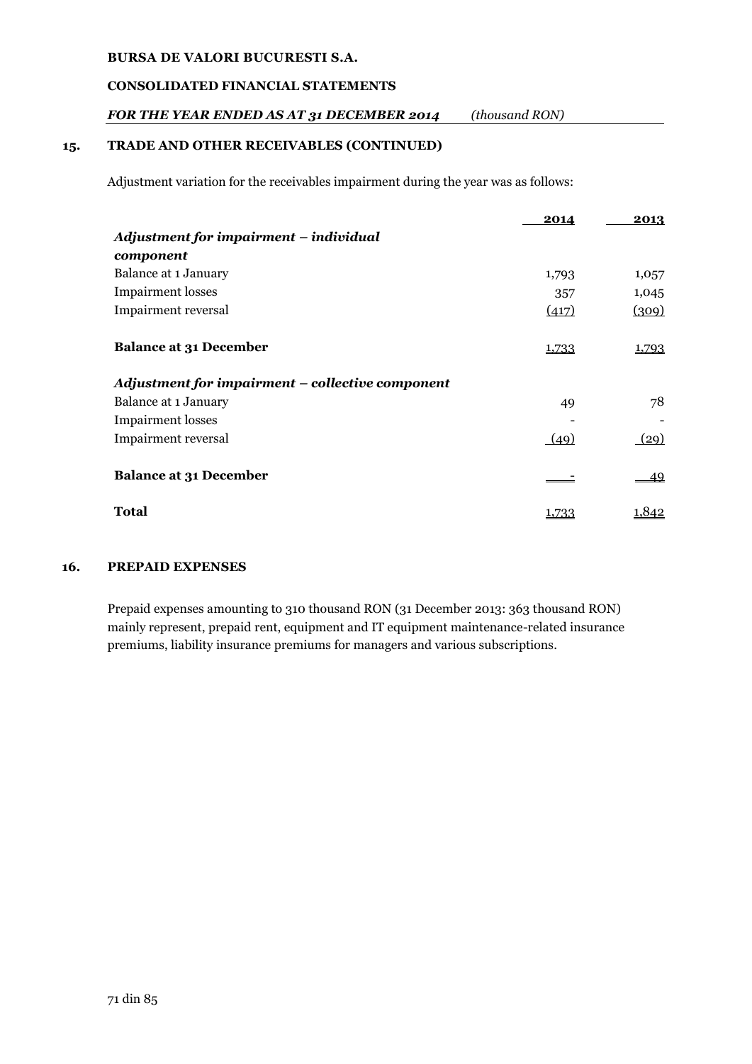## 15. TRADE AND OTHER RECEIVABLES (CONTINUED)

Adjustment variation for the receivables impairment during the year was as follows:

| | 2014 | 2013 |
|---|---|---|
| ***Adjustment for impairment – individual component*** | | |
| Balance at 1 January | 1,793 | 1,057 |
| Impairment losses | 357 | 1,045 |
| Impairment reversal | (417) | (309) |
| **Balance at 31 December** | 1,733 | 1,793 |
| ***Adjustment for impairment – collective component*** | | |
| Balance at 1 January | 49 | 78 |
| Impairment losses | - | - |
| Impairment reversal | (49) | (29) |
| **Balance at 31 December** | - | 49 |
| **Total** | 1,733 | 1,842 |

## 16. PREPAID EXPENSES

Prepaid expenses amounting to 310 thousand RON (31 December 2013: 363 thousand RON) mainly represent, prepaid rent, equipment and IT equipment maintenance-related insurance premiums, liability insurance premiums for managers and various subscriptions.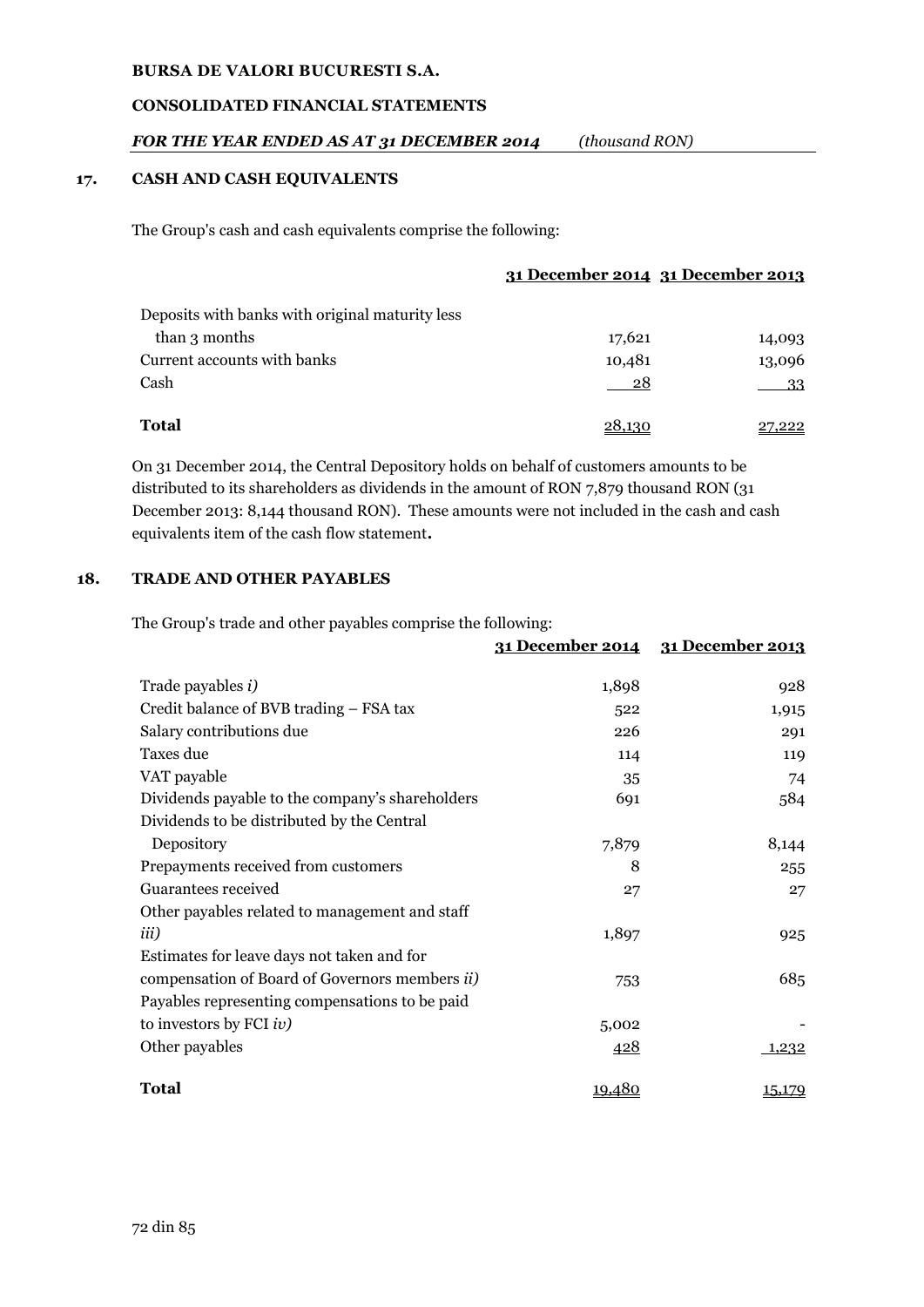## 17. CASH AND CASH EQUIVALENTS

The Group's cash and cash equivalents comprise the following:

| | 31 December 2014 | 31 December 2013 |
|---|---|---|
| Deposits with banks with original maturity less than 3 months | 17,621 | 14,093 |
| Current accounts with banks | 10,481 | 13,096 |
| Cash | 28 | 33 |
| **Total** | 28,130 | 27,222 |

On 31 December 2014, the Central Depository holds on behalf of customers amounts to be distributed to its shareholders as dividends in the amount of RON 7,879 thousand RON (31 December 2013: 8,144 thousand RON). These amounts were not included in the cash and cash equivalents item of the cash flow statement**.**

## 18. TRADE AND OTHER PAYABLES

The Group's trade and other payables comprise the following:

| | 31 December 2014 | 31 December 2013 |
|---|---|---|
| Trade payables *i)* | 1,898 | 928 |
| Credit balance of BVB trading – FSA tax | 522 | 1,915 |
| Salary contributions due | 226 | 291 |
| Taxes due | 114 | 119 |
| VAT payable | 35 | 74 |
| Dividends payable to the company's shareholders | 691 | 584 |
| Dividends to be distributed by the Central Depository | 7,879 | 8,144 |
| Prepayments received from customers | 8 | 255 |
| Guarantees received | 27 | 27 |
| Other payables related to management and staff *iii)* | 1,897 | 925 |
| Estimates for leave days not taken and for compensation of Board of Governors members *ii)* | 753 | 685 |
| Payables representing compensations to be paid to investors by FCI *iv)* | 5,002 | - |
| Other payables | 428 | 1,232 |
| **Total** | 19,480 | 15,179 |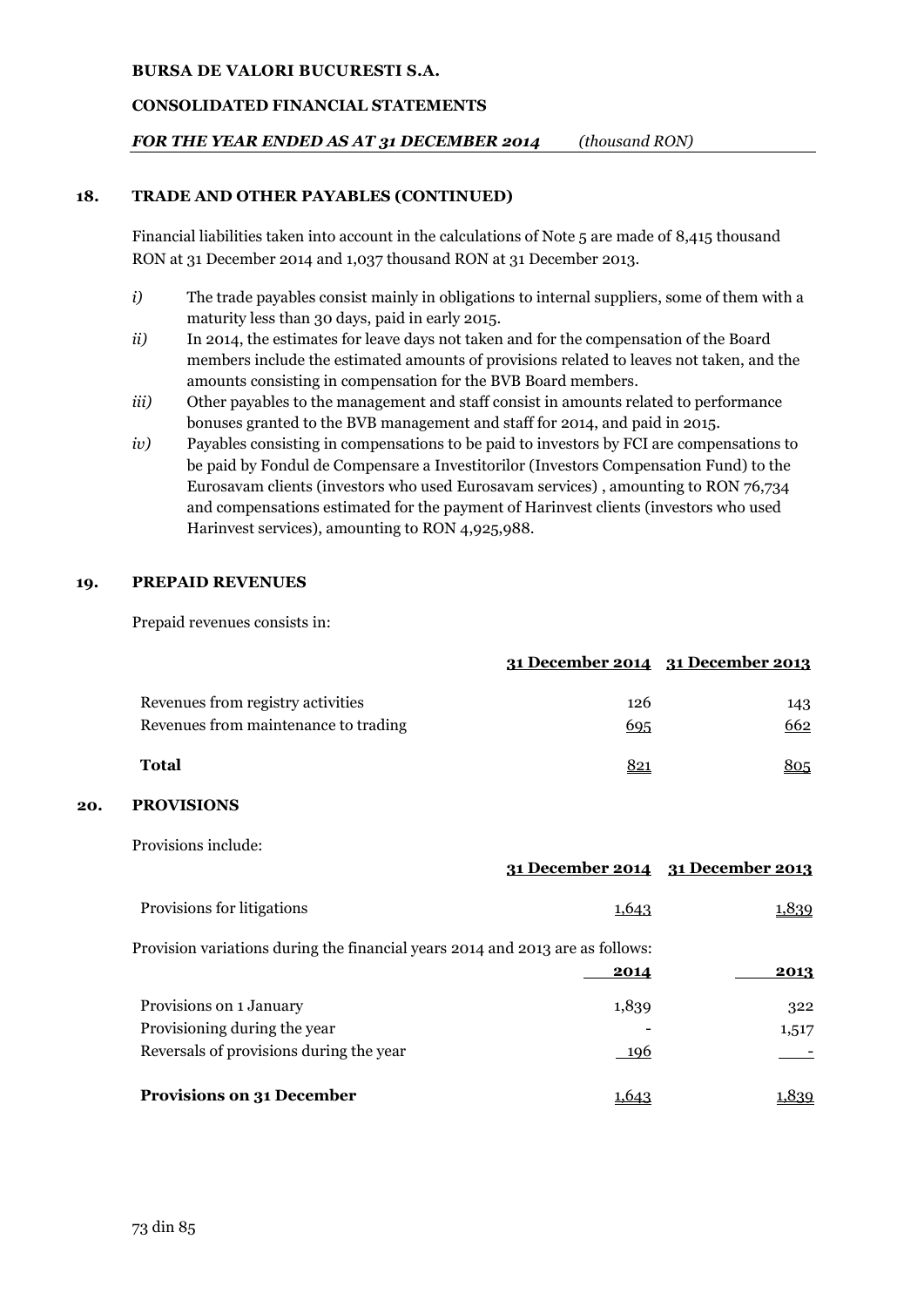## 18. TRADE AND OTHER PAYABLES (CONTINUED)

Financial liabilities taken into account in the calculations of Note 5 are made of 8,415 thousand RON at 31 December 2014 and 1,037 thousand RON at 31 December 2013.

*i)* The trade payables consist mainly in obligations to internal suppliers, some of them with a maturity less than 30 days, paid in early 2015.

*ii)* In 2014, the estimates for leave days not taken and for the compensation of the Board members include the estimated amounts of provisions related to leaves not taken, and the amounts consisting in compensation for the BVB Board members.

*iii)* Other payables to the management and staff consist in amounts related to performance bonuses granted to the BVB management and staff for 2014, and paid in 2015.

*iv)* Payables consisting in compensations to be paid to investors by FCI are compensations to be paid by Fondul de Compensare a Investitorilor (Investors Compensation Fund) to the Eurosavam clients (investors who used Eurosavam services) , amounting to RON 76,734 and compensations estimated for the payment of Harinvest clients (investors who used Harinvest services), amounting to RON 4,925,988.

## 19. PREPAID REVENUES

Prepaid revenues consists in:

| | 31 December 2014 | 31 December 2013 |
|---|---|---|
| Revenues from registry activities | 126 | 143 |
| Revenues from maintenance to trading | 695 | 662 |
| **Total** | 821 | 805 |

## 20. PROVISIONS

Provisions include:

| | 31 December 2014 | 31 December 2013 |
|---|---|---|
| Provisions for litigations | 1,643 | 1,839 |

Provision variations during the financial years 2014 and 2013 are as follows:

| | 2014 | 2013 |
|---|---|---|
| Provisions on 1 January | 1,839 | 322 |
| Provisioning during the year | - | 1,517 |
| Reversals of provisions during the year | 196 | - |
| **Provisions on 31 December** | 1,643 | 1,839 |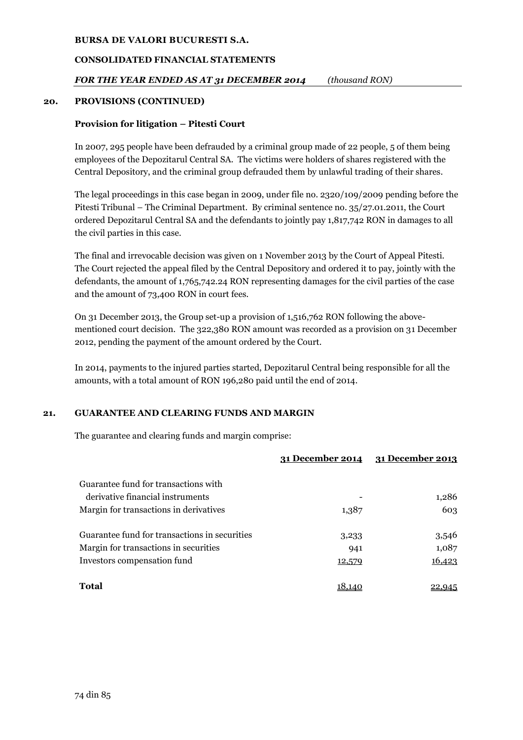## 20. PROVISIONS (CONTINUED)

### Provision for litigation – Pitesti Court

In 2007, 295 people have been defrauded by a criminal group made of 22 people, 5 of them being employees of the Depozitarul Central SA. The victims were holders of shares registered with the Central Depository, and the criminal group defrauded them by unlawful trading of their shares.

The legal proceedings in this case began in 2009, under file no. 2320/109/2009 pending before the Pitesti Tribunal – The Criminal Department. By criminal sentence no. 35/27.01.2011, the Court ordered Depozitarul Central SA and the defendants to jointly pay 1,817,742 RON in damages to all the civil parties in this case.

The final and irrevocable decision was given on 1 November 2013 by the Court of Appeal Pitesti. The Court rejected the appeal filed by the Central Depository and ordered it to pay, jointly with the defendants, the amount of 1,765,742.24 RON representing damages for the civil parties of the case and the amount of 73,400 RON in court fees.

On 31 December 2013, the Group set-up a provision of 1,516,762 RON following the above-mentioned court decision. The 322,380 RON amount was recorded as a provision on 31 December 2012, pending the payment of the amount ordered by the Court.

In 2014, payments to the injured parties started, Depozitarul Central being responsible for all the amounts, with a total amount of RON 196,280 paid until the end of 2014.

## 21. GUARANTEE AND CLEARING FUNDS AND MARGIN

The guarantee and clearing funds and margin comprise:

| | 31 December 2014 | 31 December 2013 |
|---|---|---|
| Guarantee fund for transactions with derivative financial instruments | - | 1,286 |
| Margin for transactions in derivatives | 1,387 | 603 |
| Guarantee fund for transactions in securities | 3,233 | 3,546 |
| Margin for transactions in securities | 941 | 1,087 |
| Investors compensation fund | 12,579 | 16,423 |
| **Total** | 18,140 | 22,945 |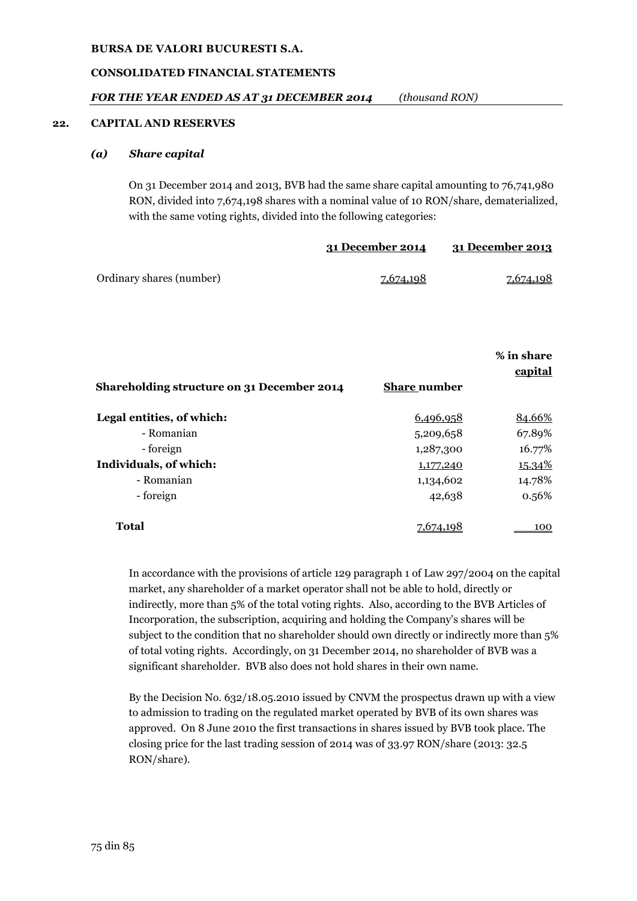## 22. CAPITAL AND RESERVES

### *(a) Share capital*

On 31 December 2014 and 2013, BVB had the same share capital amounting to 76,741,980 RON, divided into 7,674,198 shares with a nominal value of 10 RON/share, dematerialized, with the same voting rights, divided into the following categories:

| | 31 December 2014 | 31 December 2013 |
|---|---|---|
| Ordinary shares (number) | 7,674,198 | 7,674,198 |

| Shareholding structure on 31 December 2014 | Share number | % in share capital |
|---|---|---|
| **Legal entities, of which:** | 6,496,958 | 84.66% |
| - Romanian | 5,209,658 | 67.89% |
| - foreign | 1,287,300 | 16.77% |
| **Individuals, of which:** | 1,177,240 | 15.34% |
| - Romanian | 1,134,602 | 14.78% |
| - foreign | 42,638 | 0.56% |
| **Total** | 7,674,198 | 100 |

In accordance with the provisions of article 129 paragraph 1 of Law 297/2004 on the capital market, any shareholder of a market operator shall not be able to hold, directly or indirectly, more than 5% of the total voting rights. Also, according to the BVB Articles of Incorporation, the subscription, acquiring and holding the Company's shares will be subject to the condition that no shareholder should own directly or indirectly more than 5% of total voting rights. Accordingly, on 31 December 2014, no shareholder of BVB was a significant shareholder. BVB also does not hold shares in their own name.

By the Decision No. 632/18.05.2010 issued by CNVM the prospectus drawn up with a view to admission to trading on the regulated market operated by BVB of its own shares was approved. On 8 June 2010 the first transactions in shares issued by BVB took place. The closing price for the last trading session of 2014 was of 33.97 RON/share (2013: 32.5 RON/share).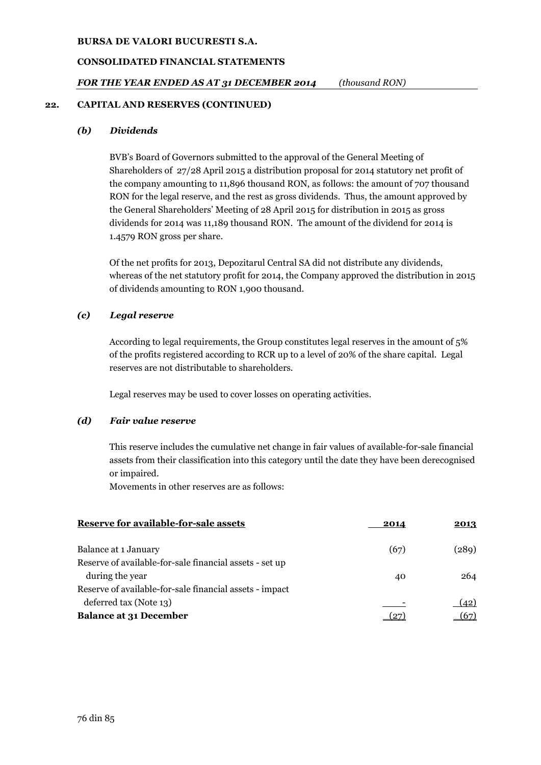## 22. CAPITAL AND RESERVES (CONTINUED)

### *(b) Dividends*

BVB's Board of Governors submitted to the approval of the General Meeting of Shareholders of 27/28 April 2015 a distribution proposal for 2014 statutory net profit of the company amounting to 11,896 thousand RON, as follows: the amount of 707 thousand RON for the legal reserve, and the rest as gross dividends. Thus, the amount approved by the General Shareholders' Meeting of 28 April 2015 for distribution in 2015 as gross dividends for 2014 was 11,189 thousand RON. The amount of the dividend for 2014 is 1.4579 RON gross per share.

Of the net profits for 2013, Depozitarul Central SA did not distribute any dividends, whereas of the net statutory profit for 2014, the Company approved the distribution in 2015 of dividends amounting to RON 1,900 thousand.

### *(c) Legal reserve*

According to legal requirements, the Group constitutes legal reserves in the amount of 5% of the profits registered according to RCR up to a level of 20% of the share capital. Legal reserves are not distributable to shareholders.

Legal reserves may be used to cover losses on operating activities.

### *(d) Fair value reserve*

This reserve includes the cumulative net change in fair values of available-for-sale financial assets from their classification into this category until the date they have been derecognised or impaired.
Movements in other reserves are as follows:

| Reserve for available-for-sale assets | 2014 | 2013 |
|---|---|---|
| Balance at 1 January | (67) | (289) |
| Reserve of available-for-sale financial assets - set up during the year | 40 | 264 |
| Reserve of available-for-sale financial assets - impact deferred tax (Note 13) | - | (42) |
| **Balance at 31 December** | (27) | (67) |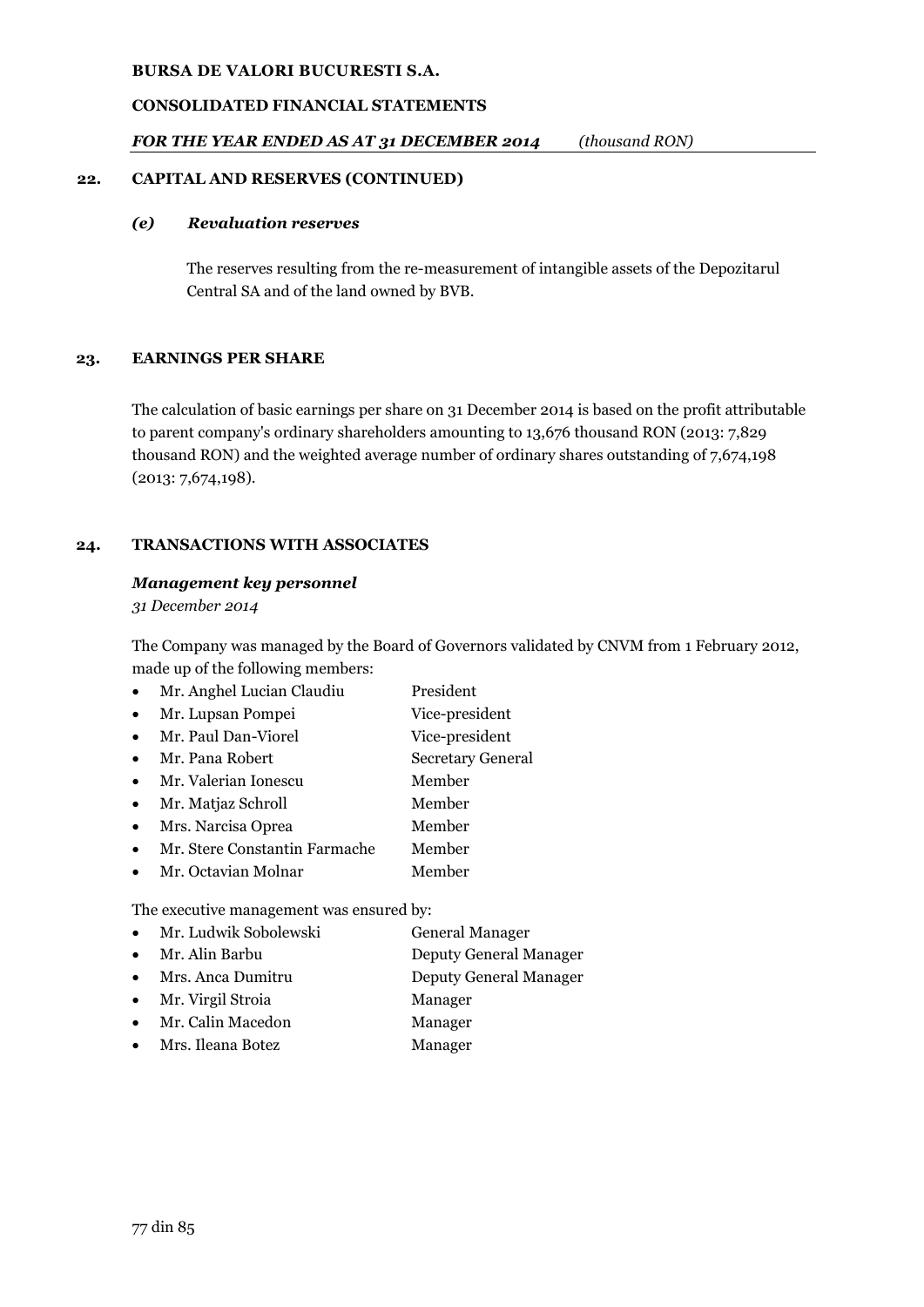## 22. CAPITAL AND RESERVES (CONTINUED)

### *(e) Revaluation reserves*

The reserves resulting from the re-measurement of intangible assets of the Depozitarul Central SA and of the land owned by BVB.

## 23. EARNINGS PER SHARE

The calculation of basic earnings per share on 31 December 2014 is based on the profit attributable to parent company's ordinary shareholders amounting to 13,676 thousand RON (2013: 7,829 thousand RON) and the weighted average number of ordinary shares outstanding of 7,674,198 (2013: 7,674,198).

## 24. TRANSACTIONS WITH ASSOCIATES

### *Management key personnel*

*31 December 2014*

The Company was managed by the Board of Governors validated by CNVM from 1 February 2012, made up of the following members:

- Mr. Anghel Lucian Claudiu — President
- Mr. Lupsan Pompei — Vice-president
- Mr. Paul Dan-Viorel — Vice-president
- Mr. Pana Robert — Secretary General
- Mr. Valerian Ionescu — Member
- Mr. Matjaz Schroll — Member
- Mrs. Narcisa Oprea — Member
- Mr. Stere Constantin Farmache — Member
- Mr. Octavian Molnar — Member

The executive management was ensured by:

- Mr. Ludwik Sobolewski — General Manager
- Mr. Alin Barbu — Deputy General Manager
- Mrs. Anca Dumitru — Deputy General Manager
- Mr. Virgil Stroia — Manager
- Mr. Calin Macedon — Manager
- Mrs. Ileana Botez — Manager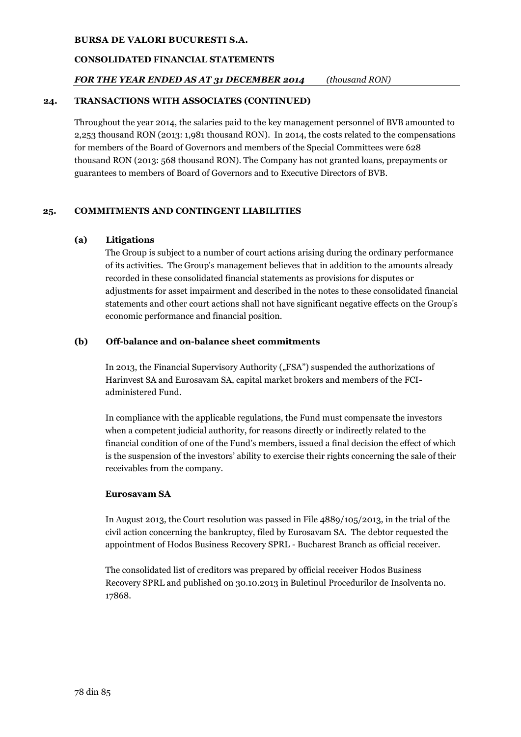## 24. TRANSACTIONS WITH ASSOCIATES (CONTINUED)

Throughout the year 2014, the salaries paid to the key management personnel of BVB amounted to 2,253 thousand RON (2013: 1,981 thousand RON). In 2014, the costs related to the compensations for members of the Board of Governors and members of the Special Committees were 628 thousand RON (2013: 568 thousand RON). The Company has not granted loans, prepayments or guarantees to members of Board of Governors and to Executive Directors of BVB.

## 25. COMMITMENTS AND CONTINGENT LIABILITIES

### (a) Litigations

The Group is subject to a number of court actions arising during the ordinary performance of its activities. The Group's management believes that in addition to the amounts already recorded in these consolidated financial statements as provisions for disputes or adjustments for asset impairment and described in the notes to these consolidated financial statements and other court actions shall not have significant negative effects on the Group's economic performance and financial position.

### (b) Off-balance and on-balance sheet commitments

In 2013, the Financial Supervisory Authority („FSA") suspended the authorizations of Harinvest SA and Eurosavam SA, capital market brokers and members of the FCI-administered Fund.

In compliance with the applicable regulations, the Fund must compensate the investors when a competent judicial authority, for reasons directly or indirectly related to the financial condition of one of the Fund's members, issued a final decision the effect of which is the suspension of the investors' ability to exercise their rights concerning the sale of their receivables from the company.

**Eurosavam SA**

In August 2013, the Court resolution was passed in File 4889/105/2013, in the trial of the civil action concerning the bankruptcy, filed by Eurosavam SA. The debtor requested the appointment of Hodos Business Recovery SPRL - Bucharest Branch as official receiver.

The consolidated list of creditors was prepared by official receiver Hodos Business Recovery SPRL and published on 30.10.2013 in Buletinul Procedurilor de Insolventa no. 17868.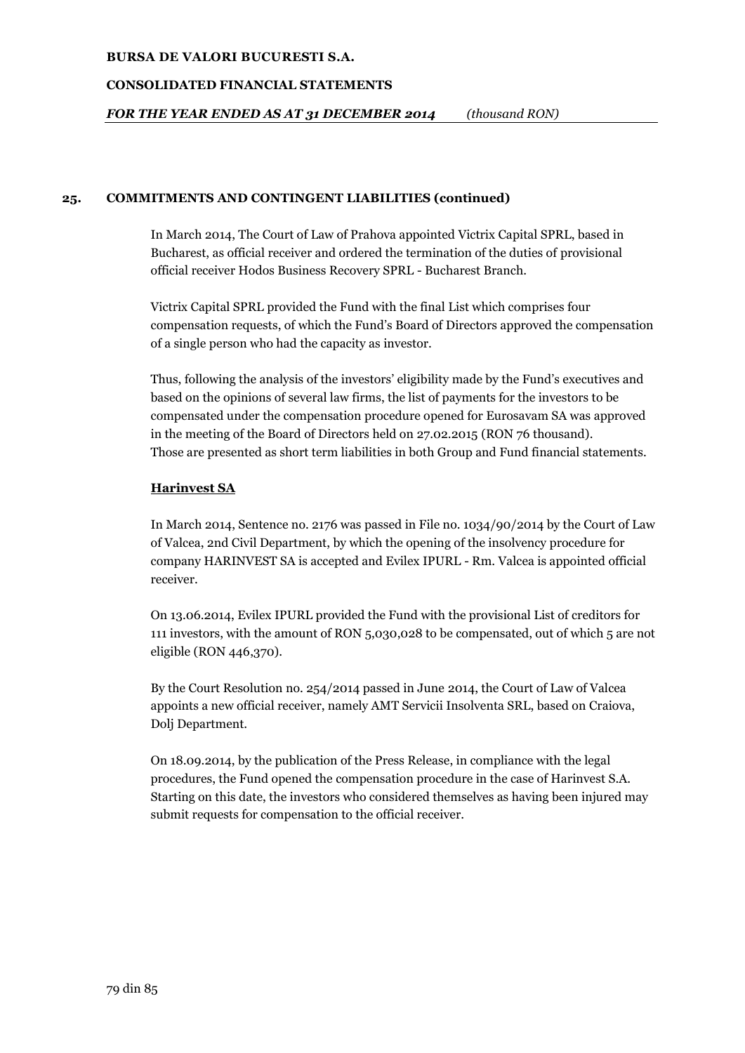## 25. COMMITMENTS AND CONTINGENT LIABILITIES (continued)

In March 2014, The Court of Law of Prahova appointed Victrix Capital SPRL, based in Bucharest, as official receiver and ordered the termination of the duties of provisional official receiver Hodos Business Recovery SPRL - Bucharest Branch.

Victrix Capital SPRL provided the Fund with the final List which comprises four compensation requests, of which the Fund's Board of Directors approved the compensation of a single person who had the capacity as investor.

Thus, following the analysis of the investors' eligibility made by the Fund's executives and based on the opinions of several law firms, the list of payments for the investors to be compensated under the compensation procedure opened for Eurosavam SA was approved in the meeting of the Board of Directors held on 27.02.2015 (RON 76 thousand). Those are presented as short term liabilities in both Group and Fund financial statements.

**Harinvest SA**

In March 2014, Sentence no. 2176 was passed in File no. 1034/90/2014 by the Court of Law of Valcea, 2nd Civil Department, by which the opening of the insolvency procedure for company HARINVEST SA is accepted and Evilex IPURL - Rm. Valcea is appointed official receiver.

On 13.06.2014, Evilex IPURL provided the Fund with the provisional List of creditors for 111 investors, with the amount of RON 5,030,028 to be compensated, out of which 5 are not eligible (RON 446,370).

By the Court Resolution no. 254/2014 passed in June 2014, the Court of Law of Valcea appoints a new official receiver, namely AMT Servicii Insolventa SRL, based on Craiova, Dolj Department.

On 18.09.2014, by the publication of the Press Release, in compliance with the legal procedures, the Fund opened the compensation procedure in the case of Harinvest S.A. Starting on this date, the investors who considered themselves as having been injured may submit requests for compensation to the official receiver.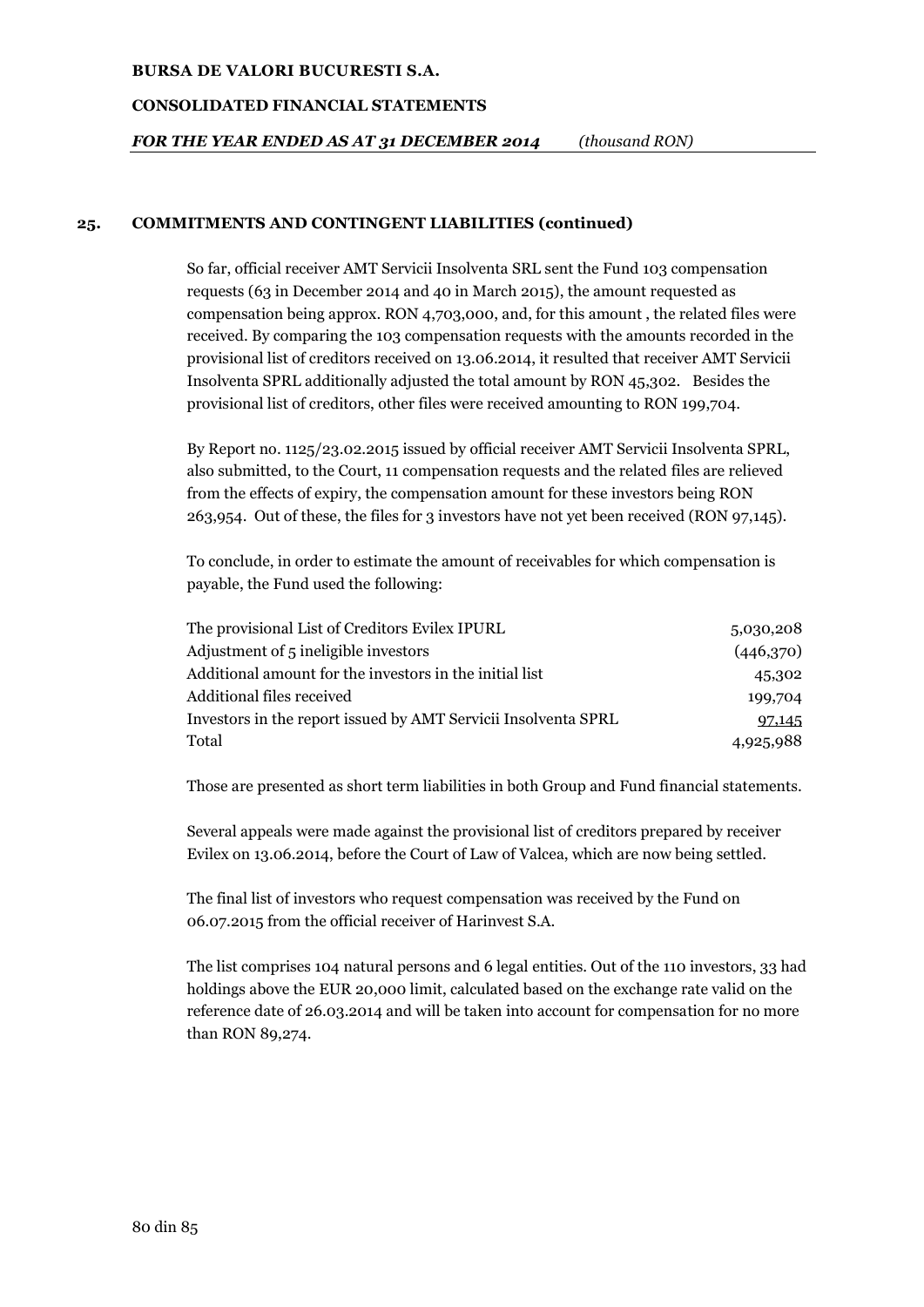## 25. COMMITMENTS AND CONTINGENT LIABILITIES (continued)

So far, official receiver AMT Servicii Insolventa SRL sent the Fund 103 compensation requests (63 in December 2014 and 40 in March 2015), the amount requested as compensation being approx. RON 4,703,000, and, for this amount , the related files were received. By comparing the 103 compensation requests with the amounts recorded in the provisional list of creditors received on 13.06.2014, it resulted that receiver AMT Servicii Insolventa SPRL additionally adjusted the total amount by RON 45,302. Besides the provisional list of creditors, other files were received amounting to RON 199,704.

By Report no. 1125/23.02.2015 issued by official receiver AMT Servicii Insolventa SPRL, also submitted, to the Court, 11 compensation requests and the related files are relieved from the effects of expiry, the compensation amount for these investors being RON 263,954. Out of these, the files for 3 investors have not yet been received (RON 97,145).

To conclude, in order to estimate the amount of receivables for which compensation is payable, the Fund used the following:

| | |
|---|---|
| The provisional List of Creditors Evilex IPURL | 5,030,208 |
| Adjustment of 5 ineligible investors | (446,370) |
| Additional amount for the investors in the initial list | 45,302 |
| Additional files received | 199,704 |
| Investors in the report issued by AMT Servicii Insolventa SPRL | 97,145 |
| Total | 4,925,988 |

Those are presented as short term liabilities in both Group and Fund financial statements.

Several appeals were made against the provisional list of creditors prepared by receiver Evilex on 13.06.2014, before the Court of Law of Valcea, which are now being settled.

The final list of investors who request compensation was received by the Fund on 06.07.2015 from the official receiver of Harinvest S.A.

The list comprises 104 natural persons and 6 legal entities. Out of the 110 investors, 33 had holdings above the EUR 20,000 limit, calculated based on the exchange rate valid on the reference date of 26.03.2014 and will be taken into account for compensation for no more than RON 89,274.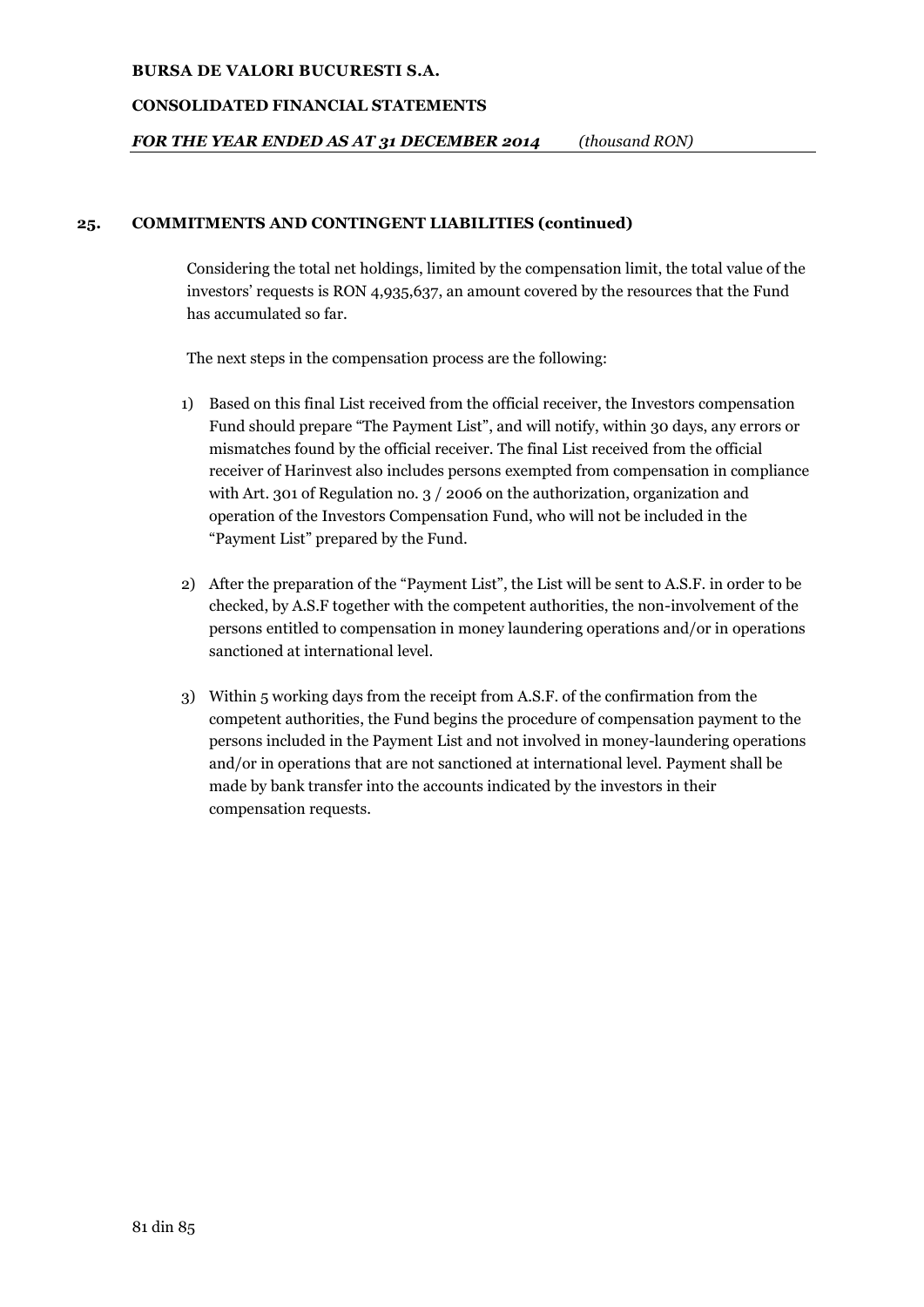## 25. COMMITMENTS AND CONTINGENT LIABILITIES (continued)

Considering the total net holdings, limited by the compensation limit, the total value of the investors' requests is RON 4,935,637, an amount covered by the resources that the Fund has accumulated so far.

The next steps in the compensation process are the following:

1) Based on this final List received from the official receiver, the Investors compensation Fund should prepare "The Payment List", and will notify, within 30 days, any errors or mismatches found by the official receiver. The final List received from the official receiver of Harinvest also includes persons exempted from compensation in compliance with Art. 301 of Regulation no. 3 / 2006 on the authorization, organization and operation of the Investors Compensation Fund, who will not be included in the "Payment List" prepared by the Fund.

2) After the preparation of the "Payment List", the List will be sent to A.S.F. in order to be checked, by A.S.F together with the competent authorities, the non-involvement of the persons entitled to compensation in money laundering operations and/or in operations sanctioned at international level.

3) Within 5 working days from the receipt from A.S.F. of the confirmation from the competent authorities, the Fund begins the procedure of compensation payment to the persons included in the Payment List and not involved in money-laundering operations and/or in operations that are not sanctioned at international level. Payment shall be made by bank transfer into the accounts indicated by the investors in their compensation requests.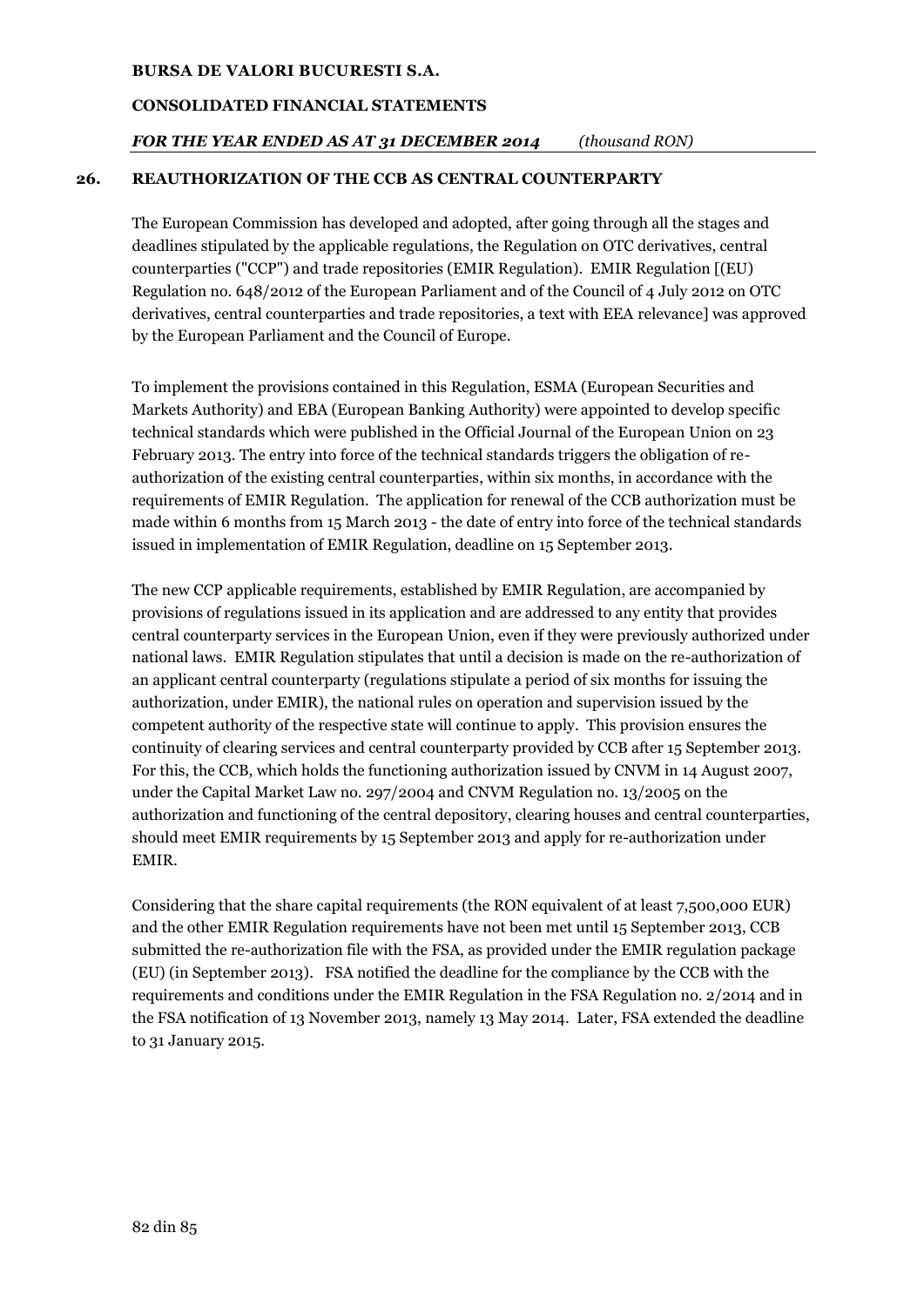## 26. REAUTHORIZATION OF THE CCB AS CENTRAL COUNTERPARTY

The European Commission has developed and adopted, after going through all the stages and deadlines stipulated by the applicable regulations, the Regulation on OTC derivatives, central counterparties ("CCP") and trade repositories (EMIR Regulation). EMIR Regulation [(EU) Regulation no. 648/2012 of the European Parliament and of the Council of 4 July 2012 on OTC derivatives, central counterparties and trade repositories, a text with EEA relevance] was approved by the European Parliament and the Council of Europe.

To implement the provisions contained in this Regulation, ESMA (European Securities and Markets Authority) and EBA (European Banking Authority) were appointed to develop specific technical standards which were published in the Official Journal of the European Union on 23 February 2013. The entry into force of the technical standards triggers the obligation of re-authorization of the existing central counterparties, within six months, in accordance with the requirements of EMIR Regulation. The application for renewal of the CCB authorization must be made within 6 months from 15 March 2013 - the date of entry into force of the technical standards issued in implementation of EMIR Regulation, deadline on 15 September 2013.

The new CCP applicable requirements, established by EMIR Regulation, are accompanied by provisions of regulations issued in its application and are addressed to any entity that provides central counterparty services in the European Union, even if they were previously authorized under national laws. EMIR Regulation stipulates that until a decision is made on the re-authorization of an applicant central counterparty (regulations stipulate a period of six months for issuing the authorization, under EMIR), the national rules on operation and supervision issued by the competent authority of the respective state will continue to apply. This provision ensures the continuity of clearing services and central counterparty provided by CCB after 15 September 2013. For this, the CCB, which holds the functioning authorization issued by CNVM in 14 August 2007, under the Capital Market Law no. 297/2004 and CNVM Regulation no. 13/2005 on the authorization and functioning of the central depository, clearing houses and central counterparties, should meet EMIR requirements by 15 September 2013 and apply for re-authorization under EMIR.

Considering that the share capital requirements (the RON equivalent of at least 7,500,000 EUR) and the other EMIR Regulation requirements have not been met until 15 September 2013, CCB submitted the re-authorization file with the FSA, as provided under the EMIR regulation package (EU) (in September 2013). FSA notified the deadline for the compliance by the CCB with the requirements and conditions under the EMIR Regulation in the FSA Regulation no. 2/2014 and in the FSA notification of 13 November 2013, namely 13 May 2014. Later, FSA extended the deadline to 31 January 2015.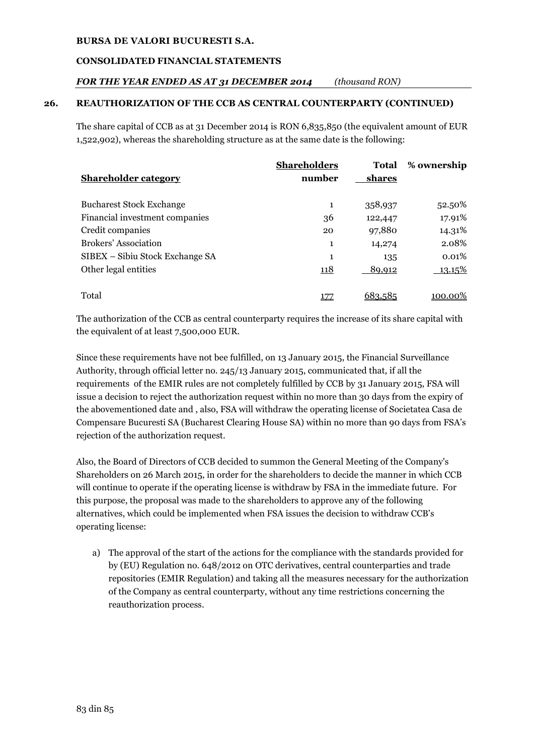## 26. REAUTHORIZATION OF THE CCB AS CENTRAL COUNTERPARTY (CONTINUED)

The share capital of CCB as at 31 December 2014 is RON 6,835,850 (the equivalent amount of EUR 1,522,902), whereas the shareholding structure as at the same date is the following:

| Shareholder category | Shareholders number | Total shares | % ownership |
|---|---|---|---|
| Bucharest Stock Exchange | 1 | 358,937 | 52.50% |
| Financial investment companies | 36 | 122,447 | 17.91% |
| Credit companies | 20 | 97,880 | 14.31% |
| Brokers' Association | 1 | 14,274 | 2.08% |
| SIBEX – Sibiu Stock Exchange SA | 1 | 135 | 0.01% |
| Other legal entities | 118 | 89,912 | 13.15% |
| Total | 177 | 683,585 | 100.00% |

The authorization of the CCB as central counterparty requires the increase of its share capital with the equivalent of at least 7,500,000 EUR.

Since these requirements have not bee fulfilled, on 13 January 2015, the Financial Surveillance Authority, through official letter no. 245/13 January 2015, communicated that, if all the requirements of the EMIR rules are not completely fulfilled by CCB by 31 January 2015, FSA will issue a decision to reject the authorization request within no more than 30 days from the expiry of the abovementioned date and , also, FSA will withdraw the operating license of Societatea Casa de Compensare Bucuresti SA (Bucharest Clearing House SA) within no more than 90 days from FSA's rejection of the authorization request.

Also, the Board of Directors of CCB decided to summon the General Meeting of the Company's Shareholders on 26 March 2015, in order for the shareholders to decide the manner in which CCB will continue to operate if the operating license is withdraw by FSA in the immediate future. For this purpose, the proposal was made to the shareholders to approve any of the following alternatives, which could be implemented when FSA issues the decision to withdraw CCB's operating license:

a) The approval of the start of the actions for the compliance with the standards provided for by (EU) Regulation no. 648/2012 on OTC derivatives, central counterparties and trade repositories (EMIR Regulation) and taking all the measures necessary for the authorization of the Company as central counterparty, without any time restrictions concerning the reauthorization process.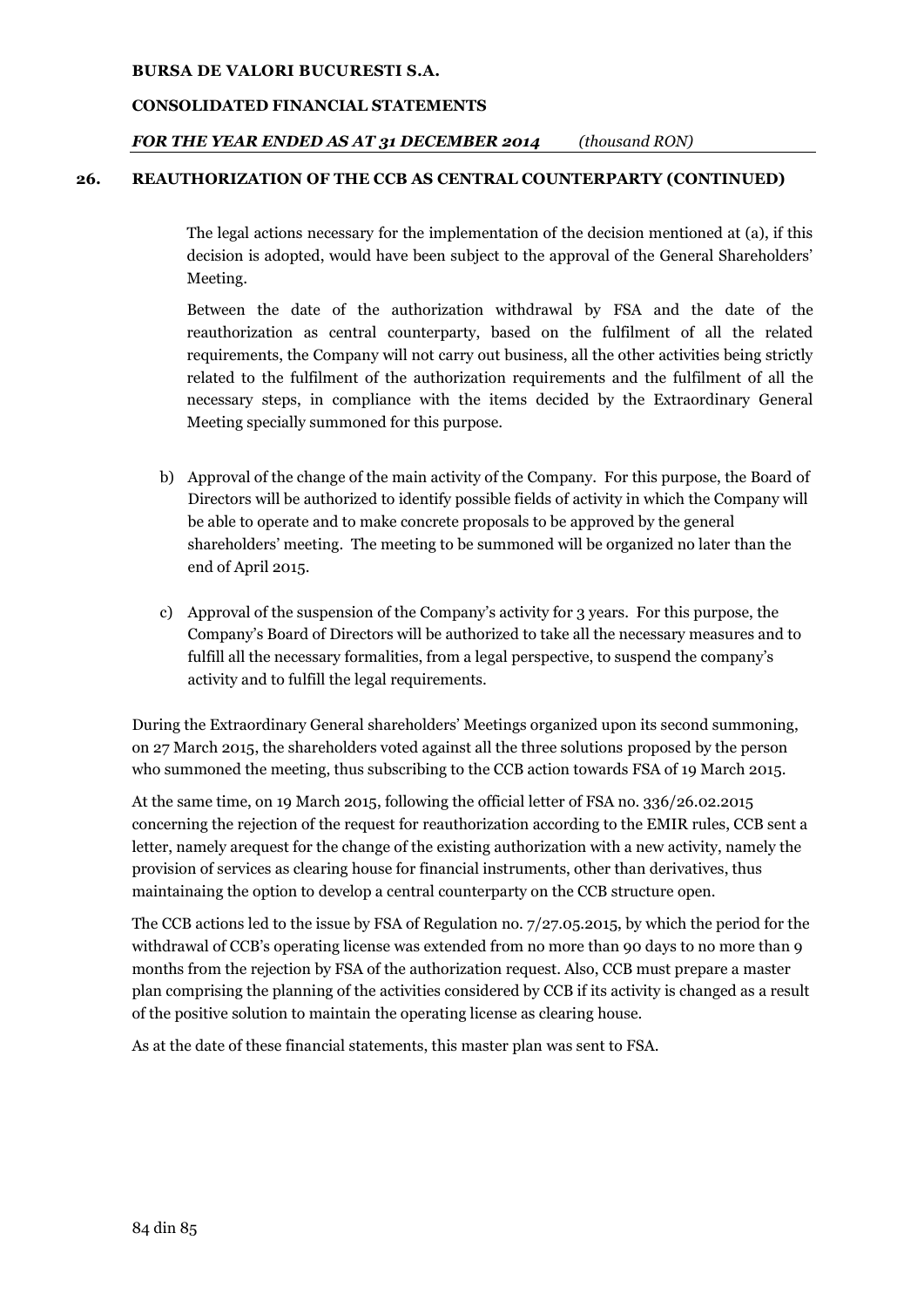## 26. REAUTHORIZATION OF THE CCB AS CENTRAL COUNTERPARTY (CONTINUED)

The legal actions necessary for the implementation of the decision mentioned at (a), if this decision is adopted, would have been subject to the approval of the General Shareholders' Meeting.

Between the date of the authorization withdrawal by FSA and the date of the reauthorization as central counterparty, based on the fulfilment of all the related requirements, the Company will not carry out business, all the other activities being strictly related to the fulfilment of the authorization requirements and the fulfilment of all the necessary steps, in compliance with the items decided by the Extraordinary General Meeting specially summoned for this purpose.

b) Approval of the change of the main activity of the Company. For this purpose, the Board of Directors will be authorized to identify possible fields of activity in which the Company will be able to operate and to make concrete proposals to be approved by the general shareholders' meeting. The meeting to be summoned will be organized no later than the end of April 2015.

c) Approval of the suspension of the Company's activity for 3 years. For this purpose, the Company's Board of Directors will be authorized to take all the necessary measures and to fulfill all the necessary formalities, from a legal perspective, to suspend the company's activity and to fulfill the legal requirements.

During the Extraordinary General shareholders' Meetings organized upon its second summoning, on 27 March 2015, the shareholders voted against all the three solutions proposed by the person who summoned the meeting, thus subscribing to the CCB action towards FSA of 19 March 2015.

At the same time, on 19 March 2015, following the official letter of FSA no. 336/26.02.2015 concerning the rejection of the request for reauthorization according to the EMIR rules, CCB sent a letter, namely arequest for the change of the existing authorization with a new activity, namely the provision of services as clearing house for financial instruments, other than derivatives, thus maintainaing the option to develop a central counterparty on the CCB structure open.

The CCB actions led to the issue by FSA of Regulation no. 7/27.05.2015, by which the period for the withdrawal of CCB's operating license was extended from no more than 90 days to no more than 9 months from the rejection by FSA of the authorization request. Also, CCB must prepare a master plan comprising the planning of the activities considered by CCB if its activity is changed as a result of the positive solution to maintain the operating license as clearing house.

As at the date of these financial statements, this master plan was sent to FSA.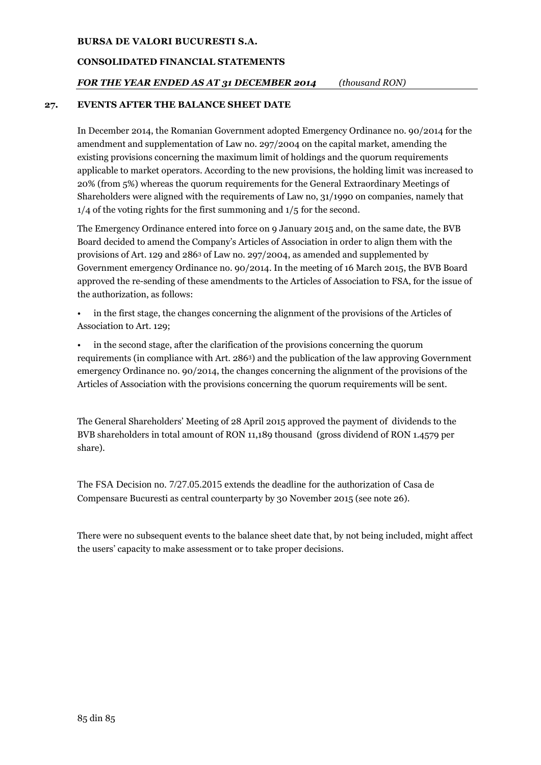## 27. EVENTS AFTER THE BALANCE SHEET DATE

In December 2014, the Romanian Government adopted Emergency Ordinance no. 90/2014 for the amendment and supplementation of Law no. 297/2004 on the capital market, amending the existing provisions concerning the maximum limit of holdings and the quorum requirements applicable to market operators. According to the new provisions, the holding limit was increased to 20% (from 5%) whereas the quorum requirements for the General Extraordinary Meetings of Shareholders were aligned with the requirements of Law no, 31/1990 on companies, namely that 1/4 of the voting rights for the first summoning and 1/5 for the second.

The Emergency Ordinance entered into force on 9 January 2015 and, on the same date, the BVB Board decided to amend the Company's Articles of Association in order to align them with the provisions of Art. 129 and 286[3] of Law no. 297/2004, as amended and supplemented by Government emergency Ordinance no. 90/2014. In the meeting of 16 March 2015, the BVB Board approved the re-sending of these amendments to the Articles of Association to FSA, for the issue of the authorization, as follows:

- in the first stage, the changes concerning the alignment of the provisions of the Articles of Association to Art. 129;
- in the second stage, after the clarification of the provisions concerning the quorum requirements (in compliance with Art. 286[3]) and the publication of the law approving Government emergency Ordinance no. 90/2014, the changes concerning the alignment of the provisions of the Articles of Association with the provisions concerning the quorum requirements will be sent.

The General Shareholders' Meeting of 28 April 2015 approved the payment of dividends to the BVB shareholders in total amount of RON 11,189 thousand (gross dividend of RON 1.4579 per share).

The FSA Decision no. 7/27.05.2015 extends the deadline for the authorization of Casa de Compensare Bucuresti as central counterparty by 30 November 2015 (see note 26).

There were no subsequent events to the balance sheet date that, by not being included, might affect the users' capacity to make assessment or to take proper decisions.